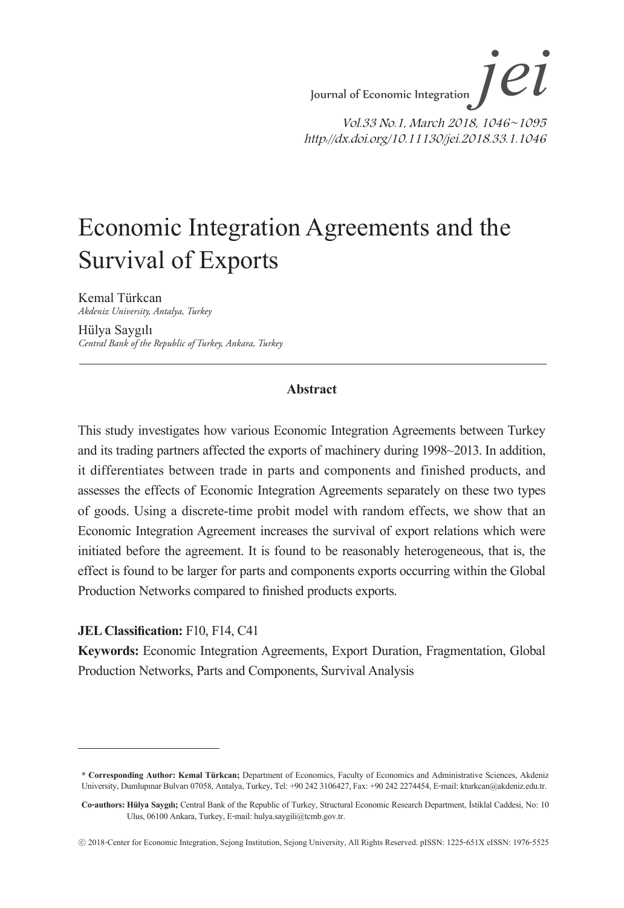# Economic Integration Agreements and the Survival of Exports

Kemal Türkcan
*Akdeniz University, Antalya, Turkey*

Hülya Saygılı
*Central Bank of the Republic of Turkey, Ankara, Turkey*

---

### Abstract

This study investigates how various Economic Integration Agreements between Turkey and its trading partners affected the exports of machinery during 1998~2013. In addition, it differentiates between trade in parts and components and finished products, and assesses the effects of Economic Integration Agreements separately on these two types of goods. Using a discrete-time probit model with random effects, we show that an Economic Integration Agreement increases the survival of export relations which were initiated before the agreement. It is found to be reasonably heterogeneous, that is, the effect is found to be larger for parts and components exports occurring within the Global Production Networks compared to finished products exports.

**JEL Classification:** F10, F14, C41

**Keywords:** Economic Integration Agreements, Export Duration, Fragmentation, Global Production Networks, Parts and Components, Survival Analysis

---

**\* Corresponding Author: Kemal Türkcan;** Department of Economics, Faculty of Economics and Administrative Sciences, Akdeniz University, Dumlupınar Bulvarı 07058, Antalya, Turkey, Tel: +90 242 3106427, Fax: +90 242 2274454, E-mail: kturkcan@akdeniz.edu.tr.

**Co-authors: Hülya Saygılı;** Central Bank of the Republic of Turkey, Structural Economic Research Department, İstiklal Caddesi, No: 10 Ulus, 06100 Ankara, Turkey, E-mail: hulya.saygili@tcmb.gov.tr.

ⓒ 2018-Center for Economic Integration, Sejong Institution, Sejong University, All Rights Reserved. pISSN: 1225-651X eISSN: 1976-5525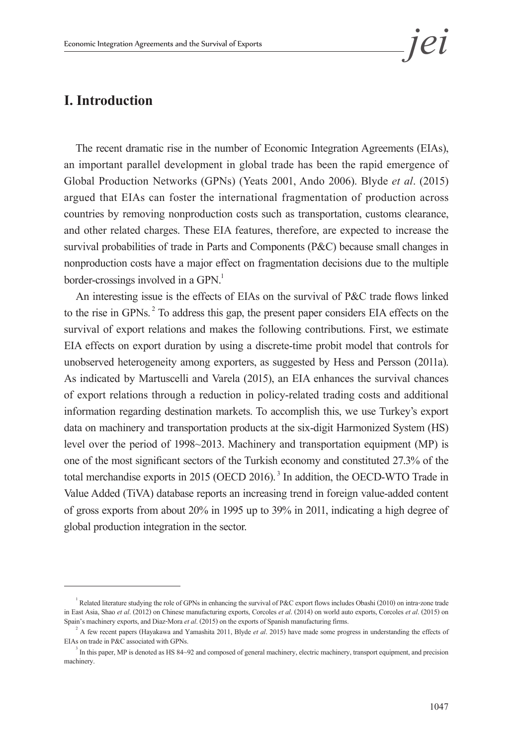# I. Introduction

The recent dramatic rise in the number of Economic Integration Agreements (EIAs), an important parallel development in global trade has been the rapid emergence of Global Production Networks (GPNs) (Yeats 2001, Ando 2006). Blyde *et al*. (2015) argued that EIAs can foster the international fragmentation of production across countries by removing nonproduction costs such as transportation, customs clearance, and other related charges. These EIA features, therefore, are expected to increase the survival probabilities of trade in Parts and Components (P&C) because small changes in nonproduction costs have a major effect on fragmentation decisions due to the multiple border-crossings involved in a GPN.[1]

An interesting issue is the effects of EIAs on the survival of P&C trade flows linked to the rise in GPNs.[2] To address this gap, the present paper considers EIA effects on the survival of export relations and makes the following contributions. First, we estimate EIA effects on export duration by using a discrete-time probit model that controls for unobserved heterogeneity among exporters, as suggested by Hess and Persson (2011a). As indicated by Martuscelli and Varela (2015), an EIA enhances the survival chances of export relations through a reduction in policy-related trading costs and additional information regarding destination markets. To accomplish this, we use Turkey's export data on machinery and transportation products at the six-digit Harmonized System (HS) level over the period of 1998~2013. Machinery and transportation equipment (MP) is one of the most significant sectors of the Turkish economy and constituted 27.3% of the total merchandise exports in 2015 (OECD 2016).[3] In addition, the OECD-WTO Trade in Value Added (TiVA) database reports an increasing trend in foreign value-added content of gross exports from about 20% in 1995 up to 39% in 2011, indicating a high degree of global production integration in the sector.

---

[1] Related literature studying the role of GPNs in enhancing the survival of P&C export flows includes Obashi (2010) on intra-zone trade in East Asia, Shao *et al*. (2012) on Chinese manufacturing exports, Corcoles *et al*. (2014) on world auto exports, Corcoles *et al*. (2015) on Spain's machinery exports, and Diaz-Mora *et al*. (2015) on the exports of Spanish manufacturing firms.

[2] A few recent papers (Hayakawa and Yamashita 2011, Blyde *et al*. 2015) have made some progress in understanding the effects of EIAs on trade in P&C associated with GPNs.

[3] In this paper, MP is denoted as HS 84~92 and composed of general machinery, electric machinery, transport equipment, and precision machinery.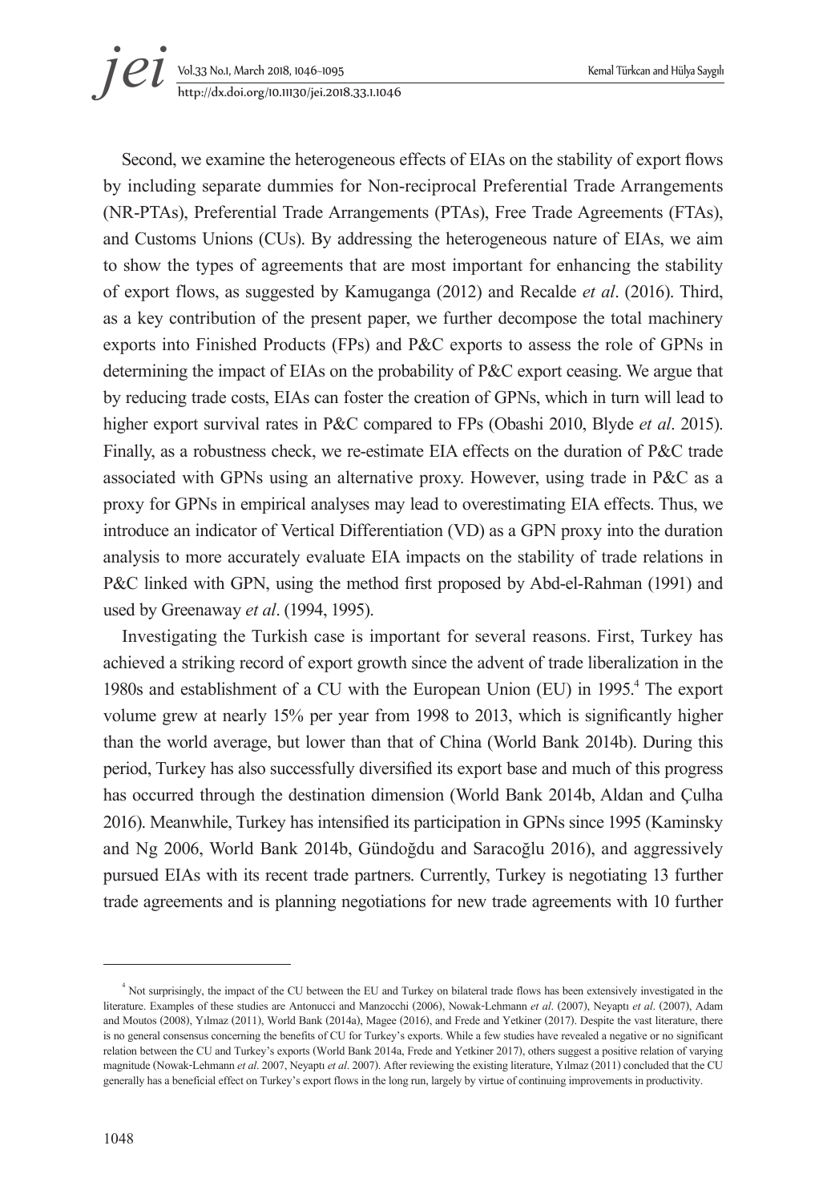Second, we examine the heterogeneous effects of EIAs on the stability of export flows by including separate dummies for Non-reciprocal Preferential Trade Arrangements (NR-PTAs), Preferential Trade Arrangements (PTAs), Free Trade Agreements (FTAs), and Customs Unions (CUs). By addressing the heterogeneous nature of EIAs, we aim to show the types of agreements that are most important for enhancing the stability of export flows, as suggested by Kamuganga (2012) and Recalde *et al*. (2016). Third, as a key contribution of the present paper, we further decompose the total machinery exports into Finished Products (FPs) and P&C exports to assess the role of GPNs in determining the impact of EIAs on the probability of P&C export ceasing. We argue that by reducing trade costs, EIAs can foster the creation of GPNs, which in turn will lead to higher export survival rates in P&C compared to FPs (Obashi 2010, Blyde *et al*. 2015). Finally, as a robustness check, we re-estimate EIA effects on the duration of P&C trade associated with GPNs using an alternative proxy. However, using trade in P&C as a proxy for GPNs in empirical analyses may lead to overestimating EIA effects. Thus, we introduce an indicator of Vertical Differentiation (VD) as a GPN proxy into the duration analysis to more accurately evaluate EIA impacts on the stability of trade relations in P&C linked with GPN, using the method first proposed by Abd-el-Rahman (1991) and used by Greenaway *et al*. (1994, 1995).

Investigating the Turkish case is important for several reasons. First, Turkey has achieved a striking record of export growth since the advent of trade liberalization in the 1980s and establishment of a CU with the European Union (EU) in 1995.[4] The export volume grew at nearly 15% per year from 1998 to 2013, which is significantly higher than the world average, but lower than that of China (World Bank 2014b). During this period, Turkey has also successfully diversified its export base and much of this progress has occurred through the destination dimension (World Bank 2014b, Aldan and Çulha 2016). Meanwhile, Turkey has intensified its participation in GPNs since 1995 (Kaminsky and Ng 2006, World Bank 2014b, Gündoğdu and Saracoğlu 2016), and aggressively pursued EIAs with its recent trade partners. Currently, Turkey is negotiating 13 further trade agreements and is planning negotiations for new trade agreements with 10 further

---

[4] Not surprisingly, the impact of the CU between the EU and Turkey on bilateral trade flows has been extensively investigated in the literature. Examples of these studies are Antonucci and Manzocchi (2006), Nowak-Lehmann *et al*. (2007), Neyaptı *et al*. (2007), Adam and Moutos (2008), Yılmaz (2011), World Bank (2014a), Magee (2016), and Frede and Yetkiner (2017). Despite the vast literature, there is no general consensus concerning the benefits of CU for Turkey's exports. While a few studies have revealed a negative or no significant relation between the CU and Turkey's exports (World Bank 2014a, Frede and Yetkiner 2017), others suggest a positive relation of varying magnitude (Nowak-Lehmann *et al*. 2007, Neyaptı *et al*. 2007). After reviewing the existing literature, Yılmaz (2011) concluded that the CU generally has a beneficial effect on Turkey's export flows in the long run, largely by virtue of continuing improvements in productivity.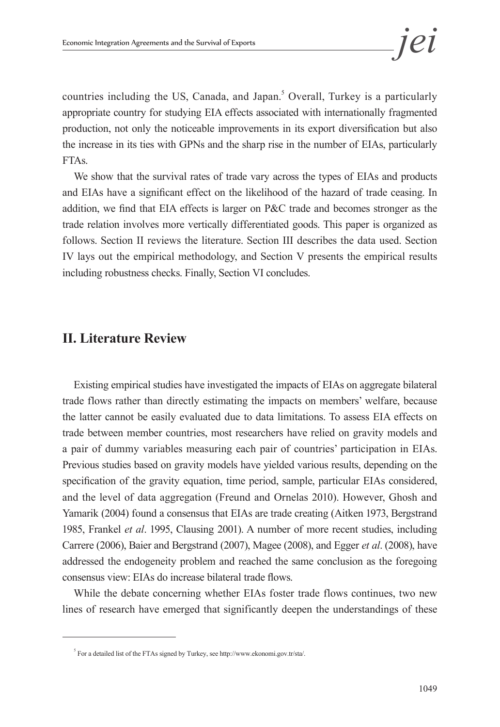countries including the US, Canada, and Japan.[5] Overall, Turkey is a particularly appropriate country for studying EIA effects associated with internationally fragmented production, not only the noticeable improvements in its export diversification but also the increase in its ties with GPNs and the sharp rise in the number of EIAs, particularly FTAs.

We show that the survival rates of trade vary across the types of EIAs and products and EIAs have a significant effect on the likelihood of the hazard of trade ceasing. In addition, we find that EIA effects is larger on P&C trade and becomes stronger as the trade relation involves more vertically differentiated goods. This paper is organized as follows. Section II reviews the literature. Section III describes the data used. Section IV lays out the empirical methodology, and Section V presents the empirical results including robustness checks. Finally, Section VI concludes.

## II. Literature Review

Existing empirical studies have investigated the impacts of EIAs on aggregate bilateral trade flows rather than directly estimating the impacts on members' welfare, because the latter cannot be easily evaluated due to data limitations. To assess EIA effects on trade between member countries, most researchers have relied on gravity models and a pair of dummy variables measuring each pair of countries' participation in EIAs. Previous studies based on gravity models have yielded various results, depending on the specification of the gravity equation, time period, sample, particular EIAs considered, and the level of data aggregation (Freund and Ornelas 2010). However, Ghosh and Yamarik (2004) found a consensus that EIAs are trade creating (Aitken 1973, Bergstrand 1985, Frankel *et al*. 1995, Clausing 2001). A number of more recent studies, including Carrere (2006), Baier and Bergstrand (2007), Magee (2008), and Egger *et al*. (2008), have addressed the endogeneity problem and reached the same conclusion as the foregoing consensus view: EIAs do increase bilateral trade flows.

While the debate concerning whether EIAs foster trade flows continues, two new lines of research have emerged that significantly deepen the understandings of these

[5] For a detailed list of the FTAs signed by Turkey, see http://www.ekonomi.gov.tr/sta/.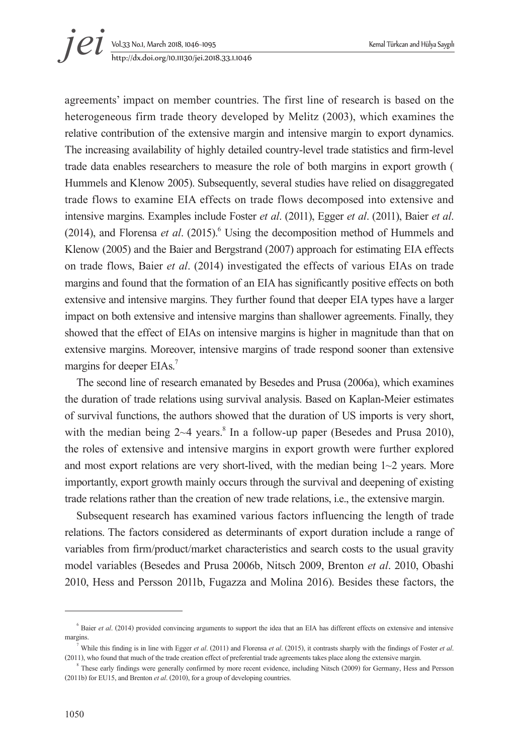agreements' impact on member countries. The first line of research is based on the heterogeneous firm trade theory developed by Melitz (2003), which examines the relative contribution of the extensive margin and intensive margin to export dynamics. The increasing availability of highly detailed country-level trade statistics and firm-level trade data enables researchers to measure the role of both margins in export growth ( Hummels and Klenow 2005). Subsequently, several studies have relied on disaggregated trade flows to examine EIA effects on trade flows decomposed into extensive and intensive margins. Examples include Foster *et al*. (2011), Egger *et al*. (2011), Baier *et al*. (2014), and Florensa *et al*. (2015).[6] Using the decomposition method of Hummels and Klenow (2005) and the Baier and Bergstrand (2007) approach for estimating EIA effects on trade flows, Baier *et al*. (2014) investigated the effects of various EIAs on trade margins and found that the formation of an EIA has significantly positive effects on both extensive and intensive margins. They further found that deeper EIA types have a larger impact on both extensive and intensive margins than shallower agreements. Finally, they showed that the effect of EIAs on intensive margins is higher in magnitude than that on extensive margins. Moreover, intensive margins of trade respond sooner than extensive margins for deeper EIAs.[7]

The second line of research emanated by Besedes and Prusa (2006a), which examines the duration of trade relations using survival analysis. Based on Kaplan-Meier estimates of survival functions, the authors showed that the duration of US imports is very short, with the median being 2~4 years.[8] In a follow-up paper (Besedes and Prusa 2010), the roles of extensive and intensive margins in export growth were further explored and most export relations are very short-lived, with the median being 1~2 years. More importantly, export growth mainly occurs through the survival and deepening of existing trade relations rather than the creation of new trade relations, i.e., the extensive margin.

Subsequent research has examined various factors influencing the length of trade relations. The factors considered as determinants of export duration include a range of variables from firm/product/market characteristics and search costs to the usual gravity model variables (Besedes and Prusa 2006b, Nitsch 2009, Brenton *et al*. 2010, Obashi 2010, Hess and Persson 2011b, Fugazza and Molina 2016). Besides these factors, the

---

[6] Baier *et al*. (2014) provided convincing arguments to support the idea that an EIA has different effects on extensive and intensive margins.

[7] While this finding is in line with Egger *et al*. (2011) and Florensa *et al*. (2015), it contrasts sharply with the findings of Foster *et al*. (2011), who found that much of the trade creation effect of preferential trade agreements takes place along the extensive margin.

[8] These early findings were generally confirmed by more recent evidence, including Nitsch (2009) for Germany, Hess and Persson (2011b) for EU15, and Brenton *et al*. (2010), for a group of developing countries.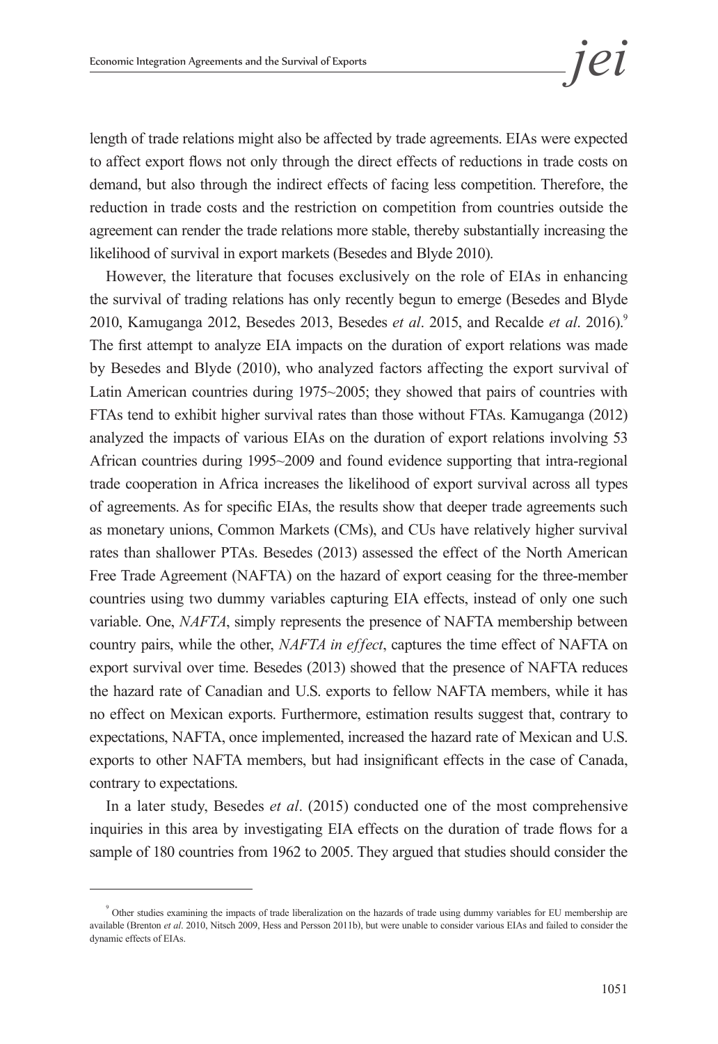length of trade relations might also be affected by trade agreements. EIAs were expected to affect export flows not only through the direct effects of reductions in trade costs on demand, but also through the indirect effects of facing less competition. Therefore, the reduction in trade costs and the restriction on competition from countries outside the agreement can render the trade relations more stable, thereby substantially increasing the likelihood of survival in export markets (Besedes and Blyde 2010).

However, the literature that focuses exclusively on the role of EIAs in enhancing the survival of trading relations has only recently begun to emerge (Besedes and Blyde 2010, Kamuganga 2012, Besedes 2013, Besedes *et al*. 2015, and Recalde *et al*. 2016).[9] The first attempt to analyze EIA impacts on the duration of export relations was made by Besedes and Blyde (2010), who analyzed factors affecting the export survival of Latin American countries during 1975~2005; they showed that pairs of countries with FTAs tend to exhibit higher survival rates than those without FTAs. Kamuganga (2012) analyzed the impacts of various EIAs on the duration of export relations involving 53 African countries during 1995~2009 and found evidence supporting that intra-regional trade cooperation in Africa increases the likelihood of export survival across all types of agreements. As for specific EIAs, the results show that deeper trade agreements such as monetary unions, Common Markets (CMs), and CUs have relatively higher survival rates than shallower PTAs. Besedes (2013) assessed the effect of the North American Free Trade Agreement (NAFTA) on the hazard of export ceasing for the three-member countries using two dummy variables capturing EIA effects, instead of only one such variable. One, *NAFTA*, simply represents the presence of NAFTA membership between country pairs, while the other, *NAFTA in effect*, captures the time effect of NAFTA on export survival over time. Besedes (2013) showed that the presence of NAFTA reduces the hazard rate of Canadian and U.S. exports to fellow NAFTA members, while it has no effect on Mexican exports. Furthermore, estimation results suggest that, contrary to expectations, NAFTA, once implemented, increased the hazard rate of Mexican and U.S. exports to other NAFTA members, but had insignificant effects in the case of Canada, contrary to expectations.

In a later study, Besedes *et al*. (2015) conducted one of the most comprehensive inquiries in this area by investigating EIA effects on the duration of trade flows for a sample of 180 countries from 1962 to 2005. They argued that studies should consider the

---

[9] Other studies examining the impacts of trade liberalization on the hazards of trade using dummy variables for EU membership are available (Brenton *et al*. 2010, Nitsch 2009, Hess and Persson 2011b), but were unable to consider various EIAs and failed to consider the dynamic effects of EIAs.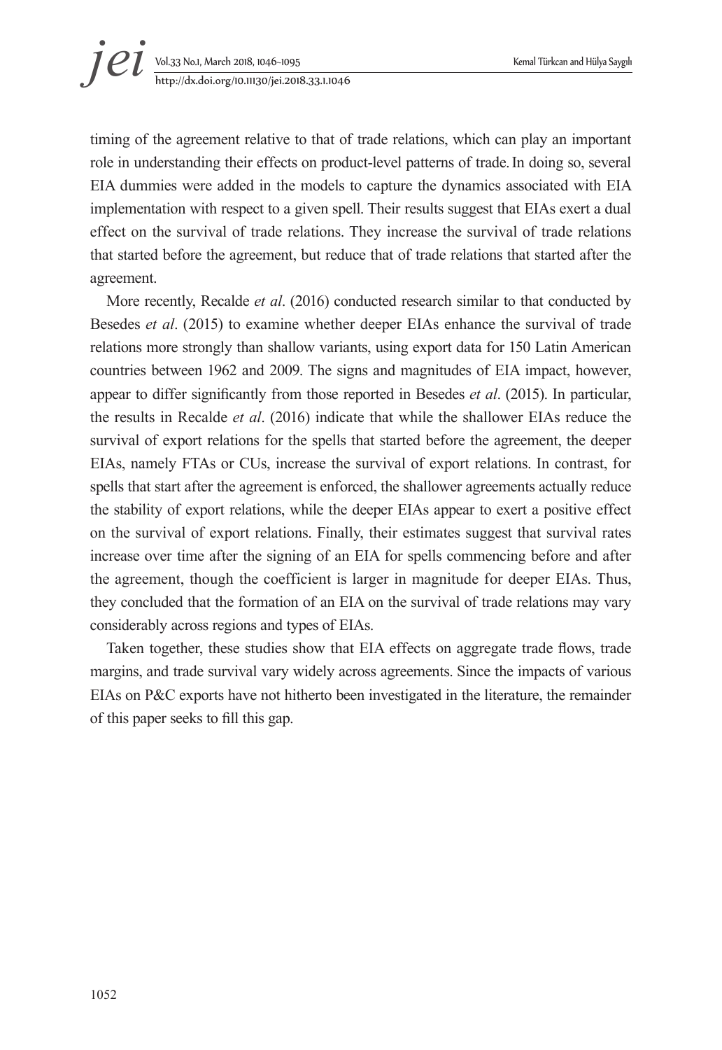timing of the agreement relative to that of trade relations, which can play an important role in understanding their effects on product-level patterns of trade. In doing so, several EIA dummies were added in the models to capture the dynamics associated with EIA implementation with respect to a given spell. Their results suggest that EIAs exert a dual effect on the survival of trade relations. They increase the survival of trade relations that started before the agreement, but reduce that of trade relations that started after the agreement.

More recently, Recalde *et al*. (2016) conducted research similar to that conducted by Besedes *et al*. (2015) to examine whether deeper EIAs enhance the survival of trade relations more strongly than shallow variants, using export data for 150 Latin American countries between 1962 and 2009. The signs and magnitudes of EIA impact, however, appear to differ significantly from those reported in Besedes *et al*. (2015). In particular, the results in Recalde *et al*. (2016) indicate that while the shallower EIAs reduce the survival of export relations for the spells that started before the agreement, the deeper EIAs, namely FTAs or CUs, increase the survival of export relations. In contrast, for spells that start after the agreement is enforced, the shallower agreements actually reduce the stability of export relations, while the deeper EIAs appear to exert a positive effect on the survival of export relations. Finally, their estimates suggest that survival rates increase over time after the signing of an EIA for spells commencing before and after the agreement, though the coefficient is larger in magnitude for deeper EIAs. Thus, they concluded that the formation of an EIA on the survival of trade relations may vary considerably across regions and types of EIAs.

Taken together, these studies show that EIA effects on aggregate trade flows, trade margins, and trade survival vary widely across agreements. Since the impacts of various EIAs on P&C exports have not hitherto been investigated in the literature, the remainder of this paper seeks to fill this gap.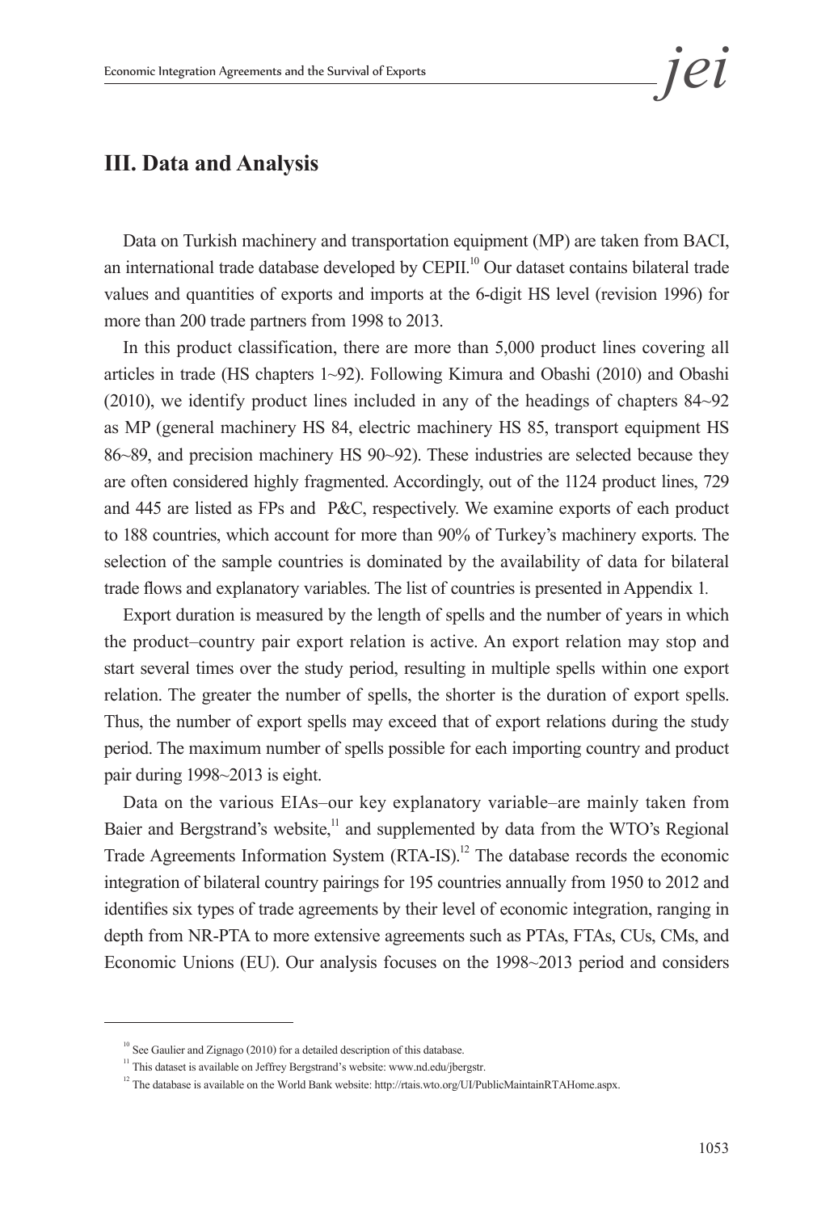## III. Data and Analysis

Data on Turkish machinery and transportation equipment (MP) are taken from BACI, an international trade database developed by CEPII.[10] Our dataset contains bilateral trade values and quantities of exports and imports at the 6-digit HS level (revision 1996) for more than 200 trade partners from 1998 to 2013.

In this product classification, there are more than 5,000 product lines covering all articles in trade (HS chapters 1~92). Following Kimura and Obashi (2010) and Obashi (2010), we identify product lines included in any of the headings of chapters 84~92 as MP (general machinery HS 84, electric machinery HS 85, transport equipment HS 86~89, and precision machinery HS 90~92). These industries are selected because they are often considered highly fragmented. Accordingly, out of the 1124 product lines, 729 and 445 are listed as FPs and P&C, respectively. We examine exports of each product to 188 countries, which account for more than 90% of Turkey's machinery exports. The selection of the sample countries is dominated by the availability of data for bilateral trade flows and explanatory variables. The list of countries is presented in Appendix 1.

Export duration is measured by the length of spells and the number of years in which the product–country pair export relation is active. An export relation may stop and start several times over the study period, resulting in multiple spells within one export relation. The greater the number of spells, the shorter is the duration of export spells. Thus, the number of export spells may exceed that of export relations during the study period. The maximum number of spells possible for each importing country and product pair during 1998~2013 is eight.

Data on the various EIAs–our key explanatory variable–are mainly taken from Baier and Bergstrand's website,[11] and supplemented by data from the WTO's Regional Trade Agreements Information System (RTA-IS).[12] The database records the economic integration of bilateral country pairings for 195 countries annually from 1950 to 2012 and identifies six types of trade agreements by their level of economic integration, ranging in depth from NR-PTA to more extensive agreements such as PTAs, FTAs, CUs, CMs, and Economic Unions (EU). Our analysis focuses on the 1998~2013 period and considers

[10] See Gaulier and Zignago (2010) for a detailed description of this database.

[11] This dataset is available on Jeffrey Bergstrand's website: www.nd.edu/jbergstr.

[12] The database is available on the World Bank website: http://rtais.wto.org/UI/PublicMaintainRTAHome.aspx.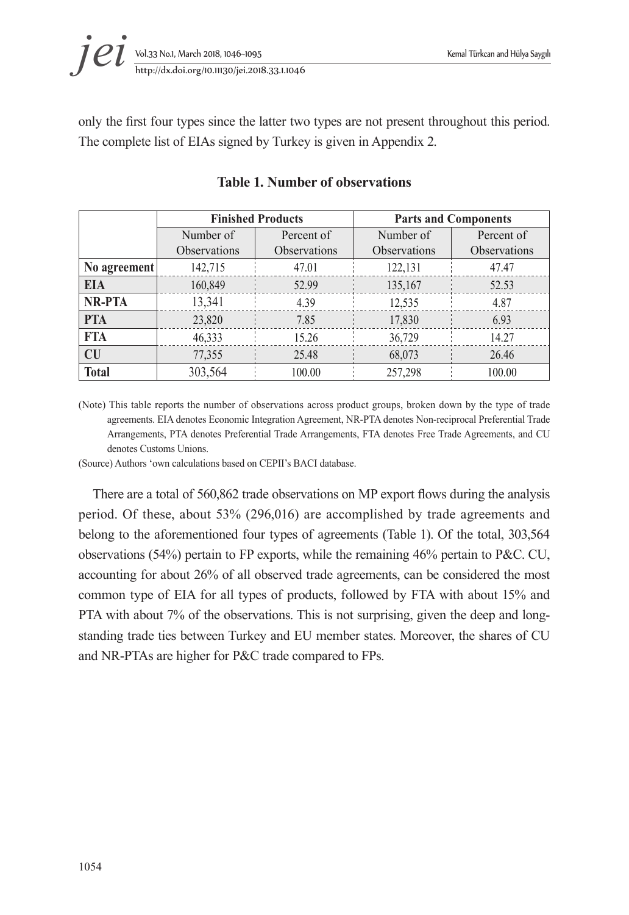only the first four types since the latter two types are not present throughout this period. The complete list of EIAs signed by Turkey is given in Appendix 2.

**Table 1. Number of observations**

| | Finished Products | | Parts and Components | |
|---|---|---|---|---|
| | Number of Observations | Percent of Observations | Number of Observations | Percent of Observations |
| **No agreement** | 142,715 | 47.01 | 122,131 | 47.47 |
| **EIA** | 160,849 | 52.99 | 135,167 | 52.53 |
| **NR-PTA** | 13,341 | 4.39 | 12,535 | 4.87 |
| **PTA** | 23,820 | 7.85 | 17,830 | 6.93 |
| **FTA** | 46,333 | 15.26 | 36,729 | 14.27 |
| **CU** | 77,355 | 25.48 | 68,073 | 26.46 |
| **Total** | 303,564 | 100.00 | 257,298 | 100.00 |

(Note) This table reports the number of observations across product groups, broken down by the type of trade agreements. EIA denotes Economic Integration Agreement, NR-PTA denotes Non-reciprocal Preferential Trade Arrangements, PTA denotes Preferential Trade Arrangements, FTA denotes Free Trade Agreements, and CU denotes Customs Unions.

(Source) Authors 'own calculations based on CEPII's BACI database.

There are a total of 560,862 trade observations on MP export flows during the analysis period. Of these, about 53% (296,016) are accomplished by trade agreements and belong to the aforementioned four types of agreements (Table 1). Of the total, 303,564 observations (54%) pertain to FP exports, while the remaining 46% pertain to P&C. CU, accounting for about 26% of all observed trade agreements, can be considered the most common type of EIA for all types of products, followed by FTA with about 15% and PTA with about 7% of the observations. This is not surprising, given the deep and long-standing trade ties between Turkey and EU member states. Moreover, the shares of CU and NR-PTAs are higher for P&C trade compared to FPs.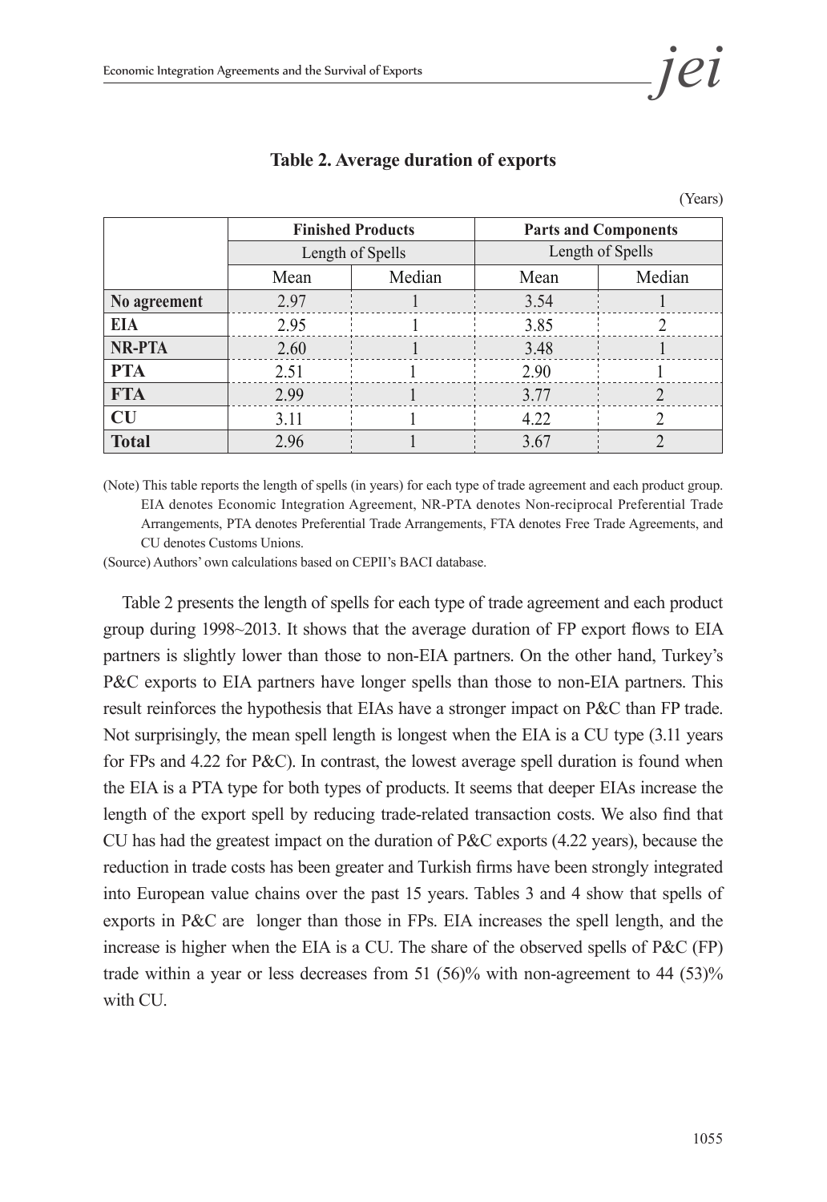**Table 2. Average duration of exports**

(Years)

| | Finished Products | | Parts and Components | |
|---|---|---|---|---|
| | Length of Spells | | Length of Spells | |
| | Mean | Median | Mean | Median |
| **No agreement** | 2.97 | 1 | 3.54 | 1 |
| **EIA** | 2.95 | 1 | 3.85 | 2 |
| **NR-PTA** | 2.60 | 1 | 3.48 | 1 |
| **PTA** | 2.51 | 1 | 2.90 | 1 |
| **FTA** | 2.99 | 1 | 3.77 | 2 |
| **CU** | 3.11 | 1 | 4.22 | 2 |
| **Total** | 2.96 | 1 | 3.67 | 2 |

(Note) This table reports the length of spells (in years) for each type of trade agreement and each product group. EIA denotes Economic Integration Agreement, NR-PTA denotes Non-reciprocal Preferential Trade Arrangements, PTA denotes Preferential Trade Arrangements, FTA denotes Free Trade Agreements, and CU denotes Customs Unions.

(Source) Authors' own calculations based on CEPII's BACI database.

Table 2 presents the length of spells for each type of trade agreement and each product group during 1998~2013. It shows that the average duration of FP export flows to EIA partners is slightly lower than those to non-EIA partners. On the other hand, Turkey's P&C exports to EIA partners have longer spells than those to non-EIA partners. This result reinforces the hypothesis that EIAs have a stronger impact on P&C than FP trade. Not surprisingly, the mean spell length is longest when the EIA is a CU type (3.11 years for FPs and 4.22 for P&C). In contrast, the lowest average spell duration is found when the EIA is a PTA type for both types of products. It seems that deeper EIAs increase the length of the export spell by reducing trade-related transaction costs. We also find that CU has had the greatest impact on the duration of P&C exports (4.22 years), because the reduction in trade costs has been greater and Turkish firms have been strongly integrated into European value chains over the past 15 years. Tables 3 and 4 show that spells of exports in P&C are longer than those in FPs. EIA increases the spell length, and the increase is higher when the EIA is a CU. The share of the observed spells of P&C (FP) trade within a year or less decreases from 51 (56)% with non-agreement to 44 (53)% with CU.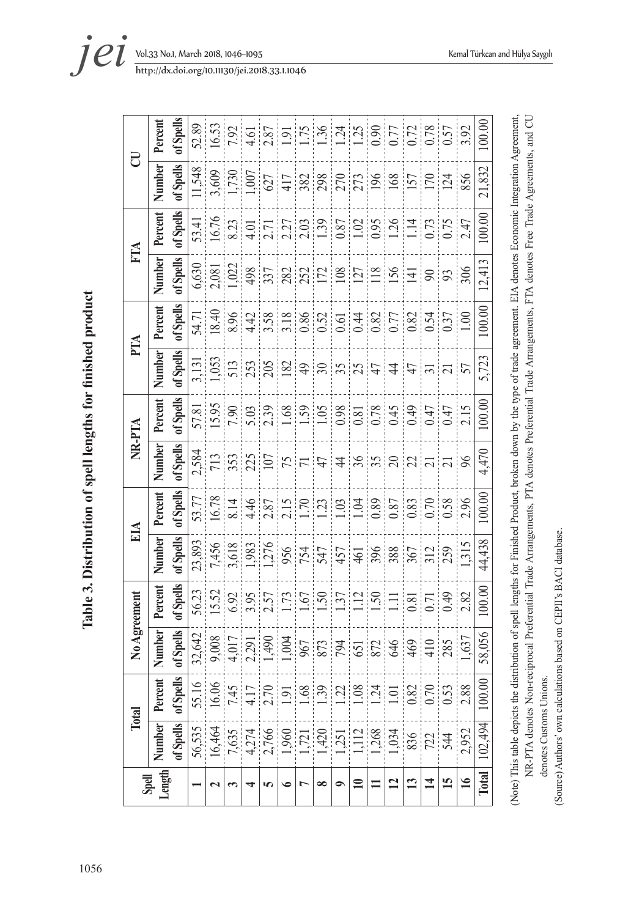**Table 3. Distribution of spell lengths for finished product**

| Spell Length | Total | | No Agreement | | EIA | | NR-PTA | | PTA | | FTA | | CU | |
|---|---|---|---|---|---|---|---|---|---|---|---|---|---|---|
| | Number of Spells | Percent of Spells | Number of Spells | Percent of Spells | Number of Spells | Percent of Spells | Number of Spells | Percent of Spells | Number of Spells | Percent of Spells | Number of Spells | Percent of Spells | Number of Spells | Percent of Spells |
| **1** | 56,535 | 55.16 | 32,642 | 56.23 | 23,893 | 53.77 | 2,584 | 57.81 | 3,131 | 54.71 | 6,630 | 53.41 | 11,548 | 52.89 |
| **2** | 16,464 | 16.06 | 9,008 | 15.52 | 7,456 | 16.78 | 713 | 15.95 | 1,053 | 18.40 | 2,081 | 16.76 | 3,609 | 16.53 |
| **3** | 7,635 | 7.45 | 4,017 | 6.92 | 3,618 | 8.14 | 353 | 7.90 | 513 | 8.96 | 1,022 | 8.23 | 1,730 | 7.92 |
| **4** | 4,274 | 4.17 | 2,291 | 3.95 | 1,983 | 4.46 | 225 | 5.03 | 253 | 4.42 | 498 | 4.01 | 1,007 | 4.61 |
| **5** | 2,766 | 2.70 | 1,490 | 2.57 | 1,276 | 2.87 | 107 | 2.39 | 205 | 3.58 | 337 | 2.71 | 627 | 2.87 |
| **6** | 1,960 | 1.91 | 1,004 | 1.73 | 956 | 2.15 | 75 | 1.68 | 182 | 3.18 | 282 | 2.27 | 417 | 1.91 |
| **7** | 1,721 | 1.68 | 967 | 1.67 | 754 | 1.70 | 71 | 1.59 | 49 | 0.86 | 252 | 2.03 | 382 | 1.75 |
| **8** | 1,420 | 1.39 | 873 | 1.50 | 547 | 1.23 | 47 | 1.05 | 30 | 0.52 | 172 | 1.39 | 298 | 1.36 |
| **9** | 1,251 | 1.22 | 794 | 1.37 | 457 | 1.03 | 44 | 0.98 | 35 | 0.61 | 108 | 0.87 | 270 | 1.24 |
| **10** | 1,112 | 1.08 | 651 | 1.12 | 461 | 1.04 | 36 | 0.81 | 25 | 0.44 | 127 | 1.02 | 273 | 1.25 |
| **11** | 1,268 | 1.24 | 872 | 1.50 | 396 | 0.89 | 35 | 0.78 | 47 | 0.82 | 118 | 0.95 | 196 | 0.90 |
| **12** | 1,034 | 1.01 | 646 | 1.11 | 388 | 0.87 | 20 | 0.45 | 44 | 0.77 | 156 | 1.26 | 168 | 0.77 |
| **13** | 836 | 0.82 | 469 | 0.81 | 367 | 0.83 | 22 | 0.49 | 47 | 0.82 | 141 | 1.14 | 157 | 0.72 |
| **14** | 722 | 0.70 | 410 | 0.71 | 312 | 0.70 | 21 | 0.47 | 31 | 0.54 | 90 | 0.73 | 170 | 0.78 |
| **15** | 544 | 0.53 | 285 | 0.49 | 259 | 0.58 | 21 | 0.47 | 21 | 0.37 | 93 | 0.75 | 124 | 0.57 |
| **16** | 2,952 | 2.88 | 1,637 | 2.82 | 1,315 | 2.96 | 96 | 2.15 | 57 | 1.00 | 306 | 2.47 | 856 | 3.92 |
| **Total** | 102,494 | 100.00 | 58,056 | 100.00 | 44,438 | 100.00 | 4,470 | 100.00 | 5,723 | 100.00 | 12,413 | 100.00 | 21,832 | 100.00 |

(Note) This table depicts the distribution of spell lengths for Finished Product, broken down by the type of trade agreement. EIA denotes Economic Integration Agreement, NR-PTA denotes Non-reciprocal Preferential Trade Arrangements, PTA denotes Preferential Trade Arrangements, FTA denotes Free Trade Agreements, and CU denotes Customs Unions.

(Source) Authors' own calculations based on CEPII's BACI database.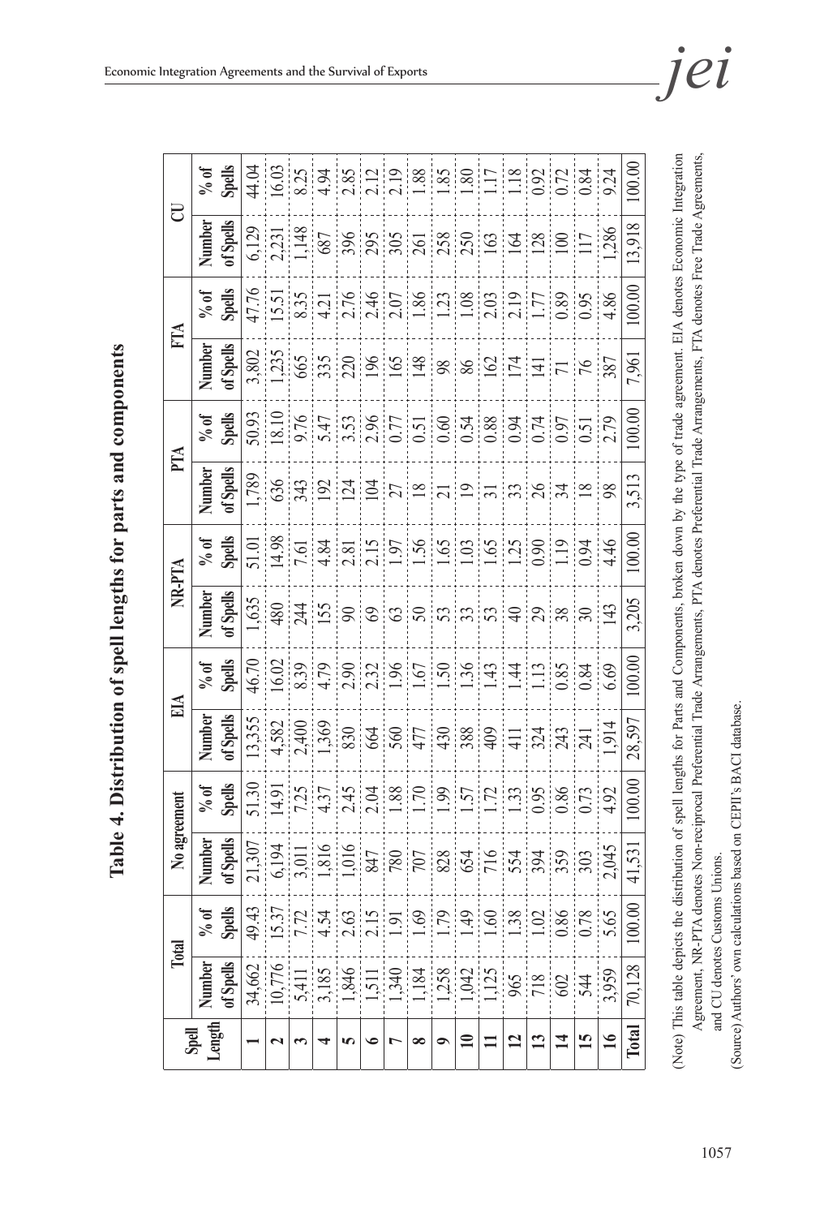# Table 4. Distribution of spell lengths for parts and components

| Spell Length | Total | | No agreement | | EIA | | NR-PTA | | PTA | | FTA | | CU | |
|---|---|---|---|---|---|---|---|---|---|---|---|---|---|---|
| | Number of Spells | % of Spells | Number of Spells | % of Spells | Number of Spells | % of Spells | Number of Spells | % of Spells | Number of Spells | % of Spells | Number of Spells | % of Spells | Number of Spells | % of Spells |
| **1** | 34,662 | 49.43 | 21,307 | 51.30 | 13,355 | 46.70 | 1,635 | 51.01 | 1,789 | 50.93 | 3,802 | 47.76 | 6,129 | 44.04 |
| **2** | 10,776 | 15.37 | 6,194 | 14.91 | 4,582 | 16.02 | 480 | 14.98 | 636 | 18.10 | 1,235 | 15.51 | 2,231 | 16.03 |
| **3** | 5,411 | 7.72 | 3,011 | 7.25 | 2,400 | 8.39 | 244 | 7.61 | 343 | 9.76 | 665 | 8.35 | 1,148 | 8.25 |
| **4** | 3,185 | 4.54 | 1,816 | 4.37 | 1,369 | 4.79 | 155 | 4.84 | 192 | 5.47 | 335 | 4.21 | 687 | 4.94 |
| **5** | 1,846 | 2.63 | 1,016 | 2.45 | 830 | 2.90 | 90 | 2.81 | 124 | 3.53 | 220 | 2.76 | 396 | 2.85 |
| **6** | 1,511 | 2.15 | 847 | 2.04 | 664 | 2.32 | 69 | 2.15 | 104 | 2.96 | 196 | 2.46 | 295 | 2.12 |
| **7** | 1,340 | 1.91 | 780 | 1.88 | 560 | 1.96 | 63 | 1.97 | 27 | 0.77 | 165 | 2.07 | 305 | 2.19 |
| **8** | 1,184 | 1.69 | 707 | 1.70 | 477 | 1.67 | 50 | 1.56 | 18 | 0.51 | 148 | 1.86 | 261 | 1.88 |
| **9** | 1,258 | 1.79 | 828 | 1.99 | 430 | 1.50 | 53 | 1.65 | 21 | 0.60 | 98 | 1.23 | 258 | 1.85 |
| **10** | 1,042 | 1.49 | 654 | 1.57 | 388 | 1.36 | 33 | 1.03 | 19 | 0.54 | 86 | 1.08 | 250 | 1.80 |
| **11** | 1,125 | 1.60 | 716 | 1.72 | 409 | 1.43 | 53 | 1.65 | 31 | 0.88 | 162 | 2.03 | 163 | 1.17 |
| **12** | 965 | 1.38 | 554 | 1.33 | 411 | 1.44 | 40 | 1.25 | 33 | 0.94 | 174 | 2.19 | 164 | 1.18 |
| **13** | 718 | 1.02 | 394 | 0.95 | 324 | 1.13 | 29 | 0.90 | 26 | 0.74 | 141 | 1.77 | 128 | 0.92 |
| **14** | 602 | 0.86 | 359 | 0.86 | 243 | 0.85 | 38 | 1.19 | 34 | 0.97 | 71 | 0.89 | 100 | 0.72 |
| **15** | 544 | 0.78 | 303 | 0.73 | 241 | 0.84 | 30 | 0.94 | 18 | 0.51 | 76 | 0.95 | 117 | 0.84 |
| **16** | 3,959 | 5.65 | 2,045 | 4.92 | 1,914 | 6.69 | 143 | 4.46 | 98 | 2.79 | 387 | 4.86 | 1,286 | 9.24 |
| **Total** | 70,128 | 100.00 | 41,531 | 100.00 | 28,597 | 100.00 | 3,205 | 100.00 | 3,513 | 100.00 | 7,961 | 100.00 | 13,918 | 100.00 |

(Note) This table depicts the distribution of spell lengths for Parts and Components, broken down by the type of trade agreement. EIA denotes Economic Integration Agreement, NR-PTA denotes Non-reciprocal Preferential Trade Arrangements, PTA denotes Preferential Trade Arrangements, FTA denotes Free Trade Agreements, and CU denotes Customs Unions.

(Source) Authors' own calculations based on CEPII's BACI database.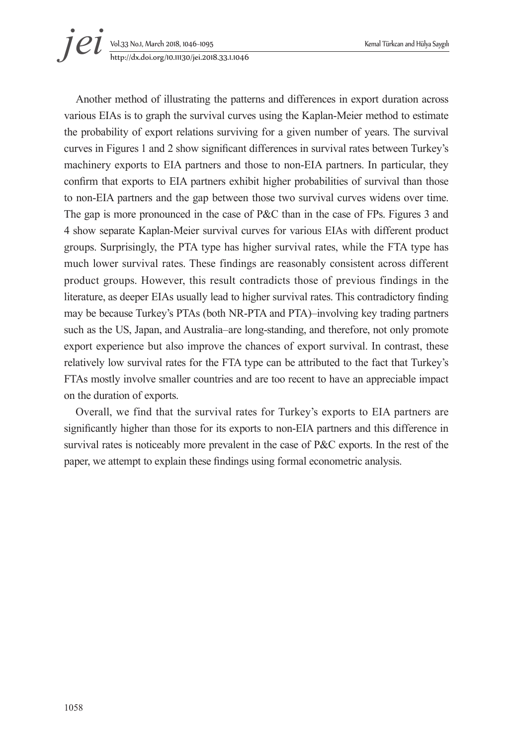Another method of illustrating the patterns and differences in export duration across various EIAs is to graph the survival curves using the Kaplan-Meier method to estimate the probability of export relations surviving for a given number of years. The survival curves in Figures 1 and 2 show significant differences in survival rates between Turkey's machinery exports to EIA partners and those to non-EIA partners. In particular, they confirm that exports to EIA partners exhibit higher probabilities of survival than those to non-EIA partners and the gap between those two survival curves widens over time. The gap is more pronounced in the case of P&C than in the case of FPs. Figures 3 and 4 show separate Kaplan-Meier survival curves for various EIAs with different product groups. Surprisingly, the PTA type has higher survival rates, while the FTA type has much lower survival rates. These findings are reasonably consistent across different product groups. However, this result contradicts those of previous findings in the literature, as deeper EIAs usually lead to higher survival rates. This contradictory finding may be because Turkey's PTAs (both NR-PTA and PTA)–involving key trading partners such as the US, Japan, and Australia–are long-standing, and therefore, not only promote export experience but also improve the chances of export survival. In contrast, these relatively low survival rates for the FTA type can be attributed to the fact that Turkey's FTAs mostly involve smaller countries and are too recent to have an appreciable impact on the duration of exports.

Overall, we find that the survival rates for Turkey's exports to EIA partners are significantly higher than those for its exports to non-EIA partners and this difference in survival rates is noticeably more prevalent in the case of P&C exports. In the rest of the paper, we attempt to explain these findings using formal econometric analysis.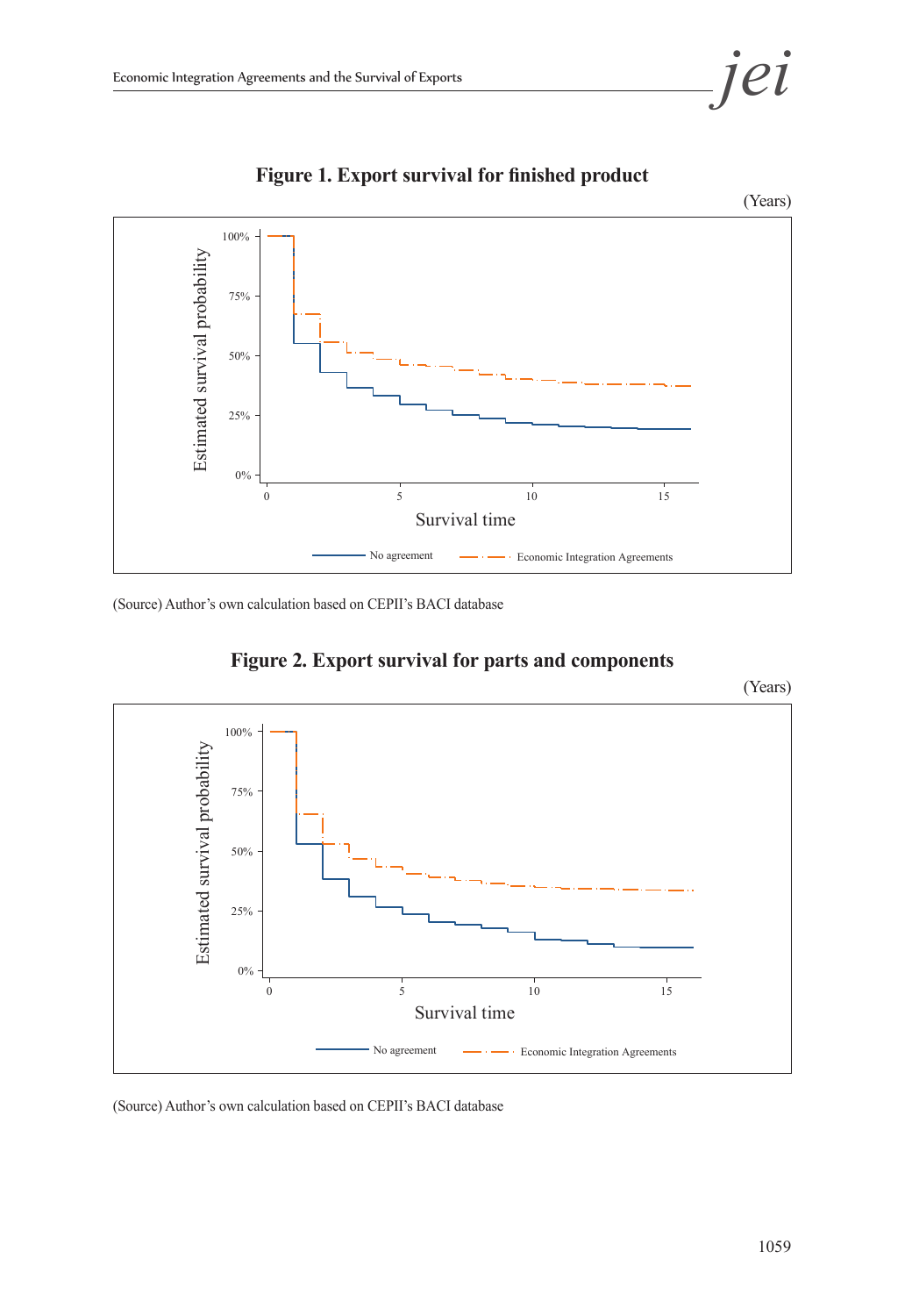**Figure 1. Export survival for finished product**

(Years)

(Source) Author's own calculation based on CEPII's BACI database

**Figure 2. Export survival for parts and components**

(Years)

(Source) Author's own calculation based on CEPII's BACI database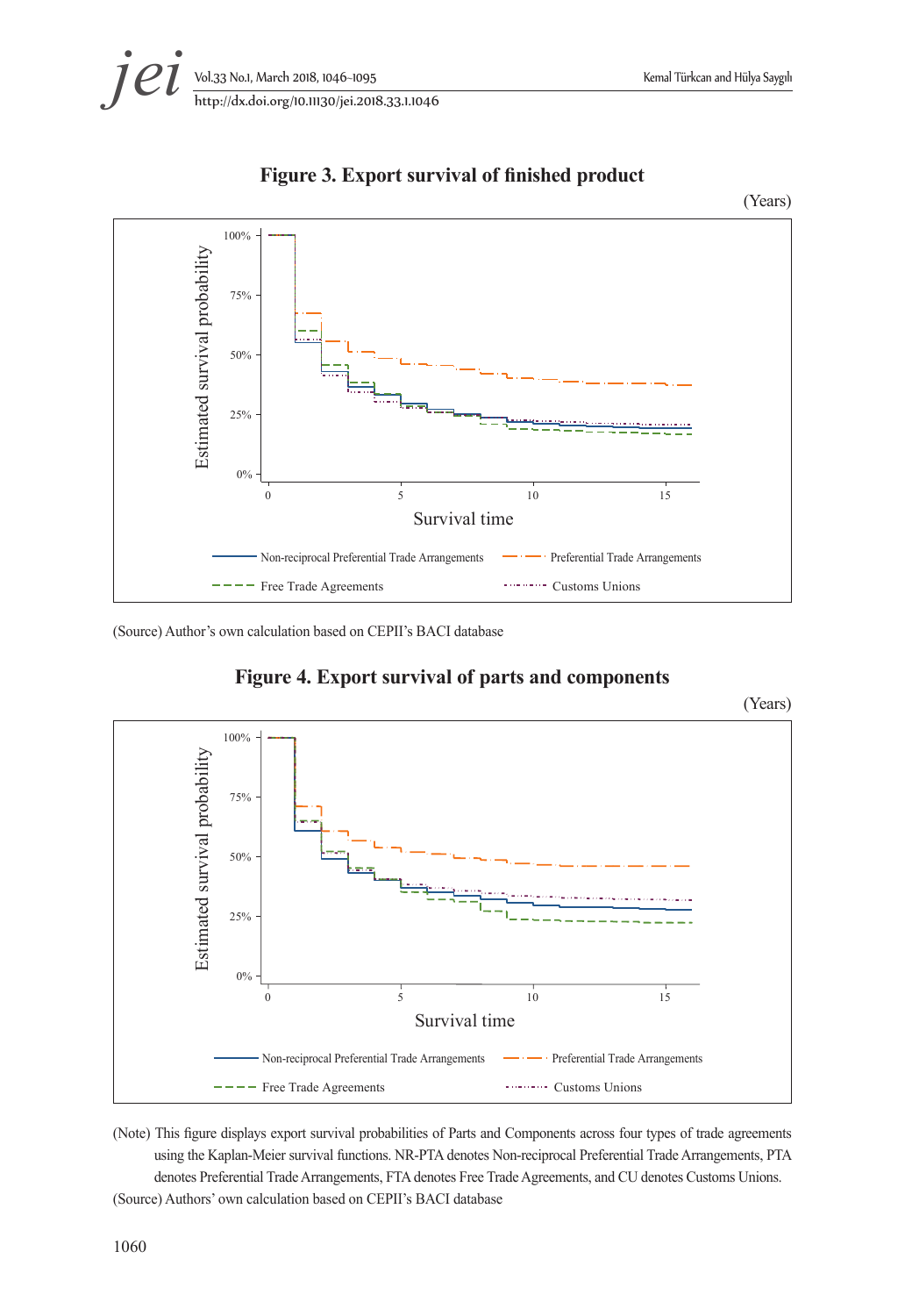**Figure 3. Export survival of finished product**

(Years)

(Source) Author's own calculation based on CEPII's BACI database

**Figure 4. Export survival of parts and components**

(Years)

(Note) This figure displays export survival probabilities of Parts and Components across four types of trade agreements using the Kaplan-Meier survival functions. NR-PTA denotes Non-reciprocal Preferential Trade Arrangements, PTA denotes Preferential Trade Arrangements, FTA denotes Free Trade Agreements, and CU denotes Customs Unions.

(Source) Authors' own calculation based on CEPII's BACI database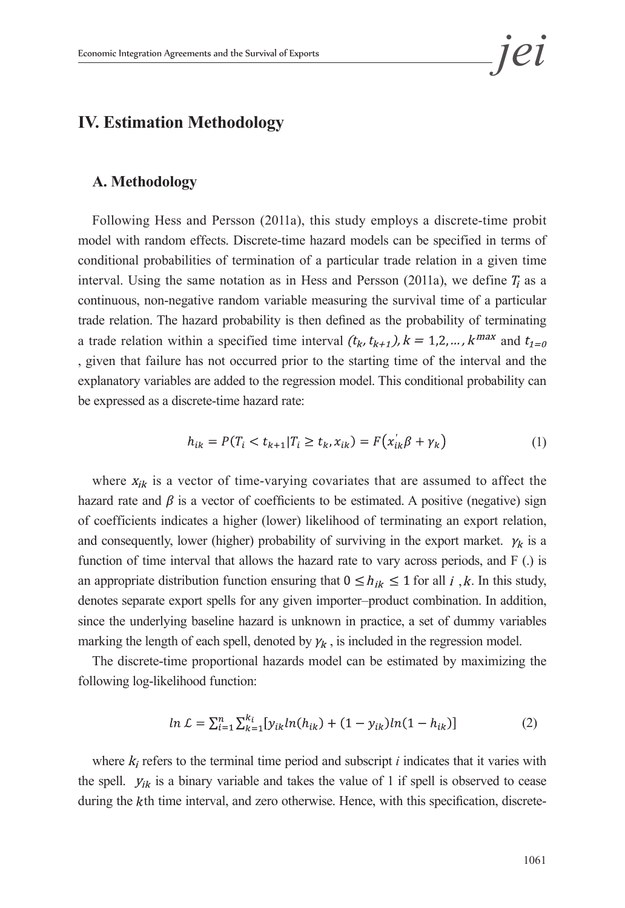## IV. Estimation Methodology

### A. Methodology

Following Hess and Persson (2011a), this study employs a discrete-time probit model with random effects. Discrete-time hazard models can be specified in terms of conditional probabilities of termination of a particular trade relation in a given time interval. Using the same notation as in Hess and Persson (2011a), we define $T_i$ as a continuous, non-negative random variable measuring the survival time of a particular trade relation. The hazard probability is then defined as the probability of terminating a trade relation within a specified time interval $(t_k, t_{k+1}), k = 1,2,\ldots, k^{max}$ and $t_{1=0}$ , given that failure has not occurred prior to the starting time of the interval and the explanatory variables are added to the regression model. This conditional probability can be expressed as a discrete-time hazard rate:

$$h_{ik} = P(T_i < t_{k+1} | T_i \geq t_k, x_{ik}) = F(x_{ik}^{'}\beta + \gamma_k) \tag{1}$$

where $x_{ik}$ is a vector of time-varying covariates that are assumed to affect the hazard rate and $\beta$ is a vector of coefficients to be estimated. A positive (negative) sign of coefficients indicates a higher (lower) likelihood of terminating an export relation, and consequently, lower (higher) probability of surviving in the export market. $\gamma_k$ is a function of time interval that allows the hazard rate to vary across periods, and F (.) is an appropriate distribution function ensuring that $0 \leq h_{ik} \leq 1$ for all $i$ , $k$. In this study, denotes separate export spells for any given importer–product combination. In addition, since the underlying baseline hazard is unknown in practice, a set of dummy variables marking the length of each spell, denoted by $\gamma_k$ , is included in the regression model.

The discrete-time proportional hazards model can be estimated by maximizing the following log-likelihood function:

$$ln\ \mathcal{L} = \sum_{i=1}^{n} \sum_{k=1}^{k_i} [y_{ik} ln(h_{ik}) + (1 - y_{ik}) ln(1 - h_{ik})] \tag{2}$$

where $k_i$ refers to the terminal time period and subscript *i* indicates that it varies with the spell. $y_{ik}$ is a binary variable and takes the value of 1 if spell is observed to cease during the $k$th time interval, and zero otherwise. Hence, with this specification, discrete-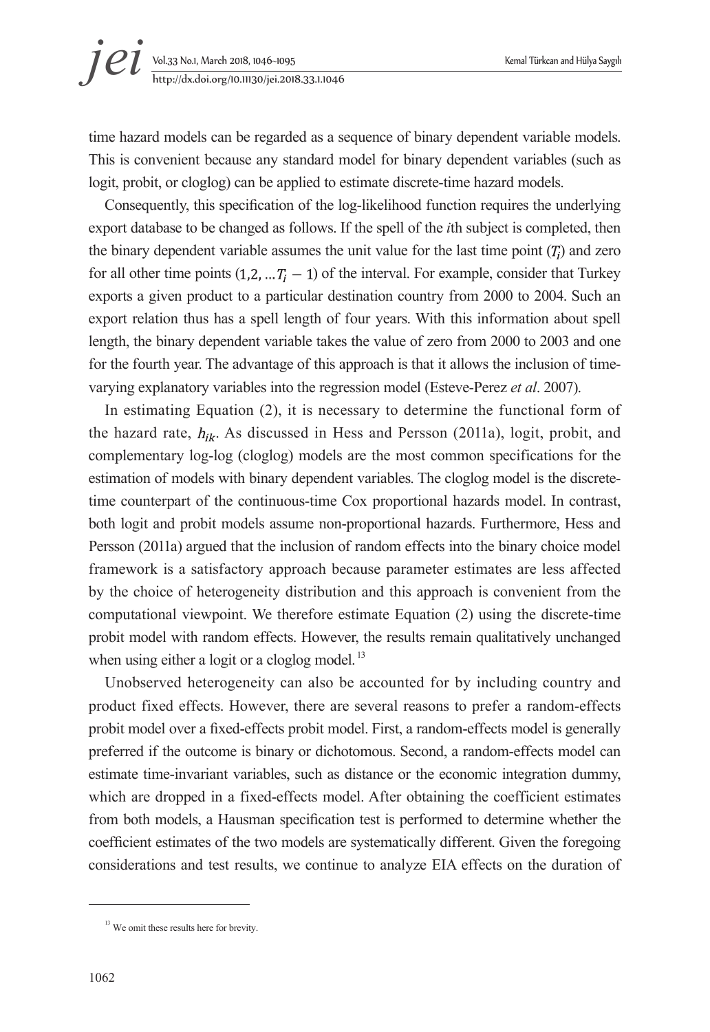time hazard models can be regarded as a sequence of binary dependent variable models. This is convenient because any standard model for binary dependent variables (such as logit, probit, or cloglog) can be applied to estimate discrete-time hazard models.

Consequently, this specification of the log-likelihood function requires the underlying export database to be changed as follows. If the spell of the *i*th subject is completed, then the binary dependent variable assumes the unit value for the last time point ($T_i$) and zero for all other time points $(1,2,...T_i - 1)$ of the interval. For example, consider that Turkey exports a given product to a particular destination country from 2000 to 2004. Such an export relation thus has a spell length of four years. With this information about spell length, the binary dependent variable takes the value of zero from 2000 to 2003 and one for the fourth year. The advantage of this approach is that it allows the inclusion of time-varying explanatory variables into the regression model (Esteve-Perez *et al*. 2007).

In estimating Equation (2), it is necessary to determine the functional form of the hazard rate, $h_{ik}$. As discussed in Hess and Persson (2011a), logit, probit, and complementary log-log (cloglog) models are the most common specifications for the estimation of models with binary dependent variables. The cloglog model is the discrete-time counterpart of the continuous-time Cox proportional hazards model. In contrast, both logit and probit models assume non-proportional hazards. Furthermore, Hess and Persson (2011a) argued that the inclusion of random effects into the binary choice model framework is a satisfactory approach because parameter estimates are less affected by the choice of heterogeneity distribution and this approach is convenient from the computational viewpoint. We therefore estimate Equation (2) using the discrete-time probit model with random effects. However, the results remain qualitatively unchanged when using either a logit or a cloglog model.[13]

Unobserved heterogeneity can also be accounted for by including country and product fixed effects. However, there are several reasons to prefer a random-effects probit model over a fixed-effects probit model. First, a random-effects model is generally preferred if the outcome is binary or dichotomous. Second, a random-effects model can estimate time-invariant variables, such as distance or the economic integration dummy, which are dropped in a fixed-effects model. After obtaining the coefficient estimates from both models, a Hausman specification test is performed to determine whether the coefficient estimates of the two models are systematically different. Given the foregoing considerations and test results, we continue to analyze EIA effects on the duration of

[13] We omit these results here for brevity.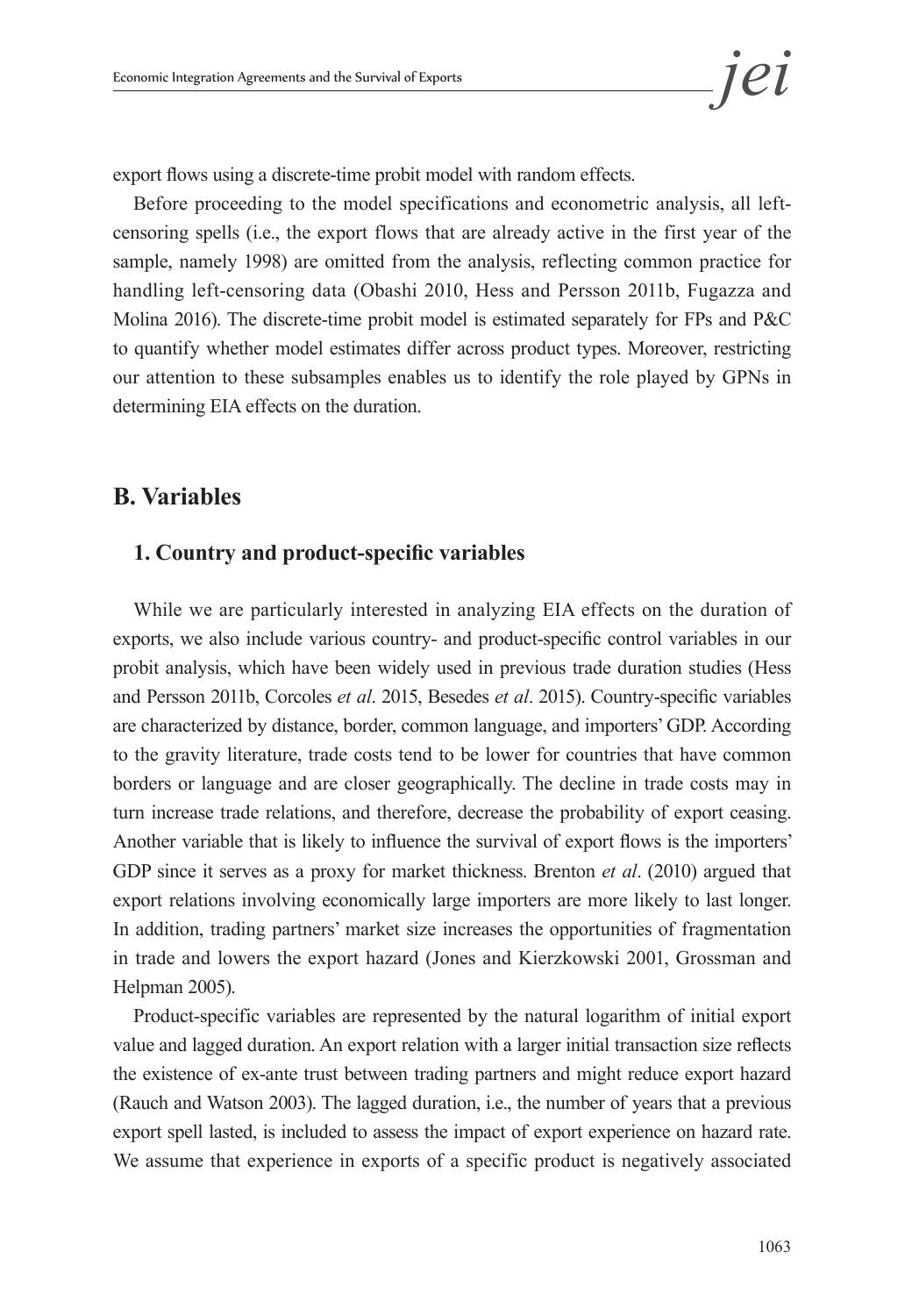export flows using a discrete-time probit model with random effects.

Before proceeding to the model specifications and econometric analysis, all left-censoring spells (i.e., the export flows that are already active in the first year of the sample, namely 1998) are omitted from the analysis, reflecting common practice for handling left-censoring data (Obashi 2010, Hess and Persson 2011b, Fugazza and Molina 2016). The discrete-time probit model is estimated separately for FPs and P&C to quantify whether model estimates differ across product types. Moreover, restricting our attention to these subsamples enables us to identify the role played by GPNs in determining EIA effects on the duration.

## B. Variables

### 1. Country and product-specific variables

While we are particularly interested in analyzing EIA effects on the duration of exports, we also include various country- and product-specific control variables in our probit analysis, which have been widely used in previous trade duration studies (Hess and Persson 2011b, Corcoles *et al*. 2015, Besedes *et al*. 2015). Country-specific variables are characterized by distance, border, common language, and importers' GDP. According to the gravity literature, trade costs tend to be lower for countries that have common borders or language and are closer geographically. The decline in trade costs may in turn increase trade relations, and therefore, decrease the probability of export ceasing. Another variable that is likely to influence the survival of export flows is the importers' GDP since it serves as a proxy for market thickness. Brenton *et al*. (2010) argued that export relations involving economically large importers are more likely to last longer. In addition, trading partners' market size increases the opportunities of fragmentation in trade and lowers the export hazard (Jones and Kierzkowski 2001, Grossman and Helpman 2005).

Product-specific variables are represented by the natural logarithm of initial export value and lagged duration. An export relation with a larger initial transaction size reflects the existence of ex-ante trust between trading partners and might reduce export hazard (Rauch and Watson 2003). The lagged duration, i.e., the number of years that a previous export spell lasted, is included to assess the impact of export experience on hazard rate. We assume that experience in exports of a specific product is negatively associated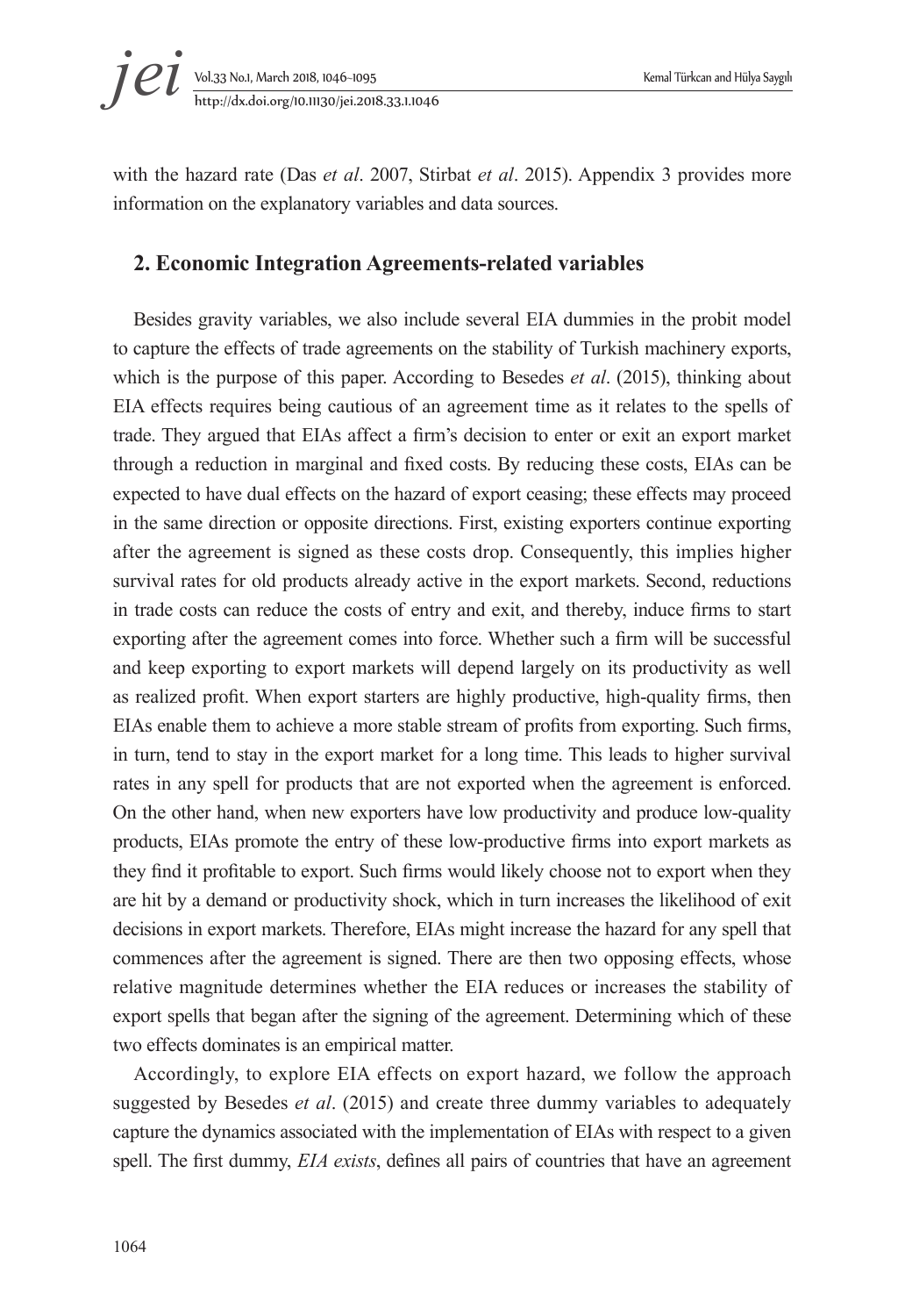with the hazard rate (Das *et al*. 2007, Stirbat *et al*. 2015). Appendix 3 provides more information on the explanatory variables and data sources.

## 2. Economic Integration Agreements-related variables

Besides gravity variables, we also include several EIA dummies in the probit model to capture the effects of trade agreements on the stability of Turkish machinery exports, which is the purpose of this paper. According to Besedes *et al*. (2015), thinking about EIA effects requires being cautious of an agreement time as it relates to the spells of trade. They argued that EIAs affect a firm's decision to enter or exit an export market through a reduction in marginal and fixed costs. By reducing these costs, EIAs can be expected to have dual effects on the hazard of export ceasing; these effects may proceed in the same direction or opposite directions. First, existing exporters continue exporting after the agreement is signed as these costs drop. Consequently, this implies higher survival rates for old products already active in the export markets. Second, reductions in trade costs can reduce the costs of entry and exit, and thereby, induce firms to start exporting after the agreement comes into force. Whether such a firm will be successful and keep exporting to export markets will depend largely on its productivity as well as realized profit. When export starters are highly productive, high-quality firms, then EIAs enable them to achieve a more stable stream of profits from exporting. Such firms, in turn, tend to stay in the export market for a long time. This leads to higher survival rates in any spell for products that are not exported when the agreement is enforced. On the other hand, when new exporters have low productivity and produce low-quality products, EIAs promote the entry of these low-productive firms into export markets as they find it profitable to export. Such firms would likely choose not to export when they are hit by a demand or productivity shock, which in turn increases the likelihood of exit decisions in export markets. Therefore, EIAs might increase the hazard for any spell that commences after the agreement is signed. There are then two opposing effects, whose relative magnitude determines whether the EIA reduces or increases the stability of export spells that began after the signing of the agreement. Determining which of these two effects dominates is an empirical matter.

Accordingly, to explore EIA effects on export hazard, we follow the approach suggested by Besedes *et al*. (2015) and create three dummy variables to adequately capture the dynamics associated with the implementation of EIAs with respect to a given spell. The first dummy, *EIA exists*, defines all pairs of countries that have an agreement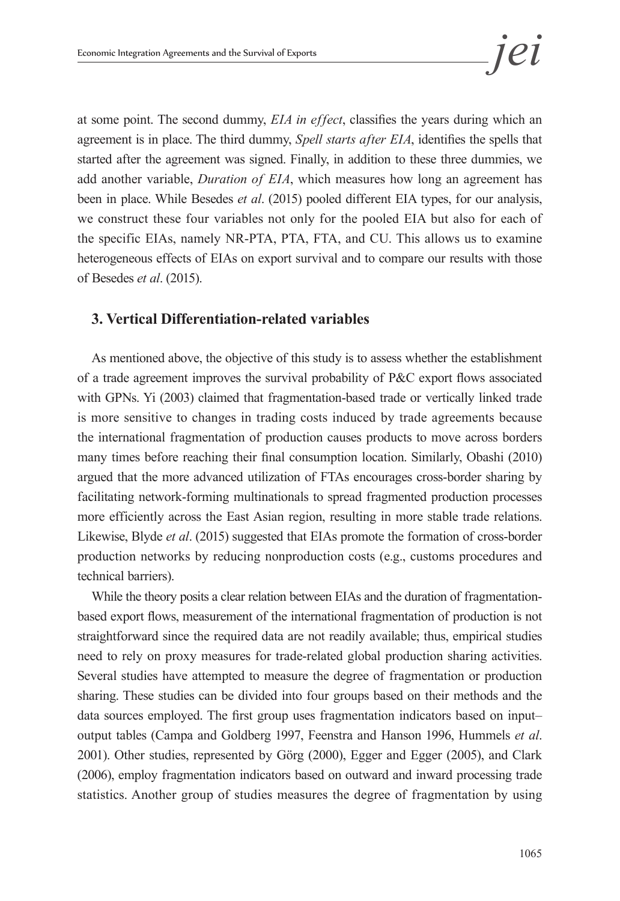at some point. The second dummy, *EIA in effect*, classifies the years during which an agreement is in place. The third dummy, *Spell starts after EIA*, identifies the spells that started after the agreement was signed. Finally, in addition to these three dummies, we add another variable, *Duration of EIA*, which measures how long an agreement has been in place. While Besedes *et al*. (2015) pooled different EIA types, for our analysis, we construct these four variables not only for the pooled EIA but also for each of the specific EIAs, namely NR-PTA, PTA, FTA, and CU. This allows us to examine heterogeneous effects of EIAs on export survival and to compare our results with those of Besedes *et al*. (2015).

### 3. Vertical Differentiation-related variables

As mentioned above, the objective of this study is to assess whether the establishment of a trade agreement improves the survival probability of P&C export flows associated with GPNs. Yi (2003) claimed that fragmentation-based trade or vertically linked trade is more sensitive to changes in trading costs induced by trade agreements because the international fragmentation of production causes products to move across borders many times before reaching their final consumption location. Similarly, Obashi (2010) argued that the more advanced utilization of FTAs encourages cross-border sharing by facilitating network-forming multinationals to spread fragmented production processes more efficiently across the East Asian region, resulting in more stable trade relations. Likewise, Blyde *et al*. (2015) suggested that EIAs promote the formation of cross-border production networks by reducing nonproduction costs (e.g., customs procedures and technical barriers).

While the theory posits a clear relation between EIAs and the duration of fragmentation-based export flows, measurement of the international fragmentation of production is not straightforward since the required data are not readily available; thus, empirical studies need to rely on proxy measures for trade-related global production sharing activities. Several studies have attempted to measure the degree of fragmentation or production sharing. These studies can be divided into four groups based on their methods and the data sources employed. The first group uses fragmentation indicators based on input–output tables (Campa and Goldberg 1997, Feenstra and Hanson 1996, Hummels *et al*. 2001). Other studies, represented by Görg (2000), Egger and Egger (2005), and Clark (2006), employ fragmentation indicators based on outward and inward processing trade statistics. Another group of studies measures the degree of fragmentation by using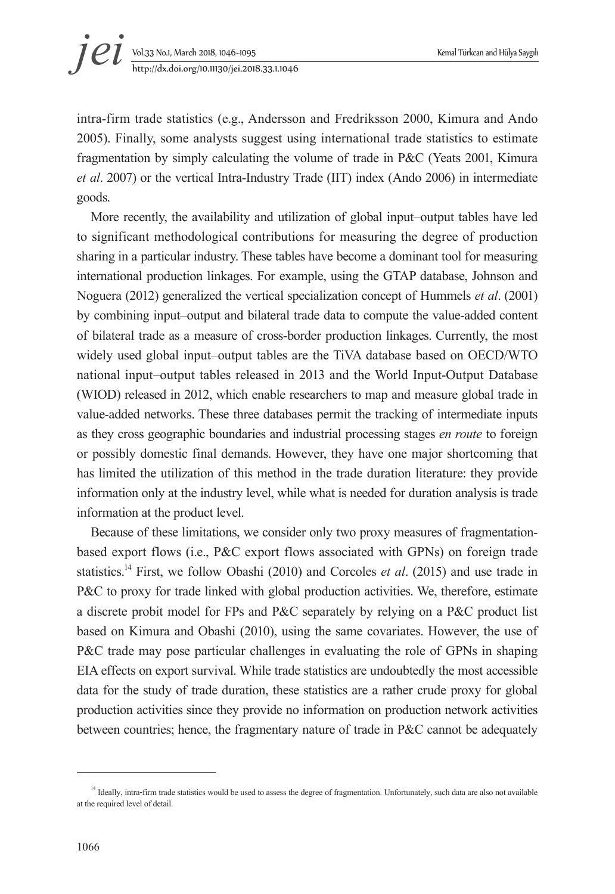intra-firm trade statistics (e.g., Andersson and Fredriksson 2000, Kimura and Ando 2005). Finally, some analysts suggest using international trade statistics to estimate fragmentation by simply calculating the volume of trade in P&C (Yeats 2001, Kimura *et al*. 2007) or the vertical Intra-Industry Trade (IIT) index (Ando 2006) in intermediate goods.

More recently, the availability and utilization of global input–output tables have led to significant methodological contributions for measuring the degree of production sharing in a particular industry. These tables have become a dominant tool for measuring international production linkages. For example, using the GTAP database, Johnson and Noguera (2012) generalized the vertical specialization concept of Hummels *et al*. (2001) by combining input–output and bilateral trade data to compute the value-added content of bilateral trade as a measure of cross-border production linkages. Currently, the most widely used global input–output tables are the TiVA database based on OECD/WTO national input–output tables released in 2013 and the World Input-Output Database (WIOD) released in 2012, which enable researchers to map and measure global trade in value-added networks. These three databases permit the tracking of intermediate inputs as they cross geographic boundaries and industrial processing stages *en route* to foreign or possibly domestic final demands. However, they have one major shortcoming that has limited the utilization of this method in the trade duration literature: they provide information only at the industry level, while what is needed for duration analysis is trade information at the product level.

Because of these limitations, we consider only two proxy measures of fragmentation-based export flows (i.e., P&C export flows associated with GPNs) on foreign trade statistics.[14] First, we follow Obashi (2010) and Corcoles *et al*. (2015) and use trade in P&C to proxy for trade linked with global production activities. We, therefore, estimate a discrete probit model for FPs and P&C separately by relying on a P&C product list based on Kimura and Obashi (2010), using the same covariates. However, the use of P&C trade may pose particular challenges in evaluating the role of GPNs in shaping EIA effects on export survival. While trade statistics are undoubtedly the most accessible data for the study of trade duration, these statistics are a rather crude proxy for global production activities since they provide no information on production network activities between countries; hence, the fragmentary nature of trade in P&C cannot be adequately

---

[14] Ideally, intra-firm trade statistics would be used to assess the degree of fragmentation. Unfortunately, such data are also not available at the required level of detail.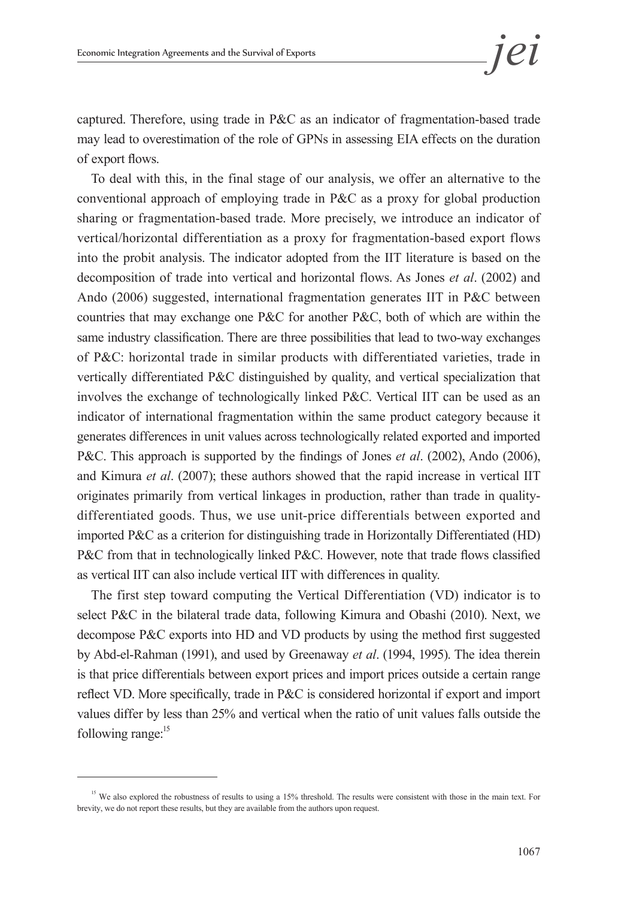captured. Therefore, using trade in P&C as an indicator of fragmentation-based trade may lead to overestimation of the role of GPNs in assessing EIA effects on the duration of export flows.

To deal with this, in the final stage of our analysis, we offer an alternative to the conventional approach of employing trade in P&C as a proxy for global production sharing or fragmentation-based trade. More precisely, we introduce an indicator of vertical/horizontal differentiation as a proxy for fragmentation-based export flows into the probit analysis. The indicator adopted from the IIT literature is based on the decomposition of trade into vertical and horizontal flows. As Jones *et al*. (2002) and Ando (2006) suggested, international fragmentation generates IIT in P&C between countries that may exchange one P&C for another P&C, both of which are within the same industry classification. There are three possibilities that lead to two-way exchanges of P&C: horizontal trade in similar products with differentiated varieties, trade in vertically differentiated P&C distinguished by quality, and vertical specialization that involves the exchange of technologically linked P&C. Vertical IIT can be used as an indicator of international fragmentation within the same product category because it generates differences in unit values across technologically related exported and imported P&C. This approach is supported by the findings of Jones *et al*. (2002), Ando (2006), and Kimura *et al*. (2007); these authors showed that the rapid increase in vertical IIT originates primarily from vertical linkages in production, rather than trade in quality-differentiated goods. Thus, we use unit-price differentials between exported and imported P&C as a criterion for distinguishing trade in Horizontally Differentiated (HD) P&C from that in technologically linked P&C. However, note that trade flows classified as vertical IIT can also include vertical IIT with differences in quality.

The first step toward computing the Vertical Differentiation (VD) indicator is to select P&C in the bilateral trade data, following Kimura and Obashi (2010). Next, we decompose P&C exports into HD and VD products by using the method first suggested by Abd-el-Rahman (1991), and used by Greenaway *et al*. (1994, 1995). The idea therein is that price differentials between export prices and import prices outside a certain range reflect VD. More specifically, trade in P&C is considered horizontal if export and import values differ by less than 25% and vertical when the ratio of unit values falls outside the following range:[15]

---

[15] We also explored the robustness of results to using a 15% threshold. The results were consistent with those in the main text. For brevity, we do not report these results, but they are available from the authors upon request.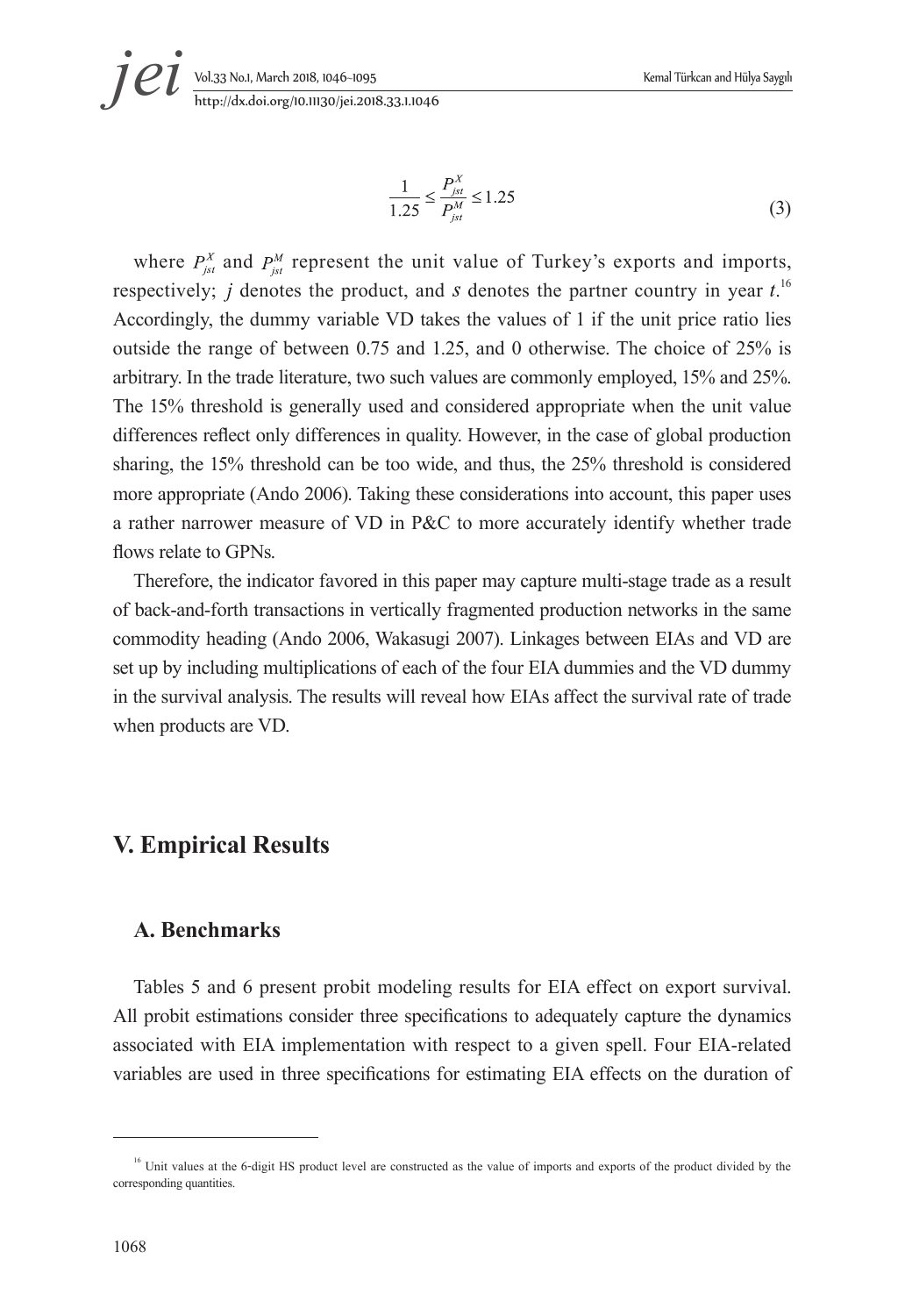$$\frac{1}{1.25} \leq \frac{P_{jst}^{X}}{P_{jst}^{M}} \leq 1.25 \tag{3}$$

where $P_{jst}^{X}$ and $P_{jst}^{M}$ represent the unit value of Turkey's exports and imports, respectively; $j$ denotes the product, and $s$ denotes the partner country in year $t$.[16] Accordingly, the dummy variable VD takes the values of 1 if the unit price ratio lies outside the range of between 0.75 and 1.25, and 0 otherwise. The choice of 25% is arbitrary. In the trade literature, two such values are commonly employed, 15% and 25%. The 15% threshold is generally used and considered appropriate when the unit value differences reflect only differences in quality. However, in the case of global production sharing, the 15% threshold can be too wide, and thus, the 25% threshold is considered more appropriate (Ando 2006). Taking these considerations into account, this paper uses a rather narrower measure of VD in P&C to more accurately identify whether trade flows relate to GPNs.

Therefore, the indicator favored in this paper may capture multi-stage trade as a result of back-and-forth transactions in vertically fragmented production networks in the same commodity heading (Ando 2006, Wakasugi 2007). Linkages between EIAs and VD are set up by including multiplications of each of the four EIA dummies and the VD dummy in the survival analysis. The results will reveal how EIAs affect the survival rate of trade when products are VD.

## V. Empirical Results

### A. Benchmarks

Tables 5 and 6 present probit modeling results for EIA effect on export survival. All probit estimations consider three specifications to adequately capture the dynamics associated with EIA implementation with respect to a given spell. Four EIA-related variables are used in three specifications for estimating EIA effects on the duration of

[16] Unit values at the 6-digit HS product level are constructed as the value of imports and exports of the product divided by the corresponding quantities.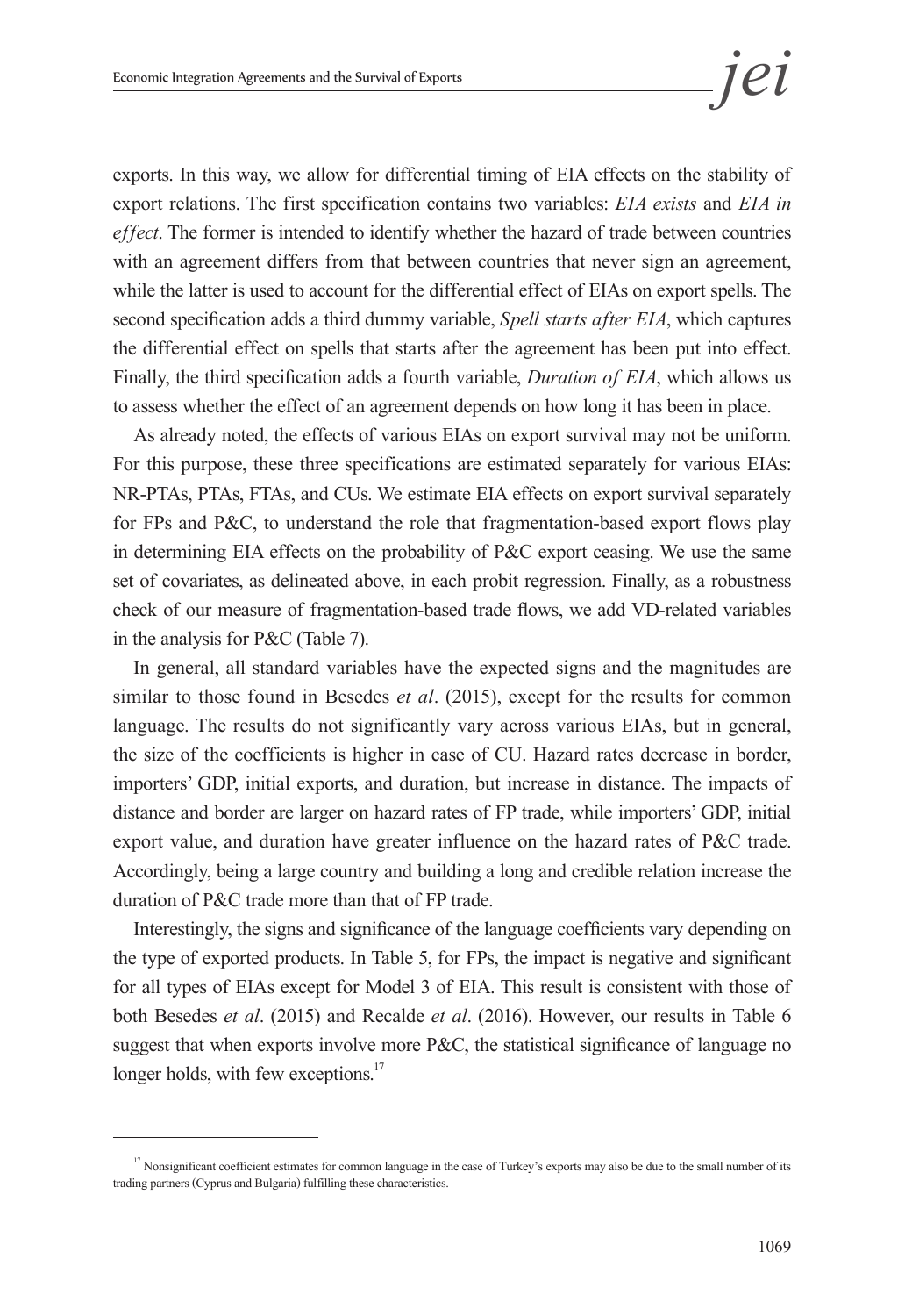exports. In this way, we allow for differential timing of EIA effects on the stability of export relations. The first specification contains two variables: *EIA exists* and *EIA in effect*. The former is intended to identify whether the hazard of trade between countries with an agreement differs from that between countries that never sign an agreement, while the latter is used to account for the differential effect of EIAs on export spells. The second specification adds a third dummy variable, *Spell starts after EIA*, which captures the differential effect on spells that starts after the agreement has been put into effect. Finally, the third specification adds a fourth variable, *Duration of EIA*, which allows us to assess whether the effect of an agreement depends on how long it has been in place.

As already noted, the effects of various EIAs on export survival may not be uniform. For this purpose, these three specifications are estimated separately for various EIAs: NR-PTAs, PTAs, FTAs, and CUs. We estimate EIA effects on export survival separately for FPs and P&C, to understand the role that fragmentation-based export flows play in determining EIA effects on the probability of P&C export ceasing. We use the same set of covariates, as delineated above, in each probit regression. Finally, as a robustness check of our measure of fragmentation-based trade flows, we add VD-related variables in the analysis for P&C (Table 7).

In general, all standard variables have the expected signs and the magnitudes are similar to those found in Besedes *et al*. (2015), except for the results for common language. The results do not significantly vary across various EIAs, but in general, the size of the coefficients is higher in case of CU. Hazard rates decrease in border, importers' GDP, initial exports, and duration, but increase in distance. The impacts of distance and border are larger on hazard rates of FP trade, while importers' GDP, initial export value, and duration have greater influence on the hazard rates of P&C trade. Accordingly, being a large country and building a long and credible relation increase the duration of P&C trade more than that of FP trade.

Interestingly, the signs and significance of the language coefficients vary depending on the type of exported products. In Table 5, for FPs, the impact is negative and significant for all types of EIAs except for Model 3 of EIA. This result is consistent with those of both Besedes *et al*. (2015) and Recalde *et al*. (2016). However, our results in Table 6 suggest that when exports involve more P&C, the statistical significance of language no longer holds, with few exceptions.[17]

---

[17] Nonsignificant coefficient estimates for common language in the case of Turkey's exports may also be due to the small number of its trading partners (Cyprus and Bulgaria) fulfilling these characteristics.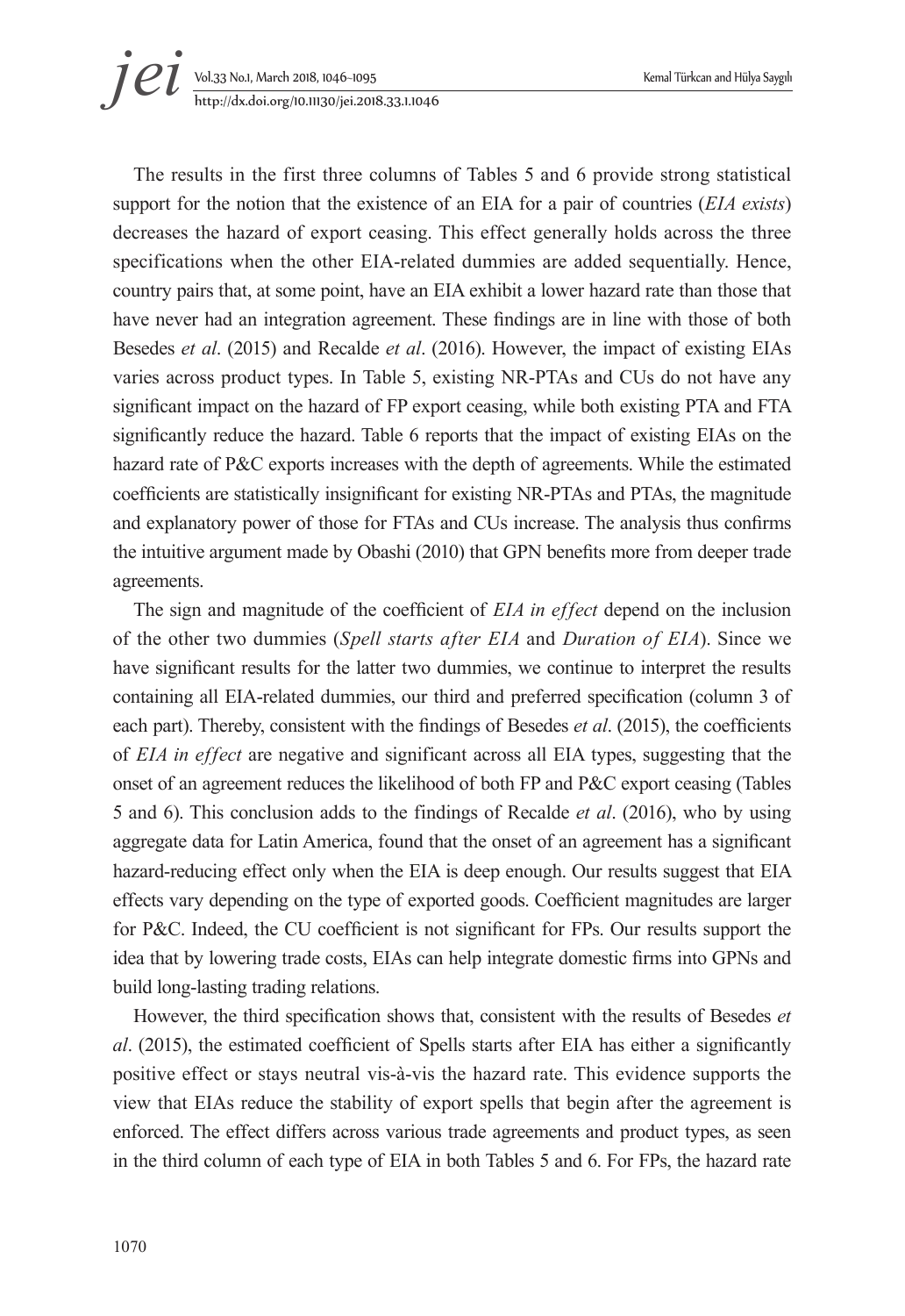The results in the first three columns of Tables 5 and 6 provide strong statistical support for the notion that the existence of an EIA for a pair of countries (*EIA exists*) decreases the hazard of export ceasing. This effect generally holds across the three specifications when the other EIA-related dummies are added sequentially. Hence, country pairs that, at some point, have an EIA exhibit a lower hazard rate than those that have never had an integration agreement. These findings are in line with those of both Besedes *et al*. (2015) and Recalde *et al*. (2016). However, the impact of existing EIAs varies across product types. In Table 5, existing NR-PTAs and CUs do not have any significant impact on the hazard of FP export ceasing, while both existing PTA and FTA significantly reduce the hazard. Table 6 reports that the impact of existing EIAs on the hazard rate of P&C exports increases with the depth of agreements. While the estimated coefficients are statistically insignificant for existing NR-PTAs and PTAs, the magnitude and explanatory power of those for FTAs and CUs increase. The analysis thus confirms the intuitive argument made by Obashi (2010) that GPN benefits more from deeper trade agreements.

The sign and magnitude of the coefficient of *EIA in effect* depend on the inclusion of the other two dummies (*Spell starts after EIA* and *Duration of EIA*). Since we have significant results for the latter two dummies, we continue to interpret the results containing all EIA-related dummies, our third and preferred specification (column 3 of each part). Thereby, consistent with the findings of Besedes *et al*. (2015), the coefficients of *EIA in effect* are negative and significant across all EIA types, suggesting that the onset of an agreement reduces the likelihood of both FP and P&C export ceasing (Tables 5 and 6). This conclusion adds to the findings of Recalde *et al*. (2016), who by using aggregate data for Latin America, found that the onset of an agreement has a significant hazard-reducing effect only when the EIA is deep enough. Our results suggest that EIA effects vary depending on the type of exported goods. Coefficient magnitudes are larger for P&C. Indeed, the CU coefficient is not significant for FPs. Our results support the idea that by lowering trade costs, EIAs can help integrate domestic firms into GPNs and build long-lasting trading relations.

However, the third specification shows that, consistent with the results of Besedes *et al*. (2015), the estimated coefficient of Spells starts after EIA has either a significantly positive effect or stays neutral vis-à-vis the hazard rate. This evidence supports the view that EIAs reduce the stability of export spells that begin after the agreement is enforced. The effect differs across various trade agreements and product types, as seen in the third column of each type of EIA in both Tables 5 and 6. For FPs, the hazard rate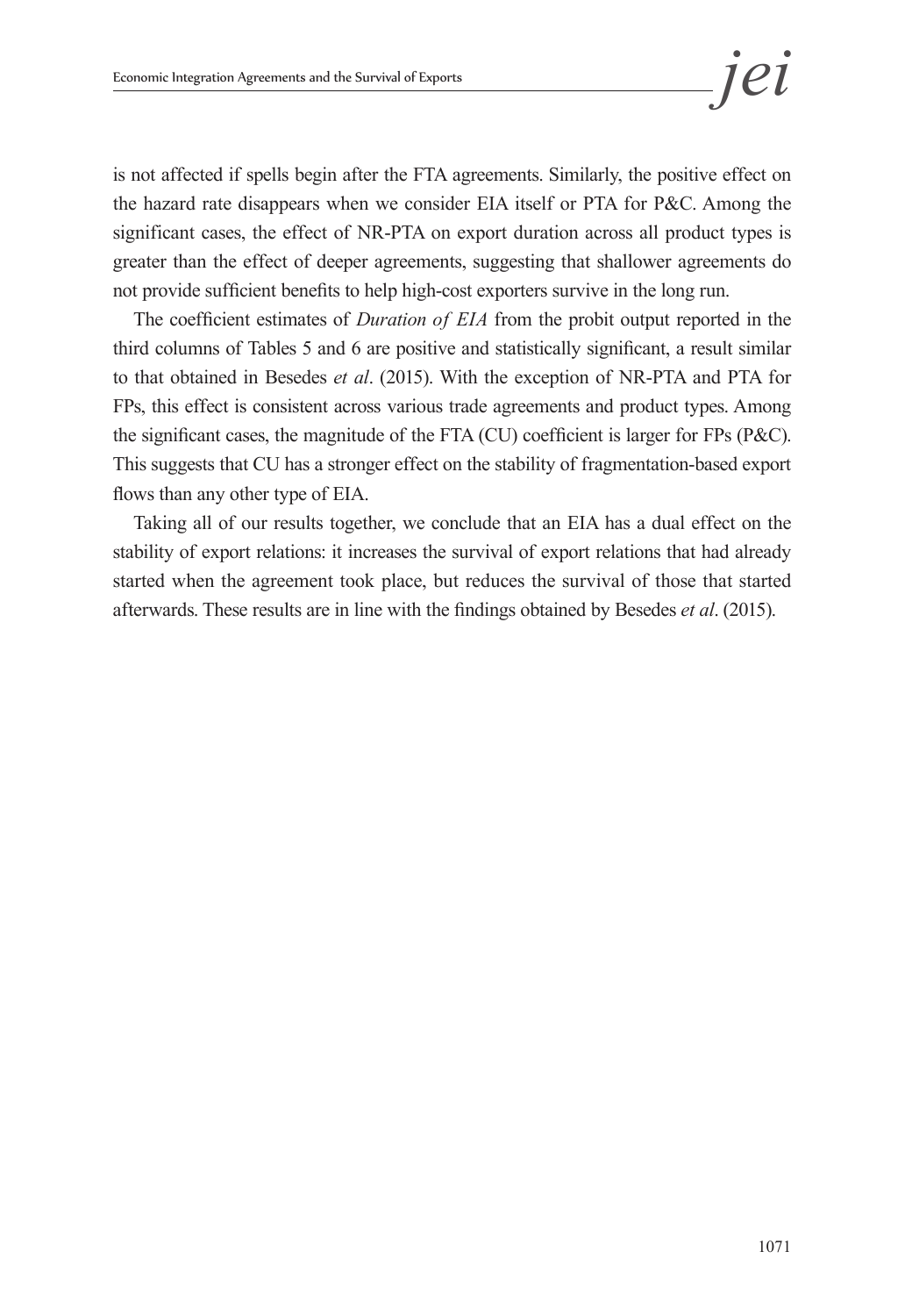is not affected if spells begin after the FTA agreements. Similarly, the positive effect on the hazard rate disappears when we consider EIA itself or PTA for P&C. Among the significant cases, the effect of NR-PTA on export duration across all product types is greater than the effect of deeper agreements, suggesting that shallower agreements do not provide sufficient benefits to help high-cost exporters survive in the long run.

The coefficient estimates of *Duration of EIA* from the probit output reported in the third columns of Tables 5 and 6 are positive and statistically significant, a result similar to that obtained in Besedes *et al*. (2015). With the exception of NR-PTA and PTA for FPs, this effect is consistent across various trade agreements and product types. Among the significant cases, the magnitude of the FTA (CU) coefficient is larger for FPs (P&C). This suggests that CU has a stronger effect on the stability of fragmentation-based export flows than any other type of EIA.

Taking all of our results together, we conclude that an EIA has a dual effect on the stability of export relations: it increases the survival of export relations that had already started when the agreement took place, but reduces the survival of those that started afterwards. These results are in line with the findings obtained by Besedes *et al*. (2015).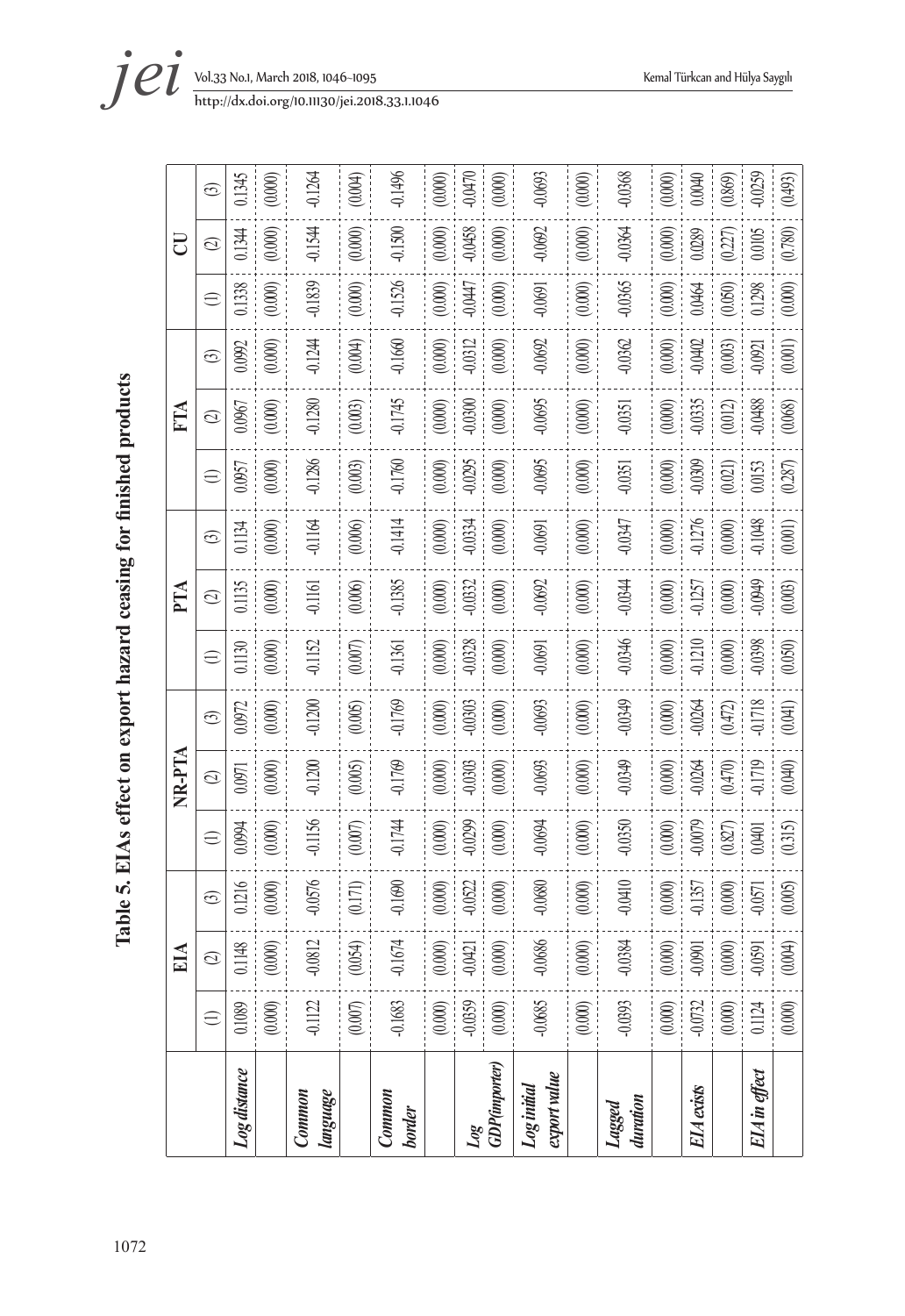# Table 5. EIAs effect on export hazard ceasing for finished products

| | EIA | | | NR-PTA | | | PTA | | | FTA | | | CU | | |
|---|---|---|---|---|---|---|---|---|---|---|---|---|---|---|---|
| | (1) | (2) | (3) | (1) | (2) | (3) | (1) | (2) | (3) | (1) | (2) | (3) | (1) | (2) | (3) |
| *Log distance* | 0.1089 | 0.1148 | 0.1216 | 0.0994 | 0.0971 | 0.0972 | 0.1130 | 0.1135 | 0.1134 | 0.0957 | 0.0967 | 0.0992 | 0.1338 | 0.1344 | 0.1345 |
| | (0.000) | (0.000) | (0.000) | (0.000) | (0.000) | (0.000) | (0.000) | (0.000) | (0.000) | (0.000) | (0.000) | (0.000) | (0.000) | (0.000) | (0.000) |
| *Common language* | -0.1122 | -0.0812 | -0.0576 | -0.1156 | -0.1200 | -0.1200 | -0.1152 | -0.1161 | -0.1164 | -0.1286 | -0.1280 | -0.1244 | -0.1839 | -0.1544 | -0.1264 |
| | (0.007) | (0.054) | (0.171) | (0.007) | (0.005) | (0.005) | (0.007) | (0.006) | (0.006) | (0.003) | (0.003) | (0.004) | (0.000) | (0.000) | (0.004) |
| *Common border* | -0.1683 | -0.1674 | -0.1690 | -0.1744 | -0.1769 | -0.1769 | -0.1361 | -0.1385 | -0.1414 | -0.1760 | -0.1745 | -0.1660 | -0.1526 | -0.1500 | -0.1496 |
| | (0.000) | (0.000) | (0.000) | (0.000) | (0.000) | (0.000) | (0.000) | (0.000) | (0.000) | (0.000) | (0.000) | (0.000) | (0.000) | (0.000) | (0.000) |
| *Log GDP(importer)* | -0.0359 | -0.0421 | -0.0522 | -0.0299 | -0.0303 | -0.0303 | -0.0328 | -0.0332 | -0.0334 | -0.0295 | -0.0300 | -0.0312 | -0.0447 | -0.0458 | -0.0470 |
| | (0.000) | (0.000) | (0.000) | (0.000) | (0.000) | (0.000) | (0.000) | (0.000) | (0.000) | (0.000) | (0.000) | (0.000) | (0.000) | (0.000) | (0.000) |
| *Log initial export value* | -0.0685 | -0.0686 | -0.0680 | -0.0694 | -0.0693 | -0.0693 | -0.0691 | -0.0692 | -0.0691 | -0.0695 | -0.0695 | -0.0692 | -0.0691 | -0.0692 | -0.0693 |
| | (0.000) | (0.000) | (0.000) | (0.000) | (0.000) | (0.000) | (0.000) | (0.000) | (0.000) | (0.000) | (0.000) | (0.000) | (0.000) | (0.000) | (0.000) |
| *Lagged duration* | -0.0393 | -0.0384 | -0.0410 | -0.0350 | -0.0349 | -0.0349 | -0.0346 | -0.0344 | -0.0347 | -0.0351 | -0.0351 | -0.0362 | -0.0365 | -0.0364 | -0.0368 |
| | (0.000) | (0.000) | (0.000) | (0.000) | (0.000) | (0.000) | (0.000) | (0.000) | (0.000) | (0.000) | (0.000) | (0.000) | (0.000) | (0.000) | (0.000) |
| *EIA exists* | -0.0732 | -0.0901 | -0.1357 | -0.0079 | -0.0264 | -0.0264 | -0.1210 | -0.1257 | -0.1276 | -0.0309 | -0.0335 | -0.0402 | 0.0464 | 0.0289 | 0.0040 |
| | (0.000) | (0.000) | (0.000) | (0.827) | (0.470) | (0.472) | (0.000) | (0.000) | (0.000) | (0.021) | (0.012) | (0.003) | (0.050) | (0.227) | (0.869) |
| *EIA in effect* | 0.1124 | -0.0591 | -0.0571 | 0.0401 | -0.1719 | -0.1718 | -0.0398 | -0.0949 | -0.1048 | 0.0153 | -0.0488 | -0.0921 | 0.1298 | 0.0105 | -0.0259 |
| | (0.000) | (0.004) | (0.005) | (0.315) | (0.040) | (0.041) | (0.050) | (0.003) | (0.001) | (0.287) | (0.068) | (0.001) | (0.000) | (0.780) | (0.493) |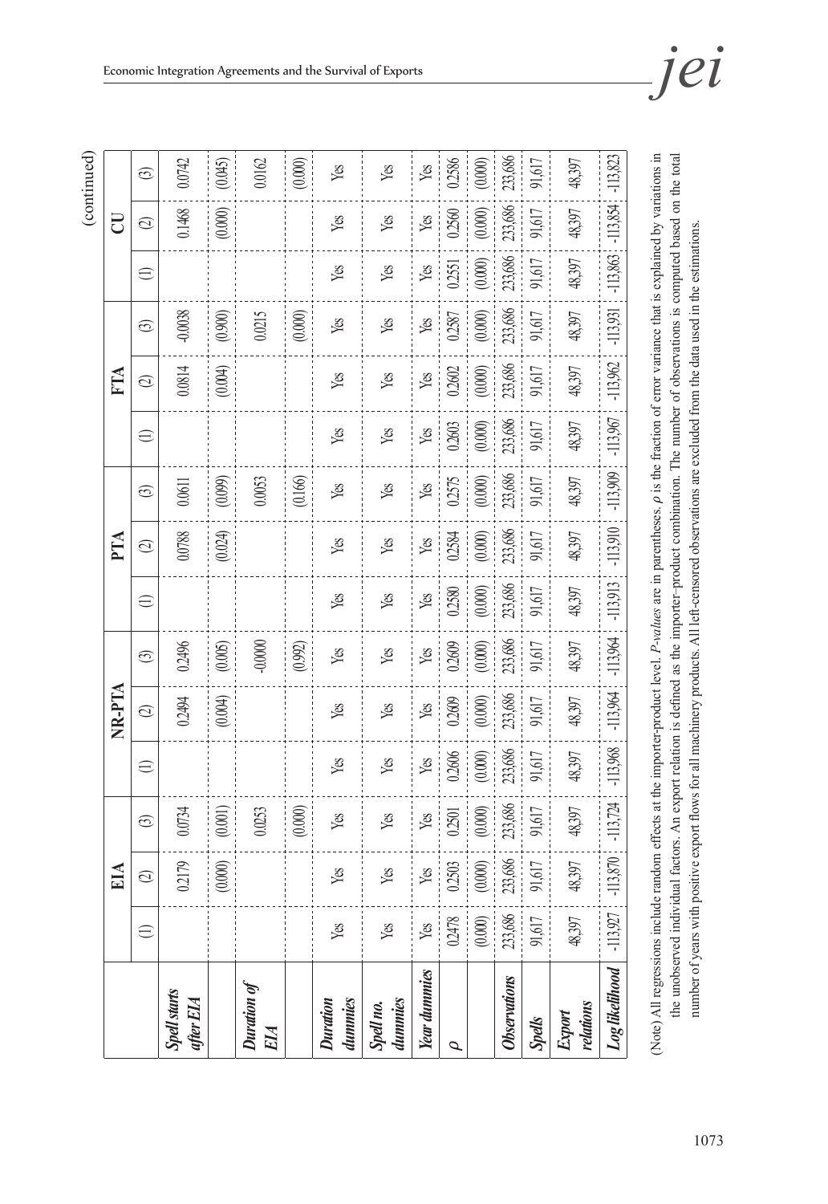(continued)

| | EIA | | | NR-PTA | | | PTA | | | FTA | | | CU | | |
|---|---|---|---|---|---|---|---|---|---|---|---|---|---|---|---|
| | (1) | (2) | (3) | (1) | (2) | (3) | (1) | (2) | (3) | (1) | (2) | (3) | (1) | (2) | (3) |
| ***Spell starts after EIA*** | | 0.2179 | 0.0734 | | 0.2494 | 0.2496 | | 0.0788 | 0.0611 | | 0.0814 | -0.0038 | | 0.1468 | 0.0742 |
| | | (0.000) | (0.001) | | (0.004) | (0.005) | | (0.024) | (0.099) | | (0.004) | (0.900) | | (0.000) | (0.045) |
| ***Duration of EIA*** | | | 0.0253 | | | -0.0000 | | | 0.0053 | | | 0.0215 | | | 0.0162 |
| | | | (0.000) | | | (0.992) | | | (0.166) | | | (0.000) | | | (0.000) |
| ***Duration dummies*** | Yes | Yes | Yes | Yes | Yes | Yes | Yes | Yes | Yes | Yes | Yes | Yes | Yes | Yes | Yes |
| ***Spell no. dummies*** | Yes | Yes | Yes | Yes | Yes | Yes | Yes | Yes | Yes | Yes | Yes | Yes | Yes | Yes | Yes |
| ***Year dummies*** | Yes | Yes | Yes | Yes | Yes | Yes | Yes | Yes | Yes | Yes | Yes | Yes | Yes | Yes | Yes |
| $\rho$ | 0.2478 | 0.2503 | 0.2501 | 0.2606 | 0.2609 | 0.2609 | 0.2580 | 0.2584 | 0.2575 | 0.2603 | 0.2602 | 0.2587 | 0.2551 | 0.2560 | 0.2586 |
| | (0.000) | (0.000) | (0.000) | (0.000) | (0.000) | (0.000) | (0.000) | (0.000) | (0.000) | (0.000) | (0.000) | (0.000) | (0.000) | (0.000) | (0.000) |
| ***Observations*** | 233,686 | 233,686 | 233,686 | 233,686 | 233,686 | 233,686 | 233,686 | 233,686 | 233,686 | 233,686 | 233,686 | 233,686 | 233,686 | 233,686 | 233,686 |
| ***Spells*** | 91,617 | 91,617 | 91,617 | 91,617 | 91,617 | 91,617 | 91,617 | 91,617 | 91,617 | 91,617 | 91,617 | 91,617 | 91,617 | 91,617 | 91,617 |
| ***Export relations*** | 48,397 | 48,397 | 48,397 | 48,397 | 48,397 | 48,397 | 48,397 | 48,397 | 48,397 | 48,397 | 48,397 | 48,397 | 48,397 | 48,397 | 48,397 |
| ***Log likelihood*** | -113,927 | -113,870 | -113,724 | -113,968 | -113,964 | -113,964 | -113,913 | -113,910 | -113,909 | -113,967 | -113,962 | -113,931 | -113,863 | -113,854 | -113,823 |

(Note) All regressions include random effects at the importer-product level. *P-values* are in parentheses. $\rho$ is the fraction of error variance that is explained by variations in the unobserved individual factors. An export relation is defined as the importer-product combination. The number of observations is computed based on the total number of years with positive export flows for all machinery products. All left-censored observations are excluded from the data used in the estimations.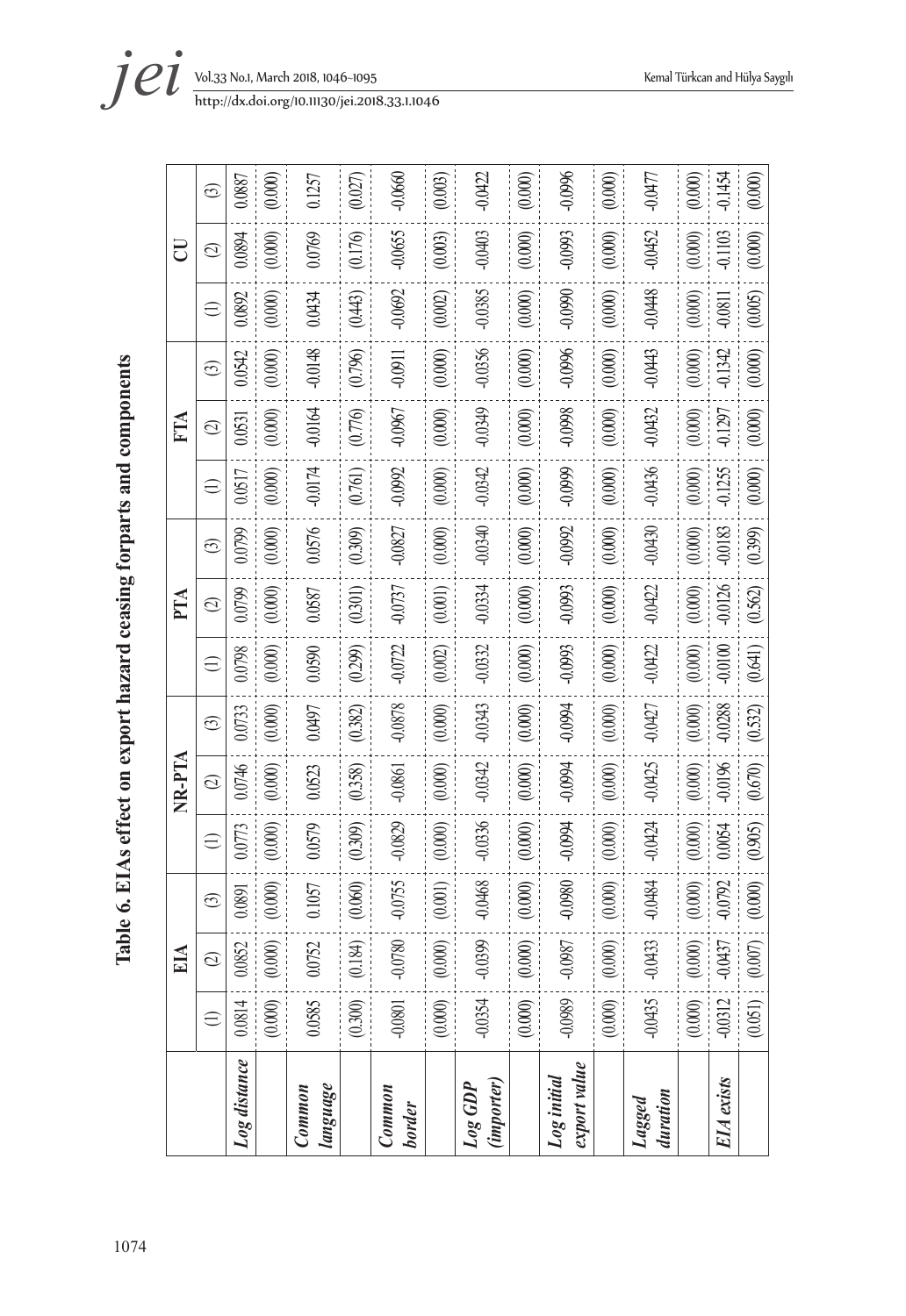# Table 6. EIAs effect on export hazard ceasing forparts and components

| | EIA | | | NR-PTA | | | PTA | | | FTA | | | CU | | |
|---|---|---|---|---|---|---|---|---|---|---|---|---|---|---|---|
| | (1) | (2) | (3) | (1) | (2) | (3) | (1) | (2) | (3) | (1) | (2) | (3) | (1) | (2) | (3) |
| ***Log distance*** | 0.0814 | 0.0852 | 0.0891 | 0.0773 | 0.0746 | 0.0733 | 0.0798 | 0.0799 | 0.0799 | 0.0517 | 0.0531 | 0.0542 | 0.0892 | 0.0894 | 0.0887 |
| | (0.000) | (0.000) | (0.000) | (0.000) | (0.000) | (0.000) | (0.000) | (0.000) | (0.000) | (0.000) | (0.000) | (0.000) | (0.000) | (0.000) | (0.000) |
| ***Common language*** | 0.0585 | 0.0752 | 0.1057 | 0.0579 | 0.0523 | 0.0497 | 0.0590 | 0.0587 | 0.0576 | -0.0174 | -0.0164 | -0.0148 | 0.0434 | 0.0769 | 0.1257 |
| | (0.300) | (0.184) | (0.060) | (0.309) | (0.358) | (0.382) | (0.299) | (0.301) | (0.309) | (0.761) | (0.776) | (0.796) | (0.443) | (0.176) | (0.027) |
| ***Common border*** | -0.0801 | -0.0780 | -0.0755 | -0.0829 | -0.0861 | -0.0878 | -0.0722 | -0.0737 | -0.0827 | -0.0992 | -0.0967 | -0.0911 | -0.0692 | -0.0655 | -0.0660 |
| | (0.000) | (0.000) | (0.001) | (0.000) | (0.000) | (0.000) | (0.002) | (0.001) | (0.000) | (0.000) | (0.000) | (0.000) | (0.002) | (0.003) | (0.003) |
| ***Log GDP (importer)*** | -0.0354 | -0.0399 | -0.0468 | -0.0336 | -0.0342 | -0.0343 | -0.0332 | -0.0334 | -0.0340 | -0.0342 | -0.0349 | -0.0356 | -0.0385 | -0.0403 | -0.0422 |
| | (0.000) | (0.000) | (0.000) | (0.000) | (0.000) | (0.000) | (0.000) | (0.000) | (0.000) | (0.000) | (0.000) | (0.000) | (0.000) | (0.000) | (0.000) |
| ***Log initial export value*** | -0.0989 | -0.0987 | -0.0980 | -0.0994 | -0.0994 | -0.0994 | -0.0993 | -0.0993 | -0.0992 | -0.0999 | -0.0998 | -0.0996 | -0.0990 | -0.0993 | -0.0996 |
| | (0.000) | (0.000) | (0.000) | (0.000) | (0.000) | (0.000) | (0.000) | (0.000) | (0.000) | (0.000) | (0.000) | (0.000) | (0.000) | (0.000) | (0.000) |
| ***Lagged duration*** | -0.0435 | -0.0433 | -0.0484 | -0.0424 | -0.0425 | -0.0427 | -0.0422 | -0.0422 | -0.0430 | -0.0436 | -0.0432 | -0.0443 | -0.0448 | -0.0452 | -0.0477 |
| | (0.000) | (0.000) | (0.000) | (0.000) | (0.000) | (0.000) | (0.000) | (0.000) | (0.000) | (0.000) | (0.000) | (0.000) | (0.000) | (0.000) | (0.000) |
| ***EIA exists*** | -0.0312 | -0.0437 | -0.0792 | 0.0054 | -0.0196 | -0.0288 | -0.0100 | -0.0126 | -0.0183 | -0.1255 | -0.1297 | -0.1342 | -0.0811 | -0.1103 | -0.1454 |
| | (0.051) | (0.007) | (0.000) | (0.905) | (0.670) | (0.532) | (0.641) | (0.562) | (0.399) | (0.000) | (0.000) | (0.000) | (0.005) | (0.000) | (0.000) |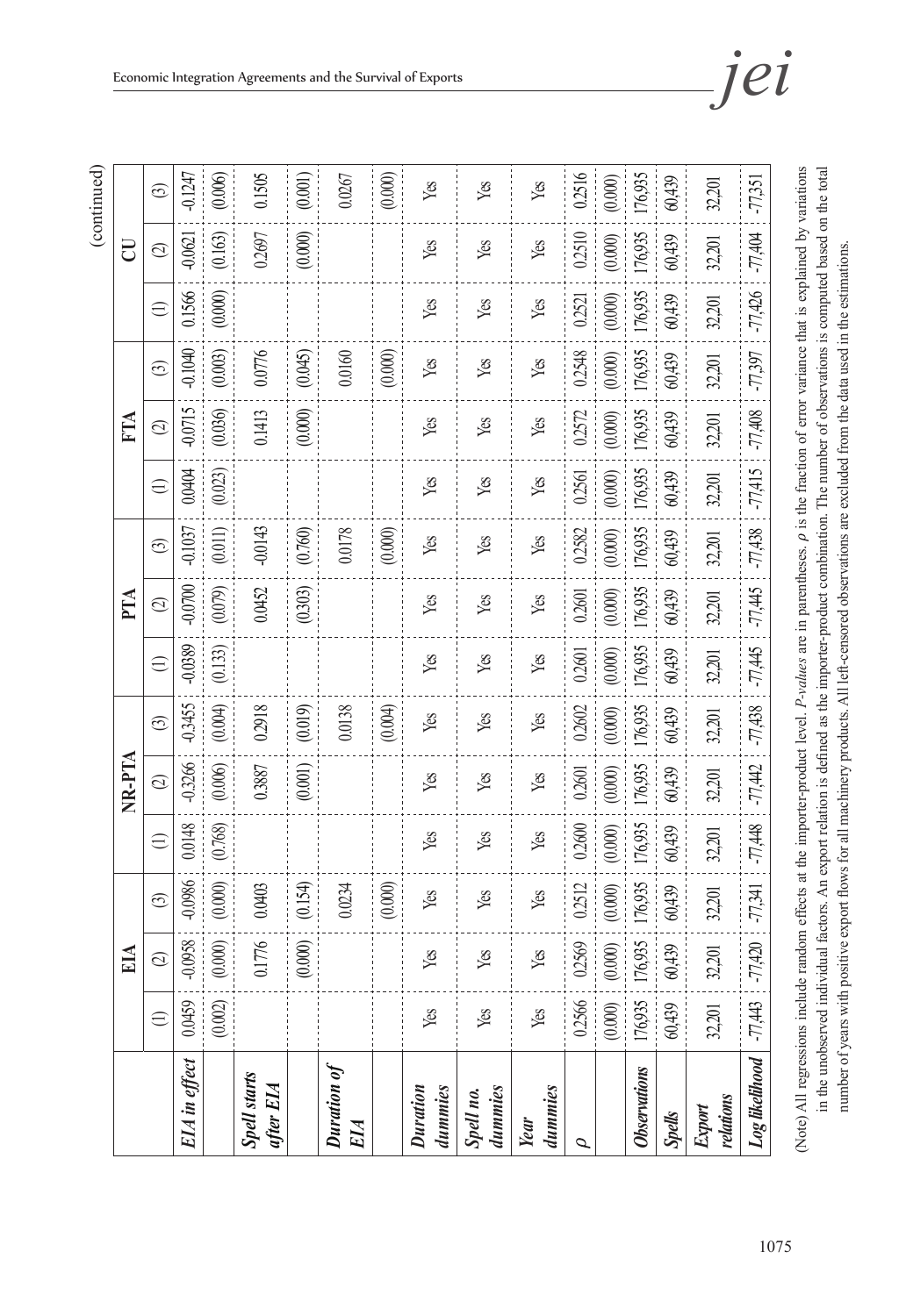(continued)

| | EIA | | | NR-PTA | | | PTA | | | FTA | | | CU | | |
|---|---|---|---|---|---|---|---|---|---|---|---|---|---|---|---|
| | (1) | (2) | (3) | (1) | (2) | (3) | (1) | (2) | (3) | (1) | (2) | (3) | (1) | (2) | (3) |
| ***EIA in effect*** | 0.0459 | -0.0958 | -0.0986 | 0.0148 | -0.3266 | -0.3455 | -0.0389 | -0.0700 | -0.1037 | 0.0404 | -0.0715 | -0.1040 | 0.1566 | -0.0621 | -0.1247 |
| | (0.002) | (0.000) | (0.000) | (0.768) | (0.006) | (0.004) | (0.133) | (0.079) | (0.011) | (0.023) | (0.036) | (0.003) | (0.000) | (0.163) | (0.006) |
| ***Spell starts after EIA*** | | 0.1776 | 0.0403 | | 0.3887 | 0.2918 | | 0.0452 | -0.0143 | | 0.1413 | 0.0776 | | 0.2697 | 0.1505 |
| | | (0.000) | (0.154) | | (0.001) | (0.019) | | (0.303) | (0.760) | | (0.000) | (0.045) | | (0.000) | (0.001) |
| ***Duration of EIA*** | | | 0.0234 | | | 0.0138 | | | 0.0178 | | | 0.0160 | | | 0.0267 |
| | | | (0.000) | | | (0.004) | | | (0.000) | | | (0.000) | | | (0.000) |
| ***Duration dummies*** | Yes | Yes | Yes | Yes | Yes | Yes | Yes | Yes | Yes | Yes | Yes | Yes | Yes | Yes | Yes |
| ***Spell no. dummies*** | Yes | Yes | Yes | Yes | Yes | Yes | Yes | Yes | Yes | Yes | Yes | Yes | Yes | Yes | Yes |
| ***Year dummies*** | Yes | Yes | Yes | Yes | Yes | Yes | Yes | Yes | Yes | Yes | Yes | Yes | Yes | Yes | Yes |
| $\rho$ | 0.2566 | 0.2569 | 0.2512 | 0.2600 | 0.2601 | 0.2602 | 0.2601 | 0.2601 | 0.2582 | 0.2561 | 0.2572 | 0.2548 | 0.2521 | 0.2510 | 0.2516 |
| | (0.000) | (0.000) | (0.000) | (0.000) | (0.000) | (0.000) | (0.000) | (0.000) | (0.000) | (0.000) | (0.000) | (0.000) | (0.000) | (0.000) | (0.000) |
| ***Observations*** | 176,935 | 176,935 | 176,935 | 176,935 | 176,935 | 176,935 | 176,935 | 176,935 | 176,935 | 176,935 | 176,935 | 176,935 | 176,935 | 176,935 | 176,935 |
| ***Spells*** | 60,439 | 60,439 | 60,439 | 60,439 | 60,439 | 60,439 | 60,439 | 60,439 | 60,439 | 60,439 | 60,439 | 60,439 | 60,439 | 60,439 | 60,439 |
| ***Export relations*** | 32,201 | 32,201 | 32,201 | 32,201 | 32,201 | 32,201 | 32,201 | 32,201 | 32,201 | 32,201 | 32,201 | 32,201 | 32,201 | 32,201 | 32,201 |
| ***Log likelihood*** | -77,443 | -77,420 | -77,341 | -77,448 | -77,442 | -77,438 | -77,445 | -77,445 | -77,438 | -77,415 | -77,408 | -77,397 | -77,426 | -77,404 | -77,351 |

(Note) All regressions include random effects at the importer-product level. *P-values* are in parentheses. $\rho$ is the fraction of error variance that is explained by variations in the unobserved individual factors. An export relation is defined as the importer-product combination. The number of observations is computed based on the total number of years with positive export flows for all machinery products. All left-censored observations are excluded from the data used in the estimations.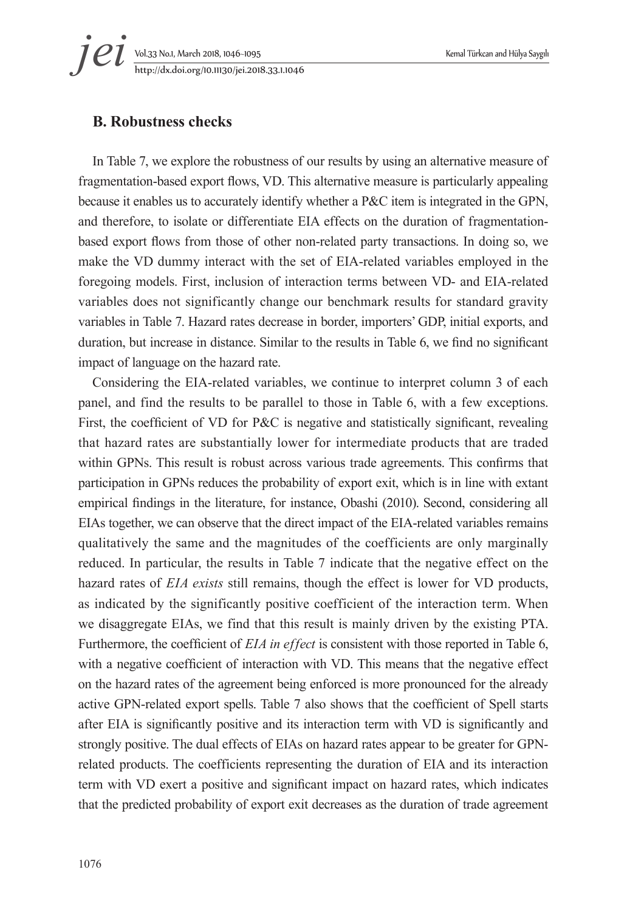### B. Robustness checks

In Table 7, we explore the robustness of our results by using an alternative measure of fragmentation-based export flows, VD. This alternative measure is particularly appealing because it enables us to accurately identify whether a P&C item is integrated in the GPN, and therefore, to isolate or differentiate EIA effects on the duration of fragmentation-based export flows from those of other non-related party transactions. In doing so, we make the VD dummy interact with the set of EIA-related variables employed in the foregoing models. First, inclusion of interaction terms between VD- and EIA-related variables does not significantly change our benchmark results for standard gravity variables in Table 7. Hazard rates decrease in border, importers' GDP, initial exports, and duration, but increase in distance. Similar to the results in Table 6, we find no significant impact of language on the hazard rate.

Considering the EIA-related variables, we continue to interpret column 3 of each panel, and find the results to be parallel to those in Table 6, with a few exceptions. First, the coefficient of VD for P&C is negative and statistically significant, revealing that hazard rates are substantially lower for intermediate products that are traded within GPNs. This result is robust across various trade agreements. This confirms that participation in GPNs reduces the probability of export exit, which is in line with extant empirical findings in the literature, for instance, Obashi (2010). Second, considering all EIAs together, we can observe that the direct impact of the EIA-related variables remains qualitatively the same and the magnitudes of the coefficients are only marginally reduced. In particular, the results in Table 7 indicate that the negative effect on the hazard rates of *EIA exists* still remains, though the effect is lower for VD products, as indicated by the significantly positive coefficient of the interaction term. When we disaggregate EIAs, we find that this result is mainly driven by the existing PTA. Furthermore, the coefficient of *EIA in effect* is consistent with those reported in Table 6, with a negative coefficient of interaction with VD. This means that the negative effect on the hazard rates of the agreement being enforced is more pronounced for the already active GPN-related export spells. Table 7 also shows that the coefficient of Spell starts after EIA is significantly positive and its interaction term with VD is significantly and strongly positive. The dual effects of EIAs on hazard rates appear to be greater for GPN-related products. The coefficients representing the duration of EIA and its interaction term with VD exert a positive and significant impact on hazard rates, which indicates that the predicted probability of export exit decreases as the duration of trade agreement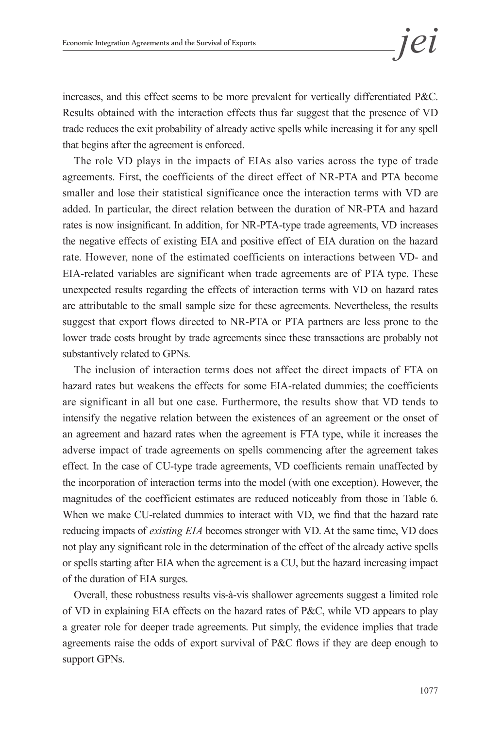increases, and this effect seems to be more prevalent for vertically differentiated P&C. Results obtained with the interaction effects thus far suggest that the presence of VD trade reduces the exit probability of already active spells while increasing it for any spell that begins after the agreement is enforced.

The role VD plays in the impacts of EIAs also varies across the type of trade agreements. First, the coefficients of the direct effect of NR-PTA and PTA become smaller and lose their statistical significance once the interaction terms with VD are added. In particular, the direct relation between the duration of NR-PTA and hazard rates is now insignificant. In addition, for NR-PTA-type trade agreements, VD increases the negative effects of existing EIA and positive effect of EIA duration on the hazard rate. However, none of the estimated coefficients on interactions between VD- and EIA-related variables are significant when trade agreements are of PTA type. These unexpected results regarding the effects of interaction terms with VD on hazard rates are attributable to the small sample size for these agreements. Nevertheless, the results suggest that export flows directed to NR-PTA or PTA partners are less prone to the lower trade costs brought by trade agreements since these transactions are probably not substantively related to GPNs.

The inclusion of interaction terms does not affect the direct impacts of FTA on hazard rates but weakens the effects for some EIA-related dummies; the coefficients are significant in all but one case. Furthermore, the results show that VD tends to intensify the negative relation between the existences of an agreement or the onset of an agreement and hazard rates when the agreement is FTA type, while it increases the adverse impact of trade agreements on spells commencing after the agreement takes effect. In the case of CU-type trade agreements, VD coefficients remain unaffected by the incorporation of interaction terms into the model (with one exception). However, the magnitudes of the coefficient estimates are reduced noticeably from those in Table 6. When we make CU-related dummies to interact with VD, we find that the hazard rate reducing impacts of *existing EIA* becomes stronger with VD. At the same time, VD does not play any significant role in the determination of the effect of the already active spells or spells starting after EIA when the agreement is a CU, but the hazard increasing impact of the duration of EIA surges.

Overall, these robustness results vis-à-vis shallower agreements suggest a limited role of VD in explaining EIA effects on the hazard rates of P&C, while VD appears to play a greater role for deeper trade agreements. Put simply, the evidence implies that trade agreements raise the odds of export survival of P&C flows if they are deep enough to support GPNs.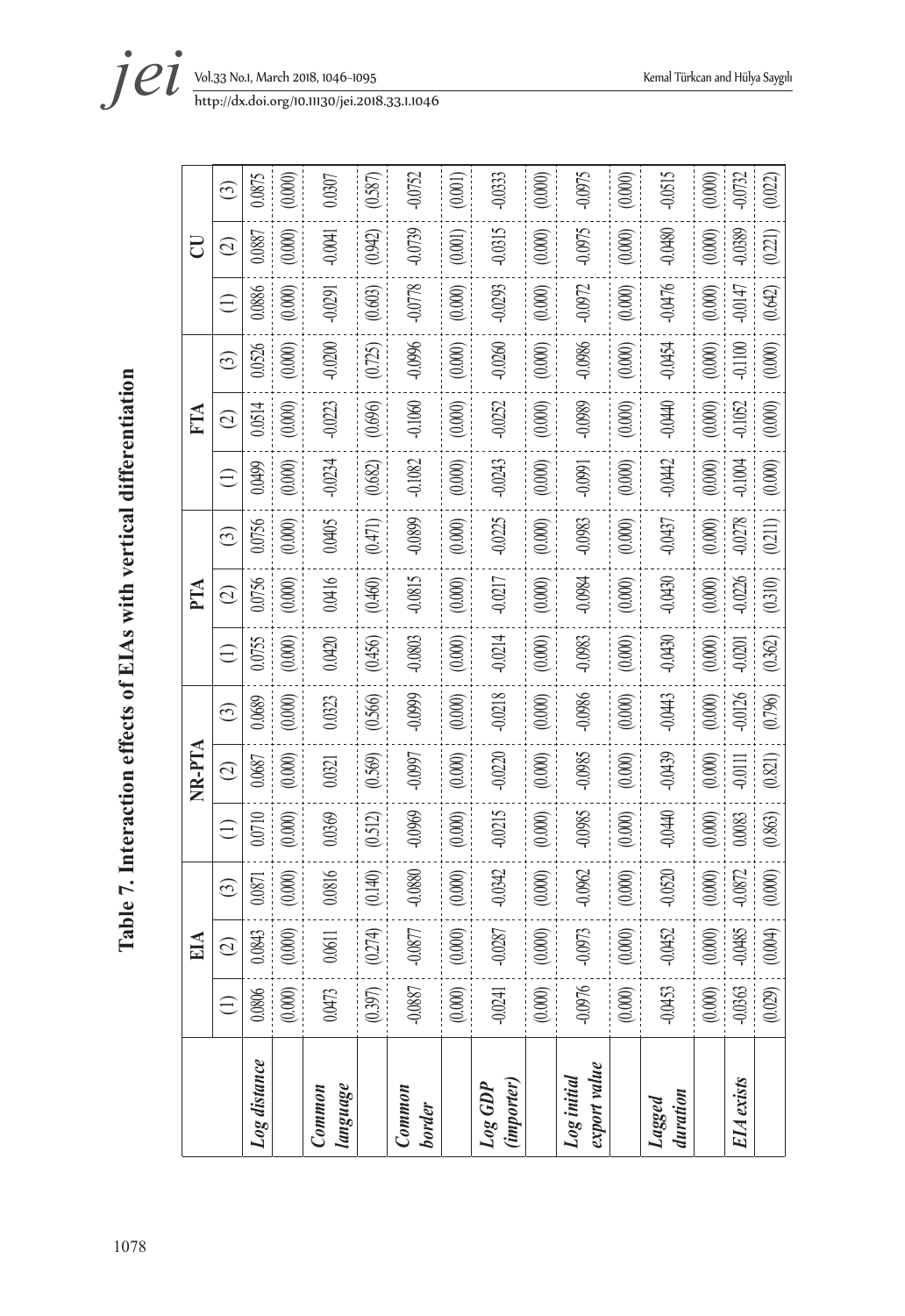**Table 7. Interaction effects of EIAs with vertical differentiation**

| | EIA | | | NR-PTA | | | PTA | | | FTA | | | CU | | |
|---|---|---|---|---|---|---|---|---|---|---|---|---|---|---|---|
| | (1) | (2) | (3) | (1) | (2) | (3) | (1) | (2) | (3) | (1) | (2) | (3) | (1) | (2) | (3) |
| ***Log distance*** | 0.0806 | 0.0843 | 0.0871 | 0.0710 | 0.0687 | 0.0689 | 0.0755 | 0.0756 | 0.0756 | 0.0499 | 0.0514 | 0.0526 | 0.0886 | 0.0887 | 0.0875 |
| | (0.000) | (0.000) | (0.000) | (0.000) | (0.000) | (0.000) | (0.000) | (0.000) | (0.000) | (0.000) | (0.000) | (0.000) | (0.000) | (0.000) | (0.000) |
| ***Common language*** | 0.0473 | 0.0611 | 0.0816 | 0.0369 | 0.0321 | 0.0323 | 0.0420 | 0.0416 | 0.0405 | -0.0234 | -0.0223 | -0.0200 | -0.0291 | -0.0041 | 0.0307 |
| | (0.397) | (0.274) | (0.140) | (0.512) | (0.569) | (0.566) | (0.456) | (0.460) | (0.471) | (0.682) | (0.696) | (0.725) | (0.603) | (0.942) | (0.587) |
| ***Common border*** | -0.0887 | -0.0877 | -0.0880 | -0.0969 | -0.0997 | -0.0999 | -0.0803 | -0.0815 | -0.0899 | -0.1082 | -0.1060 | -0.0996 | -0.0778 | -0.0739 | -0.0752 |
| | (0.000) | (0.000) | (0.000) | (0.000) | (0.000) | (0.000) | (0.000) | (0.000) | (0.000) | (0.000) | (0.000) | (0.000) | (0.000) | (0.001) | (0.001) |
| ***Log GDP (importer)*** | -0.0241 | -0.0287 | -0.0342 | -0.0215 | -0.0220 | -0.0218 | -0.0214 | -0.0217 | -0.0225 | -0.0243 | -0.0252 | -0.0260 | -0.0293 | -0.0315 | -0.0333 |
| | (0.000) | (0.000) | (0.000) | (0.000) | (0.000) | (0.000) | (0.000) | (0.000) | (0.000) | (0.000) | (0.000) | (0.000) | (0.000) | (0.000) | (0.000) |
| ***Log initial export value*** | -0.0976 | -0.0973 | -0.0962 | -0.0985 | -0.0985 | -0.0986 | -0.0983 | -0.0984 | -0.0983 | -0.0991 | -0.0989 | -0.0986 | -0.0972 | -0.0975 | -0.0975 |
| | (0.000) | (0.000) | (0.000) | (0.000) | (0.000) | (0.000) | (0.000) | (0.000) | (0.000) | (0.000) | (0.000) | (0.000) | (0.000) | (0.000) | (0.000) |
| ***Lagged duration*** | -0.0453 | -0.0452 | -0.0520 | -0.0440 | -0.0439 | -0.0443 | -0.0430 | -0.0430 | -0.0437 | -0.0442 | -0.0440 | -0.0454 | -0.0476 | -0.0480 | -0.0515 |
| | (0.000) | (0.000) | (0.000) | (0.000) | (0.000) | (0.000) | (0.000) | (0.000) | (0.000) | (0.000) | (0.000) | (0.000) | (0.000) | (0.000) | (0.000) |
| ***EIA exists*** | -0.0363 | -0.0485 | -0.0872 | 0.0083 | -0.0111 | -0.0126 | -0.0201 | -0.0226 | -0.0278 | -0.1004 | -0.1052 | -0.1100 | -0.0147 | -0.0389 | -0.0732 |
| | (0.029) | (0.004) | (0.000) | (0.863) | (0.821) | (0.796) | (0.362) | (0.310) | (0.211) | (0.000) | (0.000) | (0.000) | (0.642) | (0.221) | (0.022) |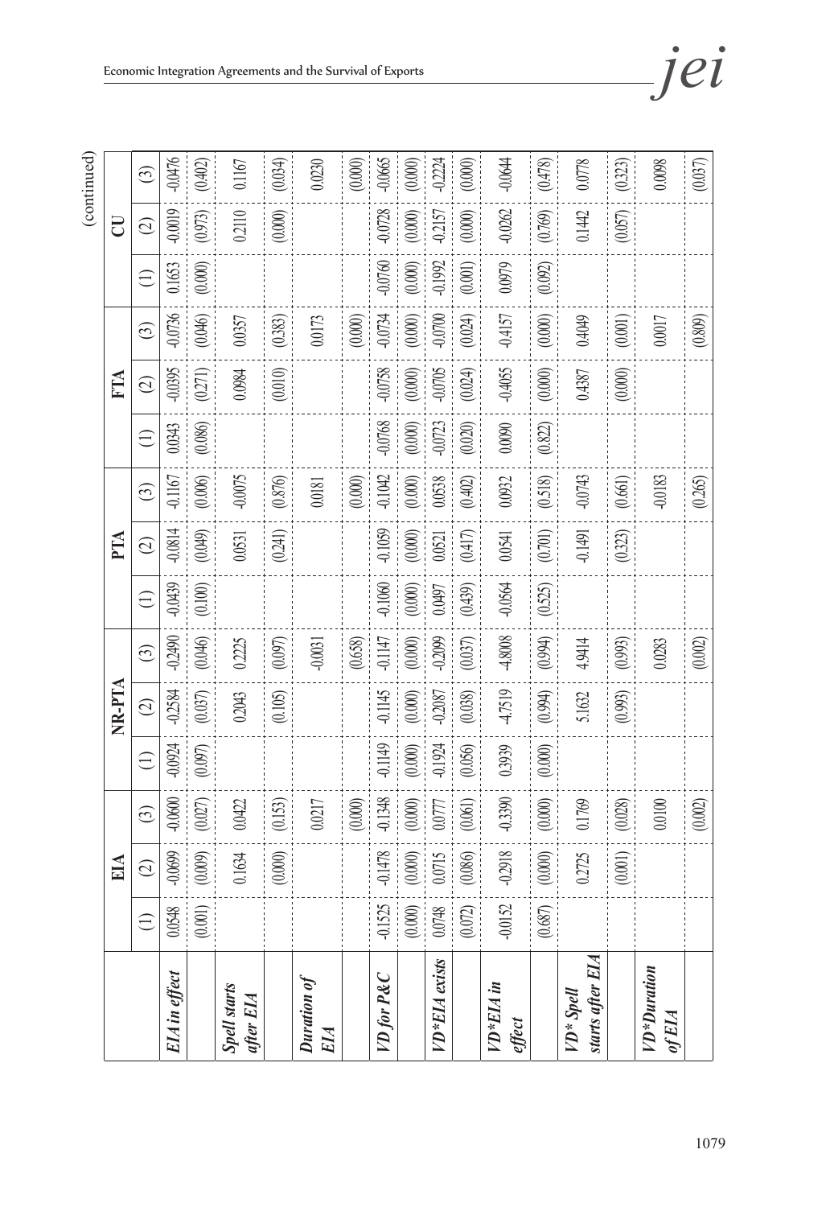(continued)

| | EIA | | | NR-PTA | | | PTA | | | FTA | | | CU | | |
|---|---|---|---|---|---|---|---|---|---|---|---|---|---|---|---|
| | (1) | (2) | (3) | (1) | (2) | (3) | (1) | (2) | (3) | (1) | (2) | (3) | (1) | (2) | (3) |
| ***EIA in effect*** | 0.0548 | -0.0699 | -0.0600 | -0.0924 | -0.2584 | -0.2490 | -0.0439 | -0.0814 | -0.1167 | 0.0343 | -0.0395 | -0.0736 | 0.1653 | -0.0019 | -0.0476 |
| | (0.001) | (0.009) | (0.027) | (0.097) | (0.037) | (0.046) | (0.100) | (0.049) | (0.006) | (0.086) | (0.271) | (0.046) | (0.000) | (0.973) | (0.402) |
| ***Spell starts after EIA*** | | 0.1634 | 0.0422 | | 0.2043 | 0.2225 | | 0.0531 | -0.0075 | | 0.0984 | 0.0357 | | 0.2110 | 0.1167 |
| | | (0.000) | (0.153) | | (0.105) | (0.097) | | (0.241) | (0.876) | | (0.010) | (0.383) | | (0.000) | (0.034) |
| ***Duration of EIA*** | | | 0.0217 | | | -0.0031 | | | 0.0181 | | | 0.0173 | | | 0.0230 |
| | | | (0.000) | | | (0.658) | | | (0.000) | | | (0.000) | | | (0.000) |
| ***VD for P&C*** | -0.1525 | -0.1478 | -0.1348 | -0.1149 | -0.1145 | -0.1147 | -0.1060 | -0.1059 | -0.1042 | -0.0768 | -0.0758 | -0.0734 | -0.0760 | -0.0728 | -0.0665 |
| | (0.000) | (0.000) | (0.000) | (0.000) | (0.000) | (0.000) | (0.000) | (0.000) | (0.000) | (0.000) | (0.000) | (0.000) | (0.000) | (0.000) | (0.000) |
| ***VD*EIA exists*** | 0.0748 | 0.0715 | 0.0777 | -0.1924 | -0.2087 | -0.2099 | 0.0497 | 0.0521 | 0.0538 | -0.0723 | -0.0705 | -0.0700 | -0.1992 | -0.2157 | -0.2224 |
| | (0.072) | (0.086) | (0.061) | (0.056) | (0.038) | (0.037) | (0.439) | (0.417) | (0.402) | (0.020) | (0.024) | (0.024) | (0.001) | (0.000) | (0.000) |
| ***VD*EIA in effect*** | -0.0152 | -0.2918 | -0.3390 | 0.3939 | -4.7519 | -4.8008 | -0.0564 | 0.0541 | 0.0932 | 0.0090 | -0.4055 | -0.4157 | 0.0979 | -0.0262 | -0.0644 |
| | (0.687) | (0.000) | (0.000) | (0.000) | (0.994) | (0.994) | (0.525) | (0.701) | (0.518) | (0.822) | (0.000) | (0.000) | (0.092) | (0.769) | (0.478) |
| ***VD* Spell starts after EIA*** | | 0.2725 | 0.1769 | | 5.1632 | 4.9414 | | -0.1491 | -0.0743 | | 0.4387 | 0.4049 | | 0.1442 | 0.0778 |
| | | (0.001) | (0.028) | | (0.993) | (0.993) | | (0.323) | (0.661) | | (0.000) | (0.001) | | (0.057) | (0.323) |
| ***VD*Duration of EIA*** | | | 0.0100 | | | 0.0283 | | | -0.0183 | | | 0.0017 | | | 0.0098 |
| | | | (0.002) | | | (0.002) | | | (0.265) | | | (0.809) | | | (0.037) |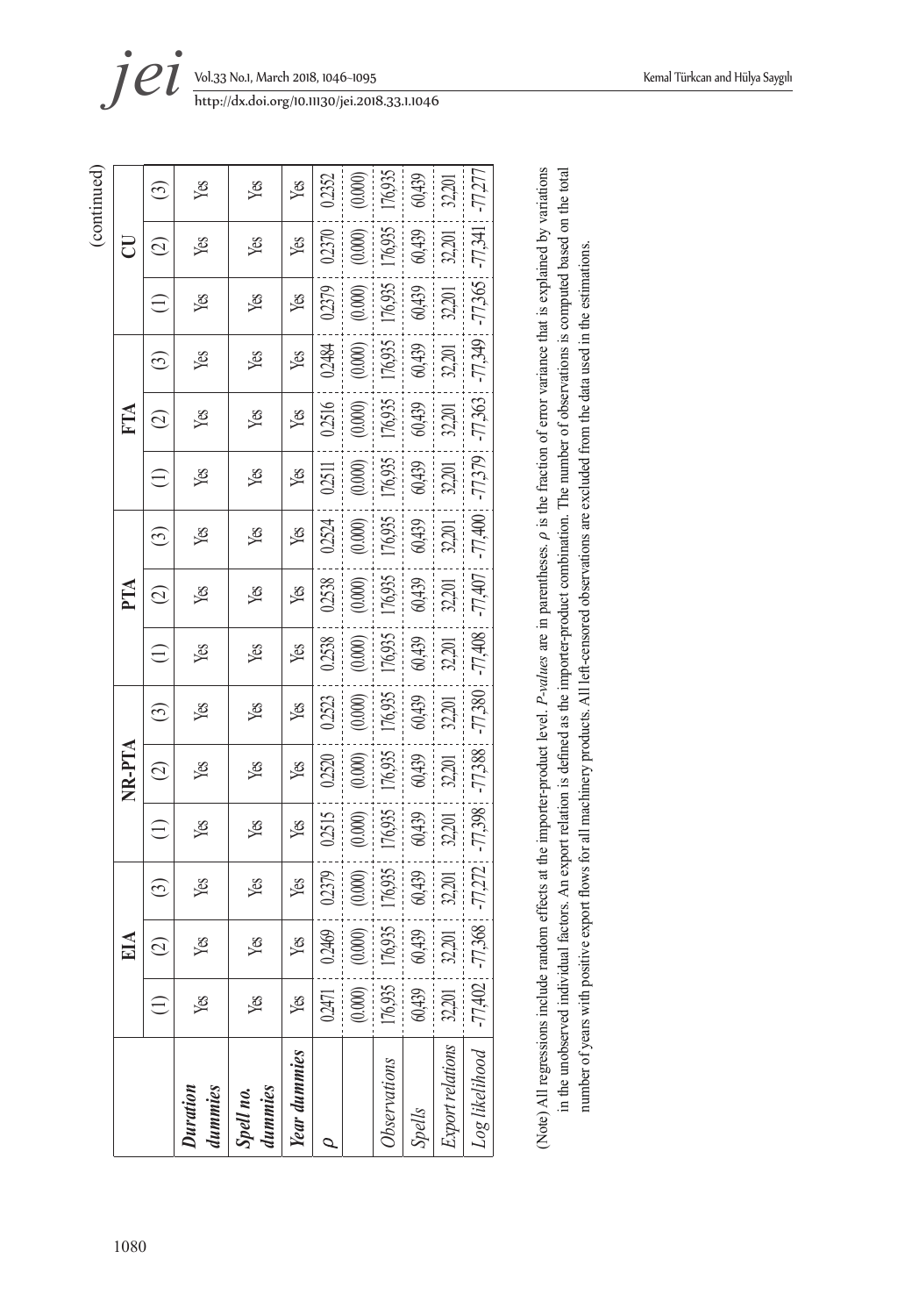(continued)

| | EIA | | | NR-PTA | | | PTA | | | FTA | | | CU | | |
|---|---|---|---|---|---|---|---|---|---|---|---|---|---|---|---|
| | (1) | (2) | (3) | (1) | (2) | (3) | (1) | (2) | (3) | (1) | (2) | (3) | (1) | (2) | (3) |
| ***Duration dummies*** | Yes | Yes | Yes | Yes | Yes | Yes | Yes | Yes | Yes | Yes | Yes | Yes | Yes | Yes | Yes |
| ***Spell no. dummies*** | Yes | Yes | Yes | Yes | Yes | Yes | Yes | Yes | Yes | Yes | Yes | Yes | Yes | Yes | Yes |
| ***Year dummies*** | Yes | Yes | Yes | Yes | Yes | Yes | Yes | Yes | Yes | Yes | Yes | Yes | Yes | Yes | Yes |
| $\rho$ | 0.2471 | 0.2469 | 0.2379 | 0.2515 | 0.2520 | 0.2523 | 0.2538 | 0.2538 | 0.2524 | 0.2511 | 0.2516 | 0.2484 | 0.2379 | 0.2370 | 0.2352 |
| | (0.000) | (0.000) | (0.000) | (0.000) | (0.000) | (0.000) | (0.000) | (0.000) | (0.000) | (0.000) | (0.000) | (0.000) | (0.000) | (0.000) | (0.000) |
| *Observations* | 176,935 | 176,935 | 176,935 | 176,935 | 176,935 | 176,935 | 176,935 | 176,935 | 176,935 | 176,935 | 176,935 | 176,935 | 176,935 | 176,935 | 176,935 |
| *Spells* | 60,439 | 60,439 | 60,439 | 60,439 | 60,439 | 60,439 | 60,439 | 60,439 | 60,439 | 60,439 | 60,439 | 60,439 | 60,439 | 60,439 | 60,439 |
| *Export relations* | 32,201 | 32,201 | 32,201 | 32,201 | 32,201 | 32,201 | 32,201 | 32,201 | 32,201 | 32,201 | 32,201 | 32,201 | 32,201 | 32,201 | 32,201 |
| *Log likelihood* | -77,402 | -77,368 | -77,272 | -77,398 | -77,388 | -77,380 | -77,408 | -77,407 | -77,400 | -77,379 | -77,363 | -77,349 | -77,365 | -77,341 | -77,277 |

(Note) All regressions include random effects at the importer-product level. *P-values* are in parentheses. $\rho$ is the fraction of error variance that is explained by variations in the unobserved individual factors. An export relation is defined as the importer-product combination. The number of observations is computed based on the total number of years with positive export flows for all machinery products. All left-censored observations are excluded from the data used in the estimations.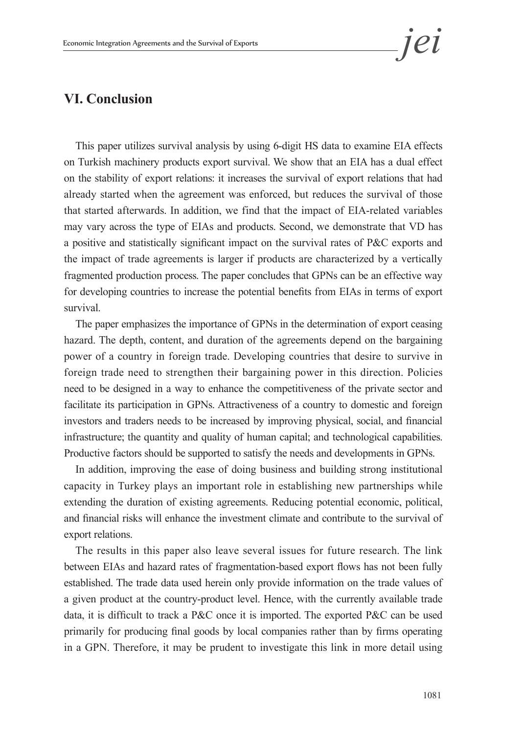## VI. Conclusion

This paper utilizes survival analysis by using 6-digit HS data to examine EIA effects on Turkish machinery products export survival. We show that an EIA has a dual effect on the stability of export relations: it increases the survival of export relations that had already started when the agreement was enforced, but reduces the survival of those that started afterwards. In addition, we find that the impact of EIA-related variables may vary across the type of EIAs and products. Second, we demonstrate that VD has a positive and statistically significant impact on the survival rates of P&C exports and the impact of trade agreements is larger if products are characterized by a vertically fragmented production process. The paper concludes that GPNs can be an effective way for developing countries to increase the potential benefits from EIAs in terms of export survival.

The paper emphasizes the importance of GPNs in the determination of export ceasing hazard. The depth, content, and duration of the agreements depend on the bargaining power of a country in foreign trade. Developing countries that desire to survive in foreign trade need to strengthen their bargaining power in this direction. Policies need to be designed in a way to enhance the competitiveness of the private sector and facilitate its participation in GPNs. Attractiveness of a country to domestic and foreign investors and traders needs to be increased by improving physical, social, and financial infrastructure; the quantity and quality of human capital; and technological capabilities. Productive factors should be supported to satisfy the needs and developments in GPNs.

In addition, improving the ease of doing business and building strong institutional capacity in Turkey plays an important role in establishing new partnerships while extending the duration of existing agreements. Reducing potential economic, political, and financial risks will enhance the investment climate and contribute to the survival of export relations.

The results in this paper also leave several issues for future research. The link between EIAs and hazard rates of fragmentation-based export flows has not been fully established. The trade data used herein only provide information on the trade values of a given product at the country-product level. Hence, with the currently available trade data, it is difficult to track a P&C once it is imported. The exported P&C can be used primarily for producing final goods by local companies rather than by firms operating in a GPN. Therefore, it may be prudent to investigate this link in more detail using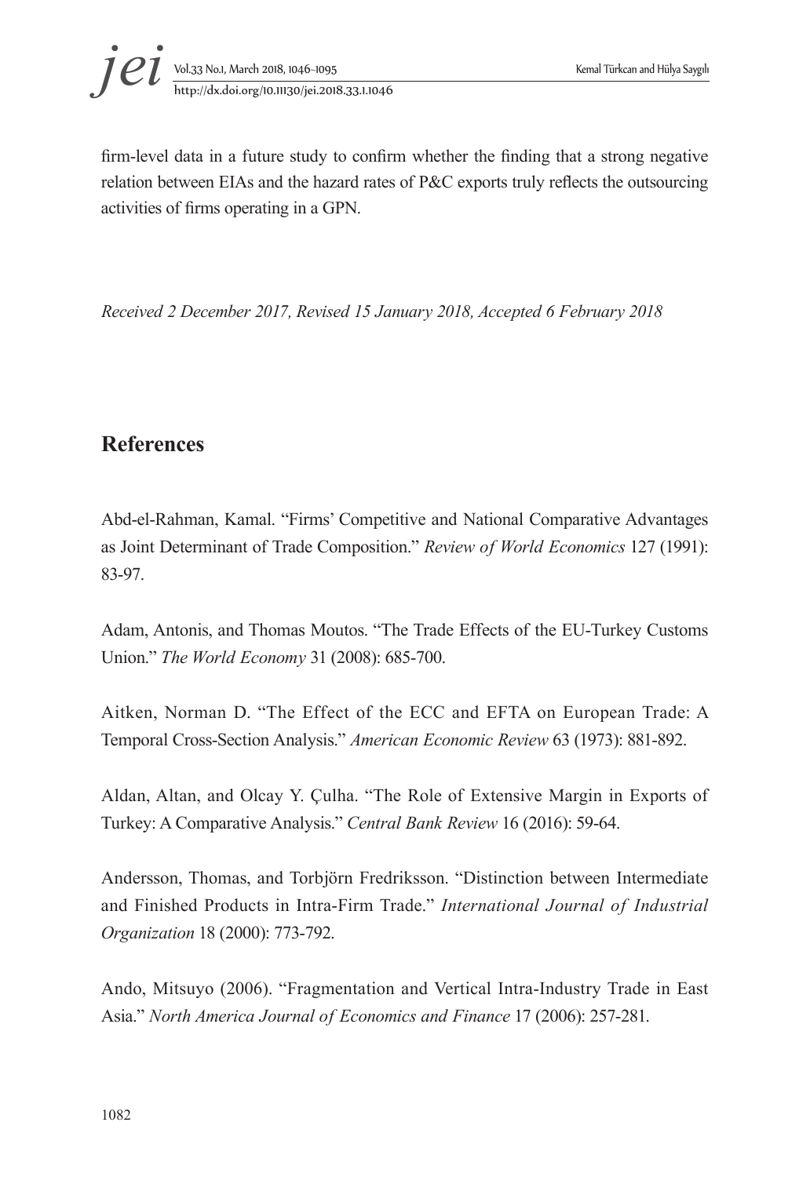firm-level data in a future study to confirm whether the finding that a strong negative relation between EIAs and the hazard rates of P&C exports truly reflects the outsourcing activities of firms operating in a GPN.

*Received 2 December 2017, Revised 15 January 2018, Accepted 6 February 2018*

## References

Abd-el-Rahman, Kamal. "Firms' Competitive and National Comparative Advantages as Joint Determinant of Trade Composition." *Review of World Economics* 127 (1991): 83-97.

Adam, Antonis, and Thomas Moutos. "The Trade Effects of the EU-Turkey Customs Union." *The World Economy* 31 (2008): 685-700.

Aitken, Norman D. "The Effect of the ECC and EFTA on European Trade: A Temporal Cross-Section Analysis." *American Economic Review* 63 (1973): 881-892.

Aldan, Altan, and Olcay Y. Çulha. "The Role of Extensive Margin in Exports of Turkey: A Comparative Analysis." *Central Bank Review* 16 (2016): 59-64.

Andersson, Thomas, and Torbjörn Fredriksson. "Distinction between Intermediate and Finished Products in Intra-Firm Trade." *International Journal of Industrial Organization* 18 (2000): 773-792.

Ando, Mitsuyo (2006). "Fragmentation and Vertical Intra-Industry Trade in East Asia." *North America Journal of Economics and Finance* 17 (2006): 257-281.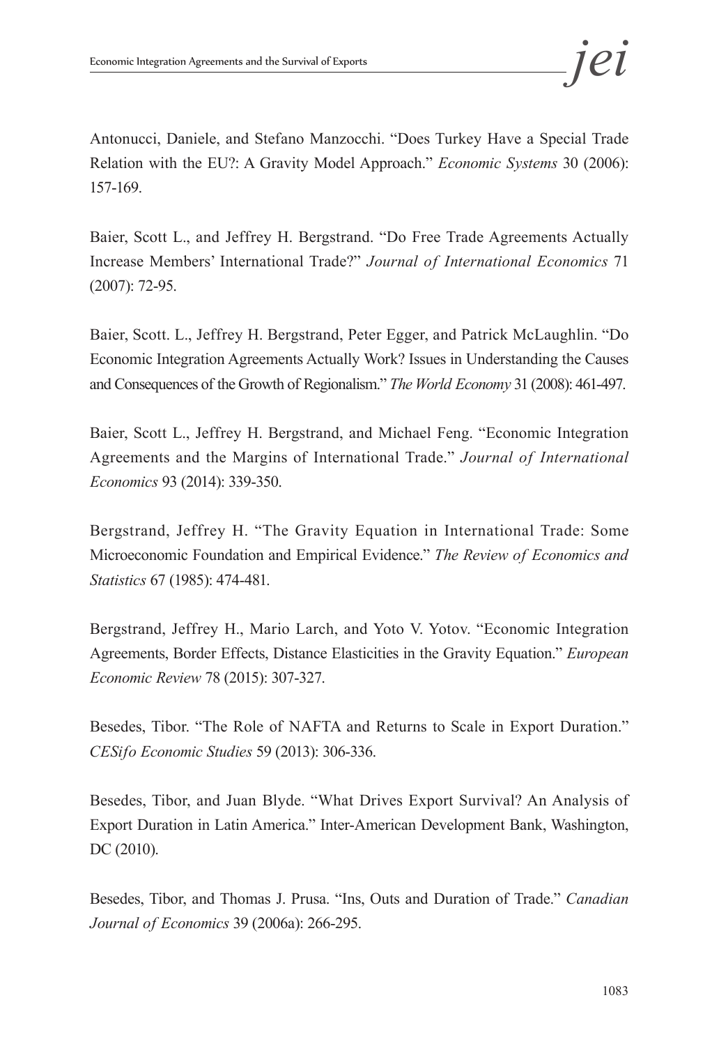Antonucci, Daniele, and Stefano Manzocchi. "Does Turkey Have a Special Trade Relation with the EU?: A Gravity Model Approach." *Economic Systems* 30 (2006): 157-169.

Baier, Scott L., and Jeffrey H. Bergstrand. "Do Free Trade Agreements Actually Increase Members' International Trade?" *Journal of International Economics* 71 (2007): 72-95.

Baier, Scott. L., Jeffrey H. Bergstrand, Peter Egger, and Patrick McLaughlin. "Do Economic Integration Agreements Actually Work? Issues in Understanding the Causes and Consequences of the Growth of Regionalism." *The World Economy* 31 (2008): 461-497.

Baier, Scott L., Jeffrey H. Bergstrand, and Michael Feng. "Economic Integration Agreements and the Margins of International Trade." *Journal of International Economics* 93 (2014): 339-350.

Bergstrand, Jeffrey H. "The Gravity Equation in International Trade: Some Microeconomic Foundation and Empirical Evidence." *The Review of Economics and Statistics* 67 (1985): 474-481.

Bergstrand, Jeffrey H., Mario Larch, and Yoto V. Yotov. "Economic Integration Agreements, Border Effects, Distance Elasticities in the Gravity Equation." *European Economic Review* 78 (2015): 307-327.

Besedes, Tibor. "The Role of NAFTA and Returns to Scale in Export Duration." *CESifo Economic Studies* 59 (2013): 306-336.

Besedes, Tibor, and Juan Blyde. "What Drives Export Survival? An Analysis of Export Duration in Latin America." Inter-American Development Bank, Washington, DC (2010).

Besedes, Tibor, and Thomas J. Prusa. "Ins, Outs and Duration of Trade." *Canadian Journal of Economics* 39 (2006a): 266-295.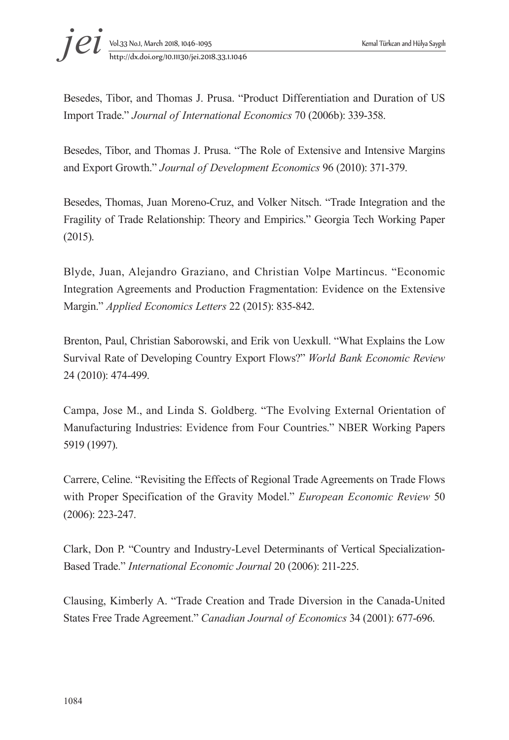Besedes, Tibor, and Thomas J. Prusa. "Product Differentiation and Duration of US Import Trade." *Journal of International Economics* 70 (2006b): 339-358.

Besedes, Tibor, and Thomas J. Prusa. "The Role of Extensive and Intensive Margins and Export Growth." *Journal of Development Economics* 96 (2010): 371-379.

Besedes, Thomas, Juan Moreno-Cruz, and Volker Nitsch. "Trade Integration and the Fragility of Trade Relationship: Theory and Empirics." Georgia Tech Working Paper (2015).

Blyde, Juan, Alejandro Graziano, and Christian Volpe Martincus. "Economic Integration Agreements and Production Fragmentation: Evidence on the Extensive Margin." *Applied Economics Letters* 22 (2015): 835-842.

Brenton, Paul, Christian Saborowski, and Erik von Uexkull. "What Explains the Low Survival Rate of Developing Country Export Flows?" *World Bank Economic Review* 24 (2010): 474-499.

Campa, Jose M., and Linda S. Goldberg. "The Evolving External Orientation of Manufacturing Industries: Evidence from Four Countries." NBER Working Papers 5919 (1997).

Carrere, Celine. "Revisiting the Effects of Regional Trade Agreements on Trade Flows with Proper Specification of the Gravity Model." *European Economic Review* 50 (2006): 223-247.

Clark, Don P. "Country and Industry-Level Determinants of Vertical Specialization-Based Trade." *International Economic Journal* 20 (2006): 211-225.

Clausing, Kimberly A. "Trade Creation and Trade Diversion in the Canada-United States Free Trade Agreement." *Canadian Journal of Economics* 34 (2001): 677-696.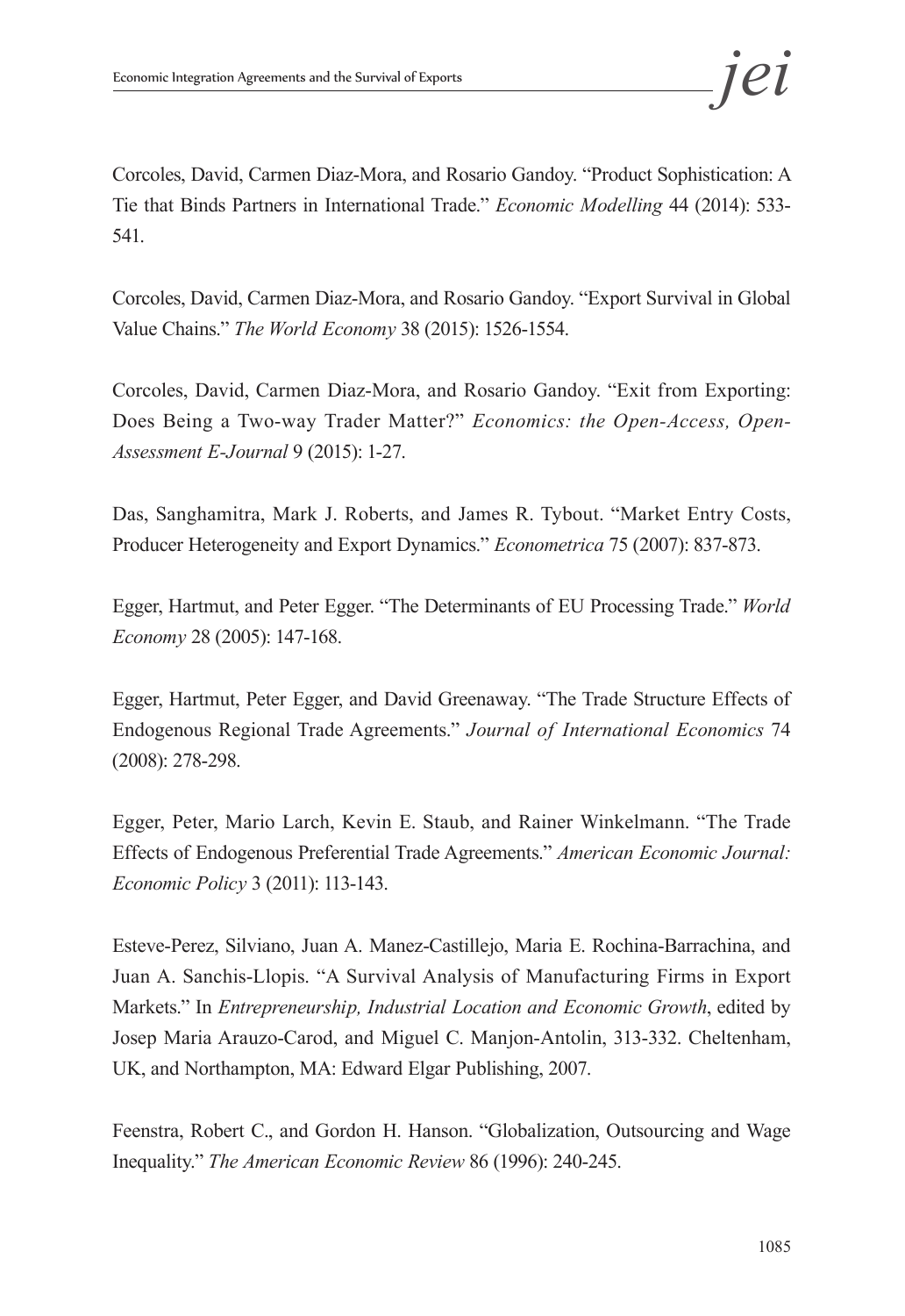Corcoles, David, Carmen Diaz-Mora, and Rosario Gandoy. "Product Sophistication: A Tie that Binds Partners in International Trade." *Economic Modelling* 44 (2014): 533-541.

Corcoles, David, Carmen Diaz-Mora, and Rosario Gandoy. "Export Survival in Global Value Chains." *The World Economy* 38 (2015): 1526-1554.

Corcoles, David, Carmen Diaz-Mora, and Rosario Gandoy. "Exit from Exporting: Does Being a Two-way Trader Matter?" *Economics: the Open-Access, Open-Assessment E-Journal* 9 (2015): 1-27.

Das, Sanghamitra, Mark J. Roberts, and James R. Tybout. "Market Entry Costs, Producer Heterogeneity and Export Dynamics." *Econometrica* 75 (2007): 837-873.

Egger, Hartmut, and Peter Egger. "The Determinants of EU Processing Trade." *World Economy* 28 (2005): 147-168.

Egger, Hartmut, Peter Egger, and David Greenaway. "The Trade Structure Effects of Endogenous Regional Trade Agreements." *Journal of International Economics* 74 (2008): 278-298.

Egger, Peter, Mario Larch, Kevin E. Staub, and Rainer Winkelmann. "The Trade Effects of Endogenous Preferential Trade Agreements." *American Economic Journal: Economic Policy* 3 (2011): 113-143.

Esteve-Perez, Silviano, Juan A. Manez-Castillejo, Maria E. Rochina-Barrachina, and Juan A. Sanchis-Llopis. "A Survival Analysis of Manufacturing Firms in Export Markets." In *Entrepreneurship, Industrial Location and Economic Growth*, edited by Josep Maria Arauzo-Carod, and Miguel C. Manjon-Antolin, 313-332. Cheltenham, UK, and Northampton, MA: Edward Elgar Publishing, 2007.

Feenstra, Robert C., and Gordon H. Hanson. "Globalization, Outsourcing and Wage Inequality." *The American Economic Review* 86 (1996): 240-245.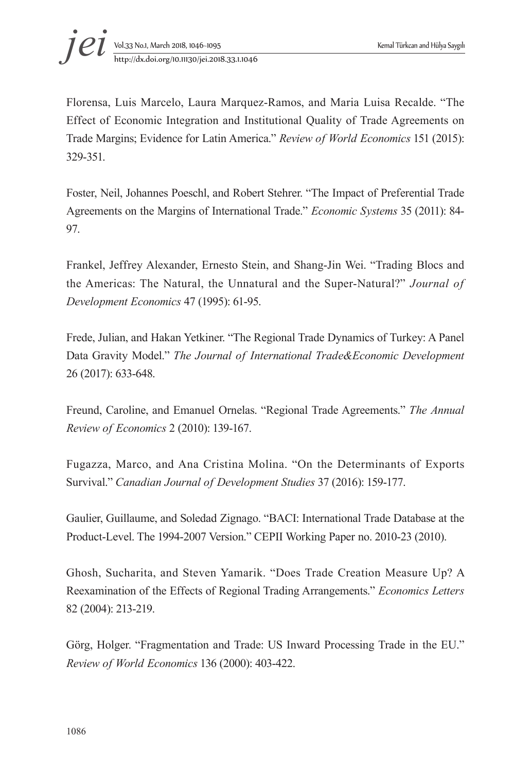Florensa, Luis Marcelo, Laura Marquez-Ramos, and Maria Luisa Recalde. "The Effect of Economic Integration and Institutional Quality of Trade Agreements on Trade Margins; Evidence for Latin America." *Review of World Economics* 151 (2015): 329-351.

Foster, Neil, Johannes Poeschl, and Robert Stehrer. "The Impact of Preferential Trade Agreements on the Margins of International Trade." *Economic Systems* 35 (2011): 84-97.

Frankel, Jeffrey Alexander, Ernesto Stein, and Shang-Jin Wei. "Trading Blocs and the Americas: The Natural, the Unnatural and the Super-Natural?" *Journal of Development Economics* 47 (1995): 61-95.

Frede, Julian, and Hakan Yetkiner. "The Regional Trade Dynamics of Turkey: A Panel Data Gravity Model." *The Journal of International Trade&Economic Development* 26 (2017): 633-648.

Freund, Caroline, and Emanuel Ornelas. "Regional Trade Agreements." *The Annual Review of Economics* 2 (2010): 139-167.

Fugazza, Marco, and Ana Cristina Molina. "On the Determinants of Exports Survival." *Canadian Journal of Development Studies* 37 (2016): 159-177.

Gaulier, Guillaume, and Soledad Zignago. "BACI: International Trade Database at the Product-Level. The 1994-2007 Version." CEPII Working Paper no. 2010-23 (2010).

Ghosh, Sucharita, and Steven Yamarik. "Does Trade Creation Measure Up? A Reexamination of the Effects of Regional Trading Arrangements." *Economics Letters* 82 (2004): 213-219.

Görg, Holger. "Fragmentation and Trade: US Inward Processing Trade in the EU." *Review of World Economics* 136 (2000): 403-422.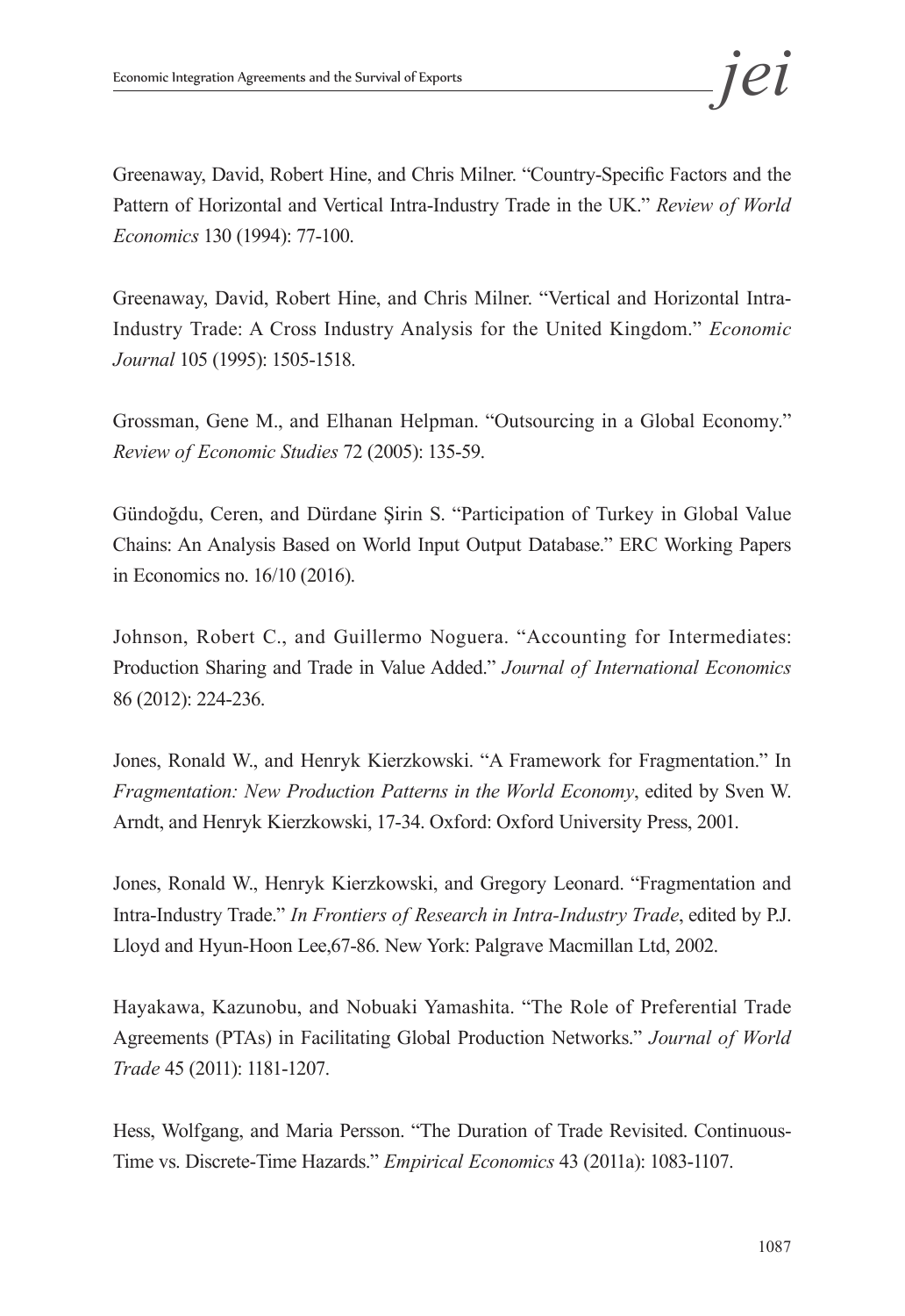Greenaway, David, Robert Hine, and Chris Milner. "Country-Specific Factors and the Pattern of Horizontal and Vertical Intra-Industry Trade in the UK." *Review of World Economics* 130 (1994): 77-100.

Greenaway, David, Robert Hine, and Chris Milner. "Vertical and Horizontal Intra-Industry Trade: A Cross Industry Analysis for the United Kingdom." *Economic Journal* 105 (1995): 1505-1518.

Grossman, Gene M., and Elhanan Helpman. "Outsourcing in a Global Economy." *Review of Economic Studies* 72 (2005): 135-59.

Gündoğdu, Ceren, and Dürdane Şirin S. "Participation of Turkey in Global Value Chains: An Analysis Based on World Input Output Database." ERC Working Papers in Economics no. 16/10 (2016).

Johnson, Robert C., and Guillermo Noguera. "Accounting for Intermediates: Production Sharing and Trade in Value Added." *Journal of International Economics* 86 (2012): 224-236.

Jones, Ronald W., and Henryk Kierzkowski. "A Framework for Fragmentation." In *Fragmentation: New Production Patterns in the World Economy*, edited by Sven W. Arndt, and Henryk Kierzkowski, 17-34. Oxford: Oxford University Press, 2001.

Jones, Ronald W., Henryk Kierzkowski, and Gregory Leonard. "Fragmentation and Intra-Industry Trade." *In Frontiers of Research in Intra-Industry Trade*, edited by P.J. Lloyd and Hyun-Hoon Lee,67-86. New York: Palgrave Macmillan Ltd, 2002.

Hayakawa, Kazunobu, and Nobuaki Yamashita. "The Role of Preferential Trade Agreements (PTAs) in Facilitating Global Production Networks." *Journal of World Trade* 45 (2011): 1181-1207.

Hess, Wolfgang, and Maria Persson. "The Duration of Trade Revisited. Continuous-Time vs. Discrete-Time Hazards." *Empirical Economics* 43 (2011a): 1083-1107.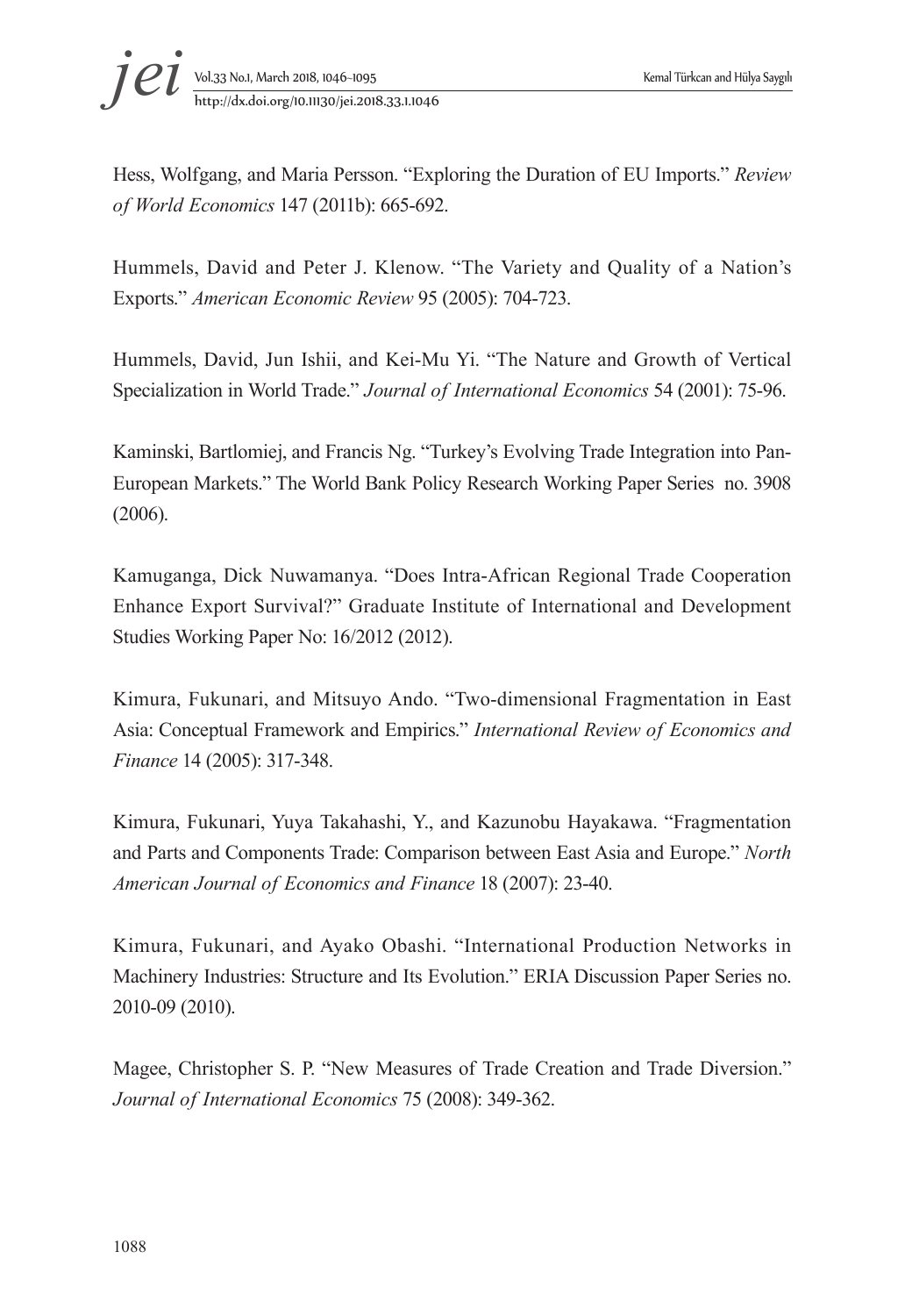Hess, Wolfgang, and Maria Persson. "Exploring the Duration of EU Imports." *Review of World Economics* 147 (2011b): 665-692.

Hummels, David and Peter J. Klenow. "The Variety and Quality of a Nation's Exports." *American Economic Review* 95 (2005): 704-723.

Hummels, David, Jun Ishii, and Kei-Mu Yi. "The Nature and Growth of Vertical Specialization in World Trade." *Journal of International Economics* 54 (2001): 75-96.

Kaminski, Bartlomiej, and Francis Ng. "Turkey's Evolving Trade Integration into Pan-European Markets." The World Bank Policy Research Working Paper Series no. 3908 (2006).

Kamuganga, Dick Nuwamanya. "Does Intra-African Regional Trade Cooperation Enhance Export Survival?" Graduate Institute of International and Development Studies Working Paper No: 16/2012 (2012).

Kimura, Fukunari, and Mitsuyo Ando. "Two-dimensional Fragmentation in East Asia: Conceptual Framework and Empirics." *International Review of Economics and Finance* 14 (2005): 317-348.

Kimura, Fukunari, Yuya Takahashi, Y., and Kazunobu Hayakawa. "Fragmentation and Parts and Components Trade: Comparison between East Asia and Europe." *North American Journal of Economics and Finance* 18 (2007): 23-40.

Kimura, Fukunari, and Ayako Obashi. "International Production Networks in Machinery Industries: Structure and Its Evolution." ERIA Discussion Paper Series no. 2010-09 (2010).

Magee, Christopher S. P. "New Measures of Trade Creation and Trade Diversion." *Journal of International Economics* 75 (2008): 349-362.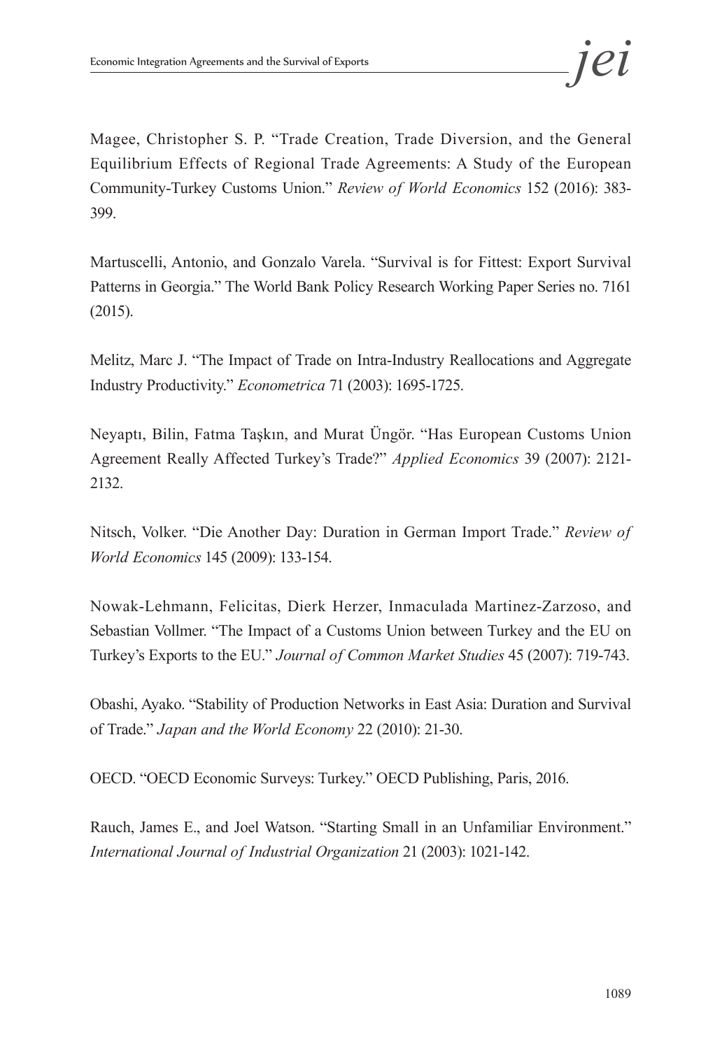Magee, Christopher S. P. "Trade Creation, Trade Diversion, and the General Equilibrium Effects of Regional Trade Agreements: A Study of the European Community-Turkey Customs Union." *Review of World Economics* 152 (2016): 383-399.

Martuscelli, Antonio, and Gonzalo Varela. "Survival is for Fittest: Export Survival Patterns in Georgia." The World Bank Policy Research Working Paper Series no. 7161 (2015).

Melitz, Marc J. "The Impact of Trade on Intra-Industry Reallocations and Aggregate Industry Productivity." *Econometrica* 71 (2003): 1695-1725.

Neyaptı, Bilin, Fatma Taşkın, and Murat Üngör. "Has European Customs Union Agreement Really Affected Turkey's Trade?" *Applied Economics* 39 (2007): 2121-2132.

Nitsch, Volker. "Die Another Day: Duration in German Import Trade." *Review of World Economics* 145 (2009): 133-154.

Nowak-Lehmann, Felicitas, Dierk Herzer, Inmaculada Martinez-Zarzoso, and Sebastian Vollmer. "The Impact of a Customs Union between Turkey and the EU on Turkey's Exports to the EU." *Journal of Common Market Studies* 45 (2007): 719-743.

Obashi, Ayako. "Stability of Production Networks in East Asia: Duration and Survival of Trade." *Japan and the World Economy* 22 (2010): 21-30.

OECD. "OECD Economic Surveys: Turkey." OECD Publishing, Paris, 2016.

Rauch, James E., and Joel Watson. "Starting Small in an Unfamiliar Environment." *International Journal of Industrial Organization* 21 (2003): 1021-142.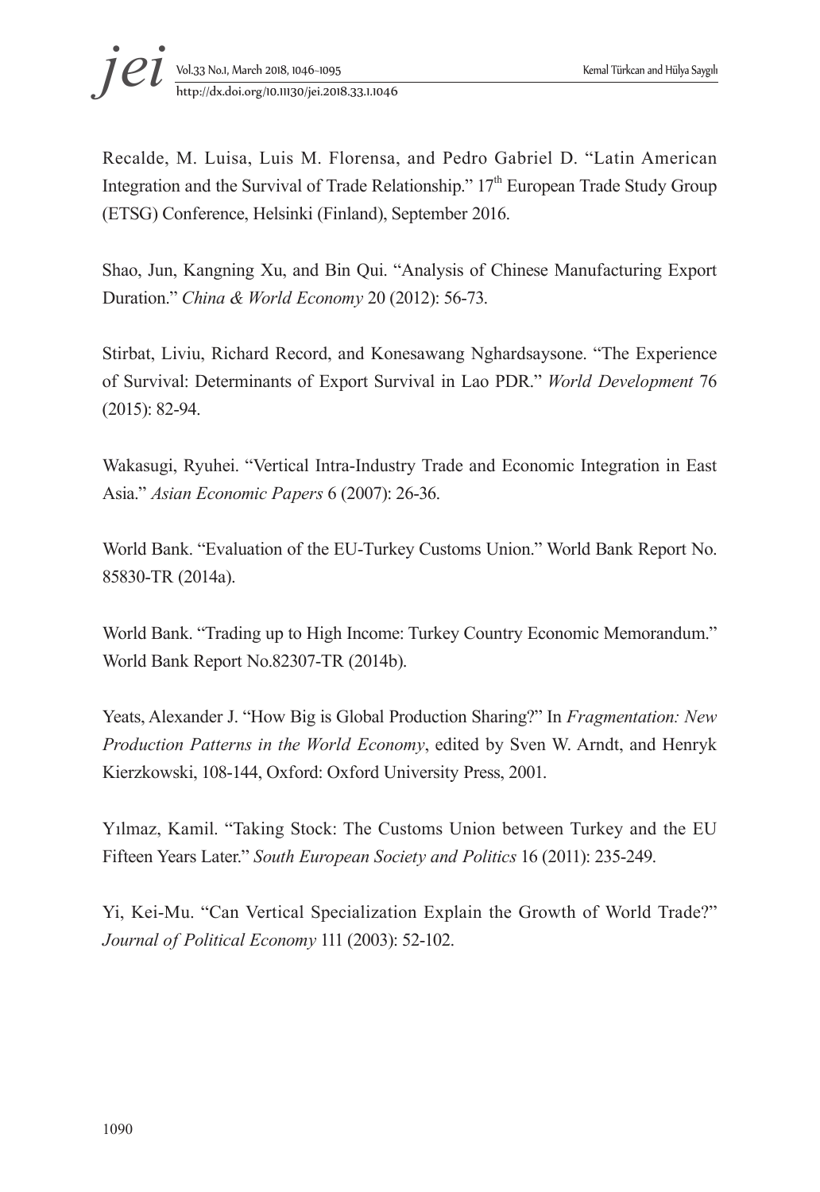Recalde, M. Luisa, Luis M. Florensa, and Pedro Gabriel D. "Latin American Integration and the Survival of Trade Relationship." 17th European Trade Study Group (ETSG) Conference, Helsinki (Finland), September 2016.

Shao, Jun, Kangning Xu, and Bin Qui. "Analysis of Chinese Manufacturing Export Duration." *China & World Economy* 20 (2012): 56-73.

Stirbat, Liviu, Richard Record, and Konesawang Nghardsaysone. "The Experience of Survival: Determinants of Export Survival in Lao PDR." *World Development* 76 (2015): 82-94.

Wakasugi, Ryuhei. "Vertical Intra-Industry Trade and Economic Integration in East Asia." *Asian Economic Papers* 6 (2007): 26-36.

World Bank. "Evaluation of the EU-Turkey Customs Union." World Bank Report No. 85830-TR (2014a).

World Bank. "Trading up to High Income: Turkey Country Economic Memorandum." World Bank Report No.82307-TR (2014b).

Yeats, Alexander J. "How Big is Global Production Sharing?" In *Fragmentation: New Production Patterns in the World Economy*, edited by Sven W. Arndt, and Henryk Kierzkowski, 108-144, Oxford: Oxford University Press, 2001.

Yılmaz, Kamil. "Taking Stock: The Customs Union between Turkey and the EU Fifteen Years Later." *South European Society and Politics* 16 (2011): 235-249.

Yi, Kei-Mu. "Can Vertical Specialization Explain the Growth of World Trade?" *Journal of Political Economy* 111 (2003): 52-102.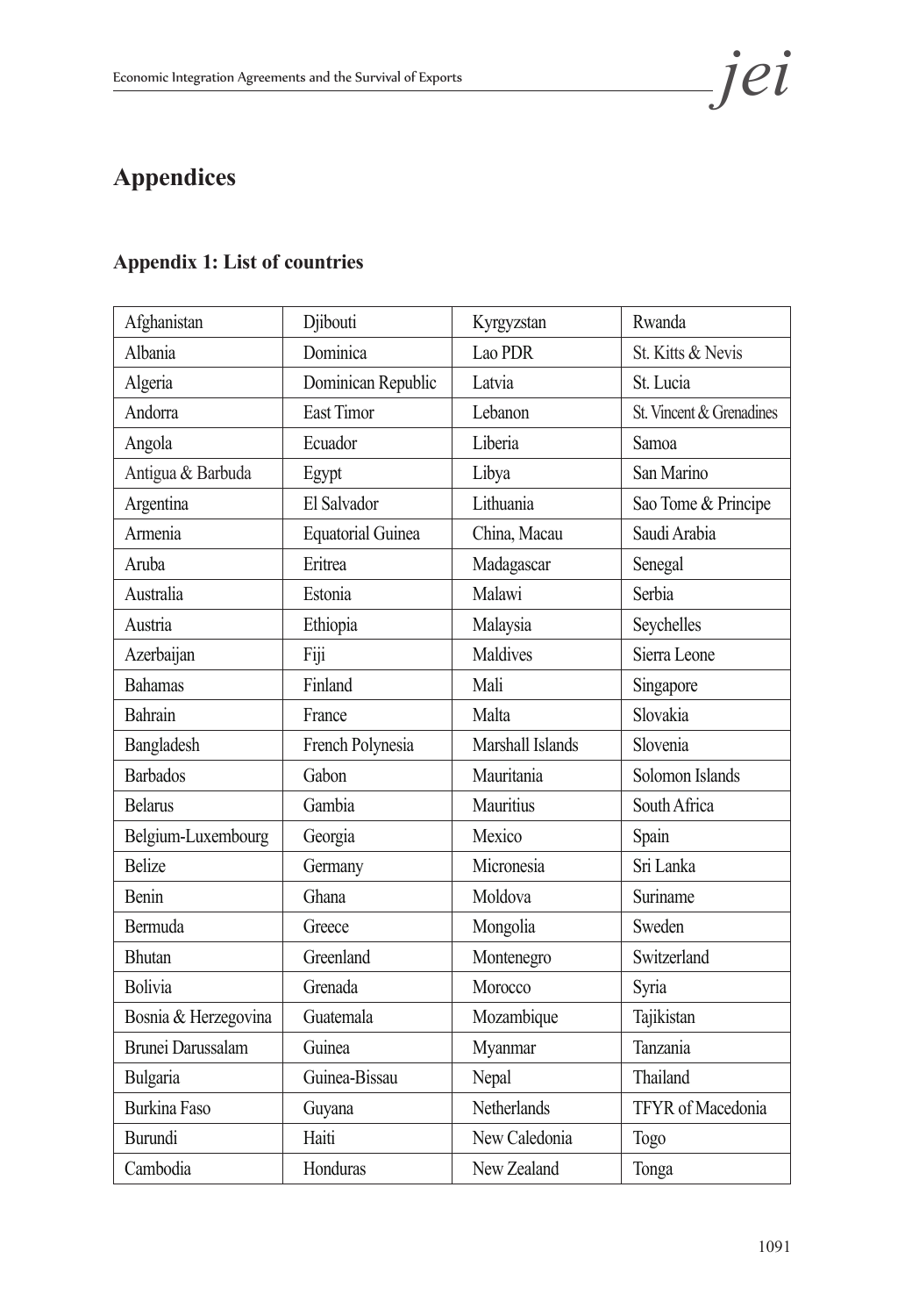# Appendices

## Appendix 1: List of countries

| Afghanistan | Djibouti | Kyrgyzstan | Rwanda |
|---|---|---|---|
| Albania | Dominica | Lao PDR | St. Kitts & Nevis |
| Algeria | Dominican Republic | Latvia | St. Lucia |
| Andorra | East Timor | Lebanon | St. Vincent & Grenadines |
| Angola | Ecuador | Liberia | Samoa |
| Antigua & Barbuda | Egypt | Libya | San Marino |
| Argentina | El Salvador | Lithuania | Sao Tome & Principe |
| Armenia | Equatorial Guinea | China, Macau | Saudi Arabia |
| Aruba | Eritrea | Madagascar | Senegal |
| Australia | Estonia | Malawi | Serbia |
| Austria | Ethiopia | Malaysia | Seychelles |
| Azerbaijan | Fiji | Maldives | Sierra Leone |
| Bahamas | Finland | Mali | Singapore |
| Bahrain | France | Malta | Slovakia |
| Bangladesh | French Polynesia | Marshall Islands | Slovenia |
| Barbados | Gabon | Mauritania | Solomon Islands |
| Belarus | Gambia | Mauritius | South Africa |
| Belgium-Luxembourg | Georgia | Mexico | Spain |
| Belize | Germany | Micronesia | Sri Lanka |
| Benin | Ghana | Moldova | Suriname |
| Bermuda | Greece | Mongolia | Sweden |
| Bhutan | Greenland | Montenegro | Switzerland |
| Bolivia | Grenada | Morocco | Syria |
| Bosnia & Herzegovina | Guatemala | Mozambique | Tajikistan |
| Brunei Darussalam | Guinea | Myanmar | Tanzania |
| Bulgaria | Guinea-Bissau | Nepal | Thailand |
| Burkina Faso | Guyana | Netherlands | TFYR of Macedonia |
| Burundi | Haiti | New Caledonia | Togo |
| Cambodia | Honduras | New Zealand | Tonga |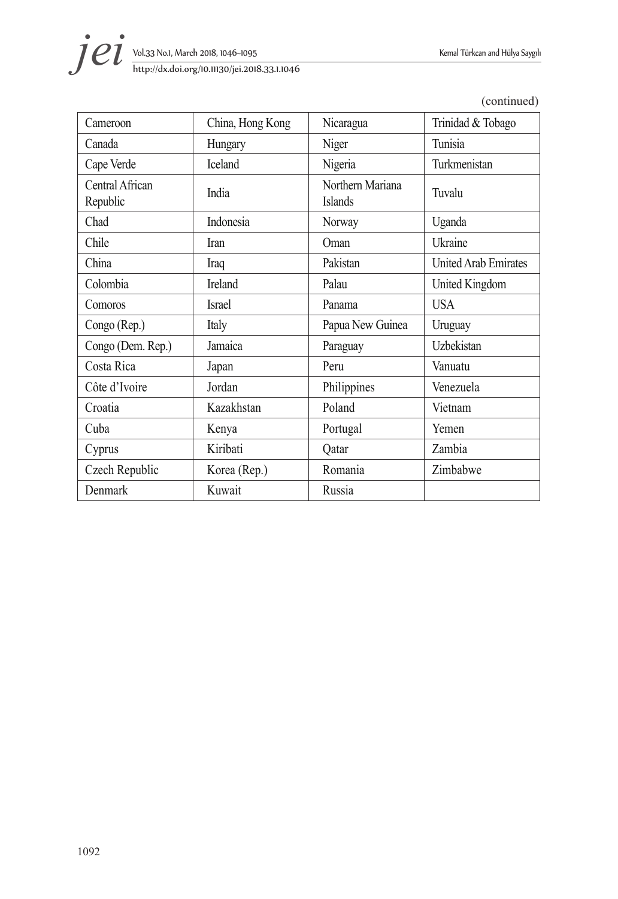(continued)

| | | | |
|---|---|---|---|
| Cameroon | China, Hong Kong | Nicaragua | Trinidad & Tobago |
| Canada | Hungary | Niger | Tunisia |
| Cape Verde | Iceland | Nigeria | Turkmenistan |
| Central African Republic | India | Northern Mariana Islands | Tuvalu |
| Chad | Indonesia | Norway | Uganda |
| Chile | Iran | Oman | Ukraine |
| China | Iraq | Pakistan | United Arab Emirates |
| Colombia | Ireland | Palau | United Kingdom |
| Comoros | Israel | Panama | USA |
| Congo (Rep.) | Italy | Papua New Guinea | Uruguay |
| Congo (Dem. Rep.) | Jamaica | Paraguay | Uzbekistan |
| Costa Rica | Japan | Peru | Vanuatu |
| Côte d'Ivoire | Jordan | Philippines | Venezuela |
| Croatia | Kazakhstan | Poland | Vietnam |
| Cuba | Kenya | Portugal | Yemen |
| Cyprus | Kiribati | Qatar | Zambia |
| Czech Republic | Korea (Rep.) | Romania | Zimbabwe |
| Denmark | Kuwait | Russia | |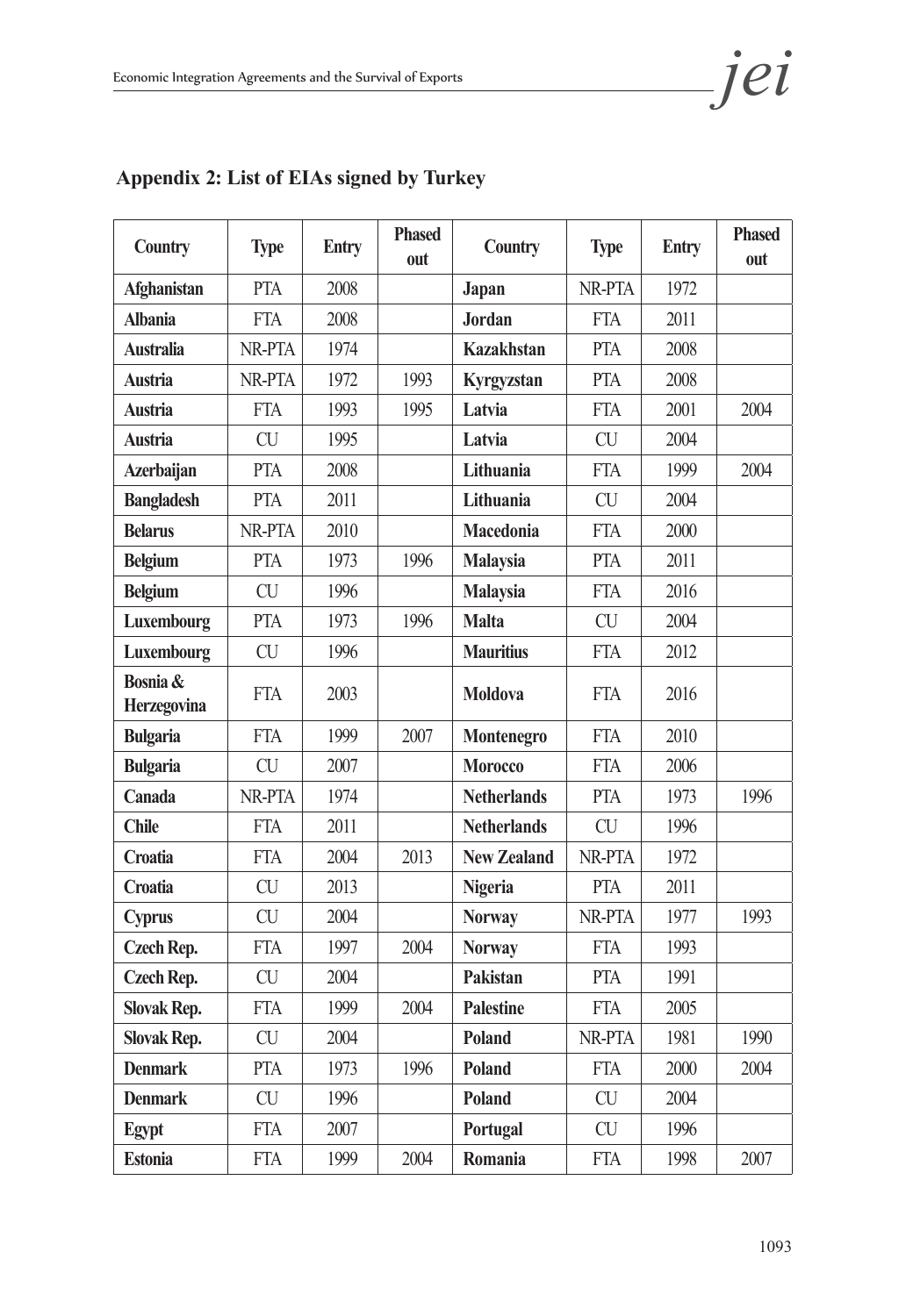## Appendix 2: List of EIAs signed by Turkey

| Country | Type | Entry | Phased out | Country | Type | Entry | Phased out |
|---|---|---|---|---|---|---|---|
| **Afghanistan** | PTA | 2008 | | **Japan** | NR-PTA | 1972 | |
| **Albania** | FTA | 2008 | | **Jordan** | FTA | 2011 | |
| **Australia** | NR-PTA | 1974 | | **Kazakhstan** | PTA | 2008 | |
| **Austria** | NR-PTA | 1972 | 1993 | **Kyrgyzstan** | PTA | 2008 | |
| **Austria** | FTA | 1993 | 1995 | **Latvia** | FTA | 2001 | 2004 |
| **Austria** | CU | 1995 | | **Latvia** | CU | 2004 | |
| **Azerbaijan** | PTA | 2008 | | **Lithuania** | FTA | 1999 | 2004 |
| **Bangladesh** | PTA | 2011 | | **Lithuania** | CU | 2004 | |
| **Belarus** | NR-PTA | 2010 | | **Macedonia** | FTA | 2000 | |
| **Belgium** | PTA | 1973 | 1996 | **Malaysia** | PTA | 2011 | |
| **Belgium** | CU | 1996 | | **Malaysia** | FTA | 2016 | |
| **Luxembourg** | PTA | 1973 | 1996 | **Malta** | CU | 2004 | |
| **Luxembourg** | CU | 1996 | | **Mauritius** | FTA | 2012 | |
| **Bosnia & Herzegovina** | FTA | 2003 | | **Moldova** | FTA | 2016 | |
| **Bulgaria** | FTA | 1999 | 2007 | **Montenegro** | FTA | 2010 | |
| **Bulgaria** | CU | 2007 | | **Morocco** | FTA | 2006 | |
| **Canada** | NR-PTA | 1974 | | **Netherlands** | PTA | 1973 | 1996 |
| **Chile** | FTA | 2011 | | **Netherlands** | CU | 1996 | |
| **Croatia** | FTA | 2004 | 2013 | **New Zealand** | NR-PTA | 1972 | |
| **Croatia** | CU | 2013 | | **Nigeria** | PTA | 2011 | |
| **Cyprus** | CU | 2004 | | **Norway** | NR-PTA | 1977 | 1993 |
| **Czech Rep.** | FTA | 1997 | 2004 | **Norway** | FTA | 1993 | |
| **Czech Rep.** | CU | 2004 | | **Pakistan** | PTA | 1991 | |
| **Slovak Rep.** | FTA | 1999 | 2004 | **Palestine** | FTA | 2005 | |
| **Slovak Rep.** | CU | 2004 | | **Poland** | NR-PTA | 1981 | 1990 |
| **Denmark** | PTA | 1973 | 1996 | **Poland** | FTA | 2000 | 2004 |
| **Denmark** | CU | 1996 | | **Poland** | CU | 2004 | |
| **Egypt** | FTA | 2007 | | **Portugal** | CU | 1996 | |
| **Estonia** | FTA | 1999 | 2004 | **Romania** | FTA | 1998 | 2007 |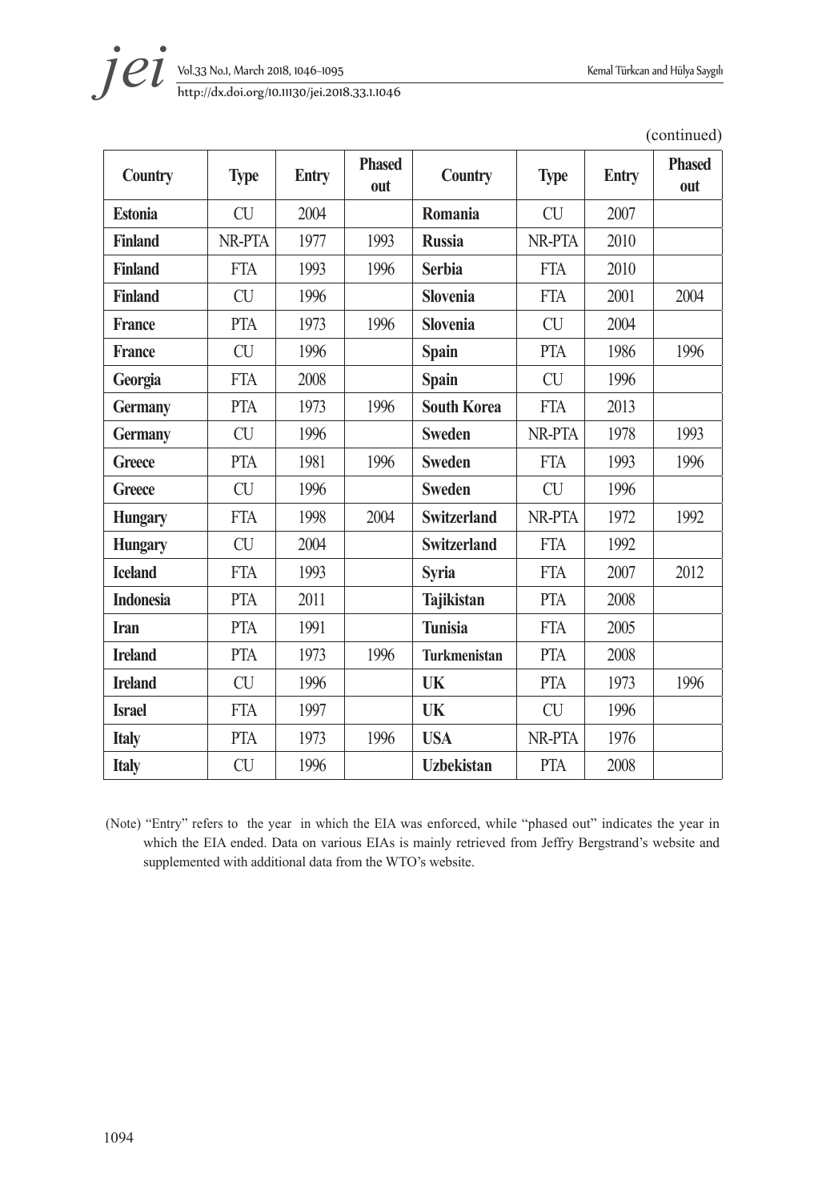(continued)

| Country | Type | Entry | Phased out | Country | Type | Entry | Phased out |
|---|---|---|---|---|---|---|---|
| **Estonia** | CU | 2004 | | **Romania** | CU | 2007 | |
| **Finland** | NR-PTA | 1977 | 1993 | **Russia** | NR-PTA | 2010 | |
| **Finland** | FTA | 1993 | 1996 | **Serbia** | FTA | 2010 | |
| **Finland** | CU | 1996 | | **Slovenia** | FTA | 2001 | 2004 |
| **France** | PTA | 1973 | 1996 | **Slovenia** | CU | 2004 | |
| **France** | CU | 1996 | | **Spain** | PTA | 1986 | 1996 |
| **Georgia** | FTA | 2008 | | **Spain** | CU | 1996 | |
| **Germany** | PTA | 1973 | 1996 | **South Korea** | FTA | 2013 | |
| **Germany** | CU | 1996 | | **Sweden** | NR-PTA | 1978 | 1993 |
| **Greece** | PTA | 1981 | 1996 | **Sweden** | FTA | 1993 | 1996 |
| **Greece** | CU | 1996 | | **Sweden** | CU | 1996 | |
| **Hungary** | FTA | 1998 | 2004 | **Switzerland** | NR-PTA | 1972 | 1992 |
| **Hungary** | CU | 2004 | | **Switzerland** | FTA | 1992 | |
| **Iceland** | FTA | 1993 | | **Syria** | FTA | 2007 | 2012 |
| **Indonesia** | PTA | 2011 | | **Tajikistan** | PTA | 2008 | |
| **Iran** | PTA | 1991 | | **Tunisia** | FTA | 2005 | |
| **Ireland** | PTA | 1973 | 1996 | **Turkmenistan** | PTA | 2008 | |
| **Ireland** | CU | 1996 | | **UK** | PTA | 1973 | 1996 |
| **Israel** | FTA | 1997 | | **UK** | CU | 1996 | |
| **Italy** | PTA | 1973 | 1996 | **USA** | NR-PTA | 1976 | |
| **Italy** | CU | 1996 | | **Uzbekistan** | PTA | 2008 | |

(Note) "Entry" refers to the year in which the EIA was enforced, while "phased out" indicates the year in which the EIA ended. Data on various EIAs is mainly retrieved from Jeffry Bergstrand's website and supplemented with additional data from the WTO's website.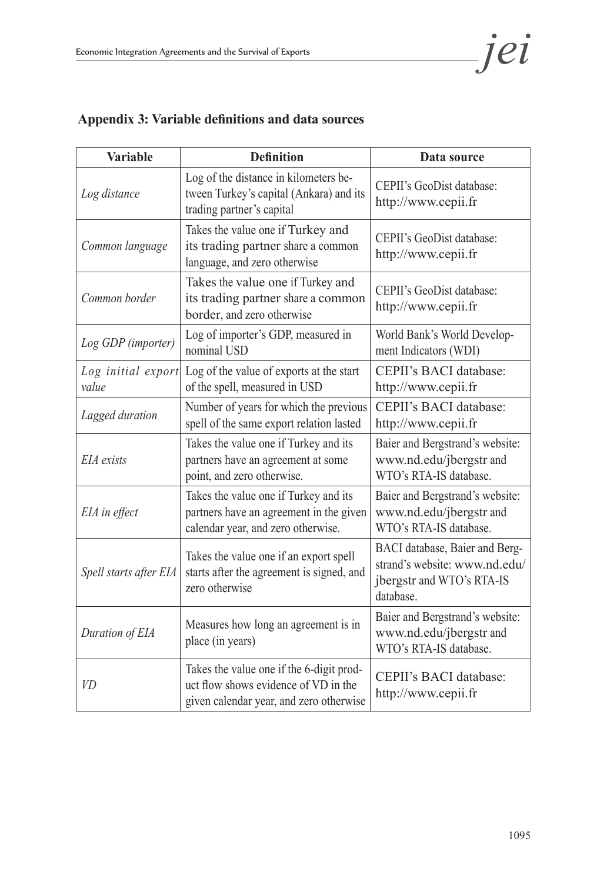## Appendix 3: Variable definitions and data sources

| Variable | Definition | Data source |
|---|---|---|
| *Log distance* | Log of the distance in kilometers between Turkey's capital (Ankara) and its trading partner's capital | CEPII's GeoDist database: http://www.cepii.fr |
| *Common language* | Takes the value one if Turkey and its trading partner share a common language, and zero otherwise | CEPII's GeoDist database: http://www.cepii.fr |
| *Common border* | Takes the value one if Turkey and its trading partner share a common border, and zero otherwise | CEPII's GeoDist database: http://www.cepii.fr |
| *Log GDP (importer)* | Log of importer's GDP, measured in nominal USD | World Bank's World Development Indicators (WDI) |
| *Log initial export value* | Log of the value of exports at the start of the spell, measured in USD | CEPII's BACI database: http://www.cepii.fr |
| *Lagged duration* | Number of years for which the previous spell of the same export relation lasted | CEPII's BACI database: http://www.cepii.fr |
| *EIA exists* | Takes the value one if Turkey and its partners have an agreement at some point, and zero otherwise. | Baier and Bergstrand's website: www.nd.edu/jbergstr and WTO's RTA-IS database. |
| *EIA in effect* | Takes the value one if Turkey and its partners have an agreement in the given calendar year, and zero otherwise. | Baier and Bergstrand's website: www.nd.edu/jbergstr and WTO's RTA-IS database. |
| *Spell starts after EIA* | Takes the value one if an export spell starts after the agreement is signed, and zero otherwise | BACI database, Baier and Bergstrand's website: www.nd.edu/jbergstr and WTO's RTA-IS database. |
| *Duration of EIA* | Measures how long an agreement is in place (in years) | Baier and Bergstrand's website: www.nd.edu/jbergstr and WTO's RTA-IS database. |
| *VD* | Takes the value one if the 6-digit product flow shows evidence of VD in the given calendar year, and zero otherwise | CEPII's BACI database: http://www.cepii.fr |